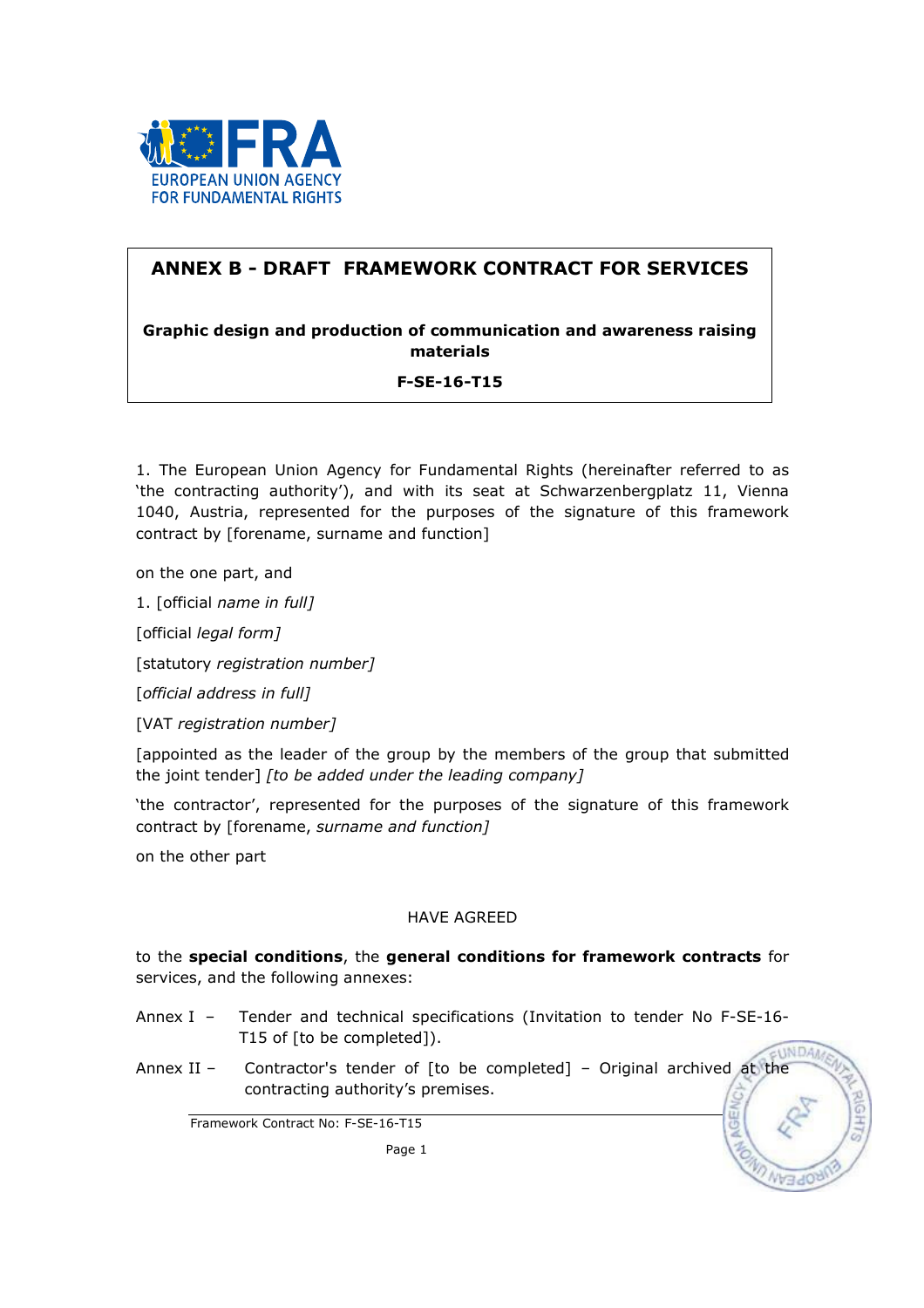# ANNEX B - DRAFT FRAMEWORK CONTRACT FOR SERVICES

**Graphic design and production of communication and awareness raising materials**

**F-SE-16-T15**

1. The European Union Agency for Fundamental Rights (hereinafter referred to as 'the contracting authority'), and with its seat at Schwarzenbergplatz 11, Vienna 1040, Austria, represented for the purposes of the signature of this framework contract by [forename, surname and function]

on the one part, and

1. [official *name in full]*

[official *legal form]*

[statutory *registration number]*

[*official address in full]*

[VAT *registration number]*

[appointed as the leader of the group by the members of the group that submitted the joint tender] *[to be added under the leading company]*

'the contractor', represented for the purposes of the signature of this framework contract by [forename, *surname and function]*

on the other part

HAVE AGREED

to the **special conditions**, the **general conditions for framework contracts** for services, and the following annexes:

Annex I – Tender and technical specifications (Invitation to tender No F-SE-16-T15 of [to be completed]).

Annex II – Contractor's tender of [to be completed] – Original archived at the contracting authority's premises.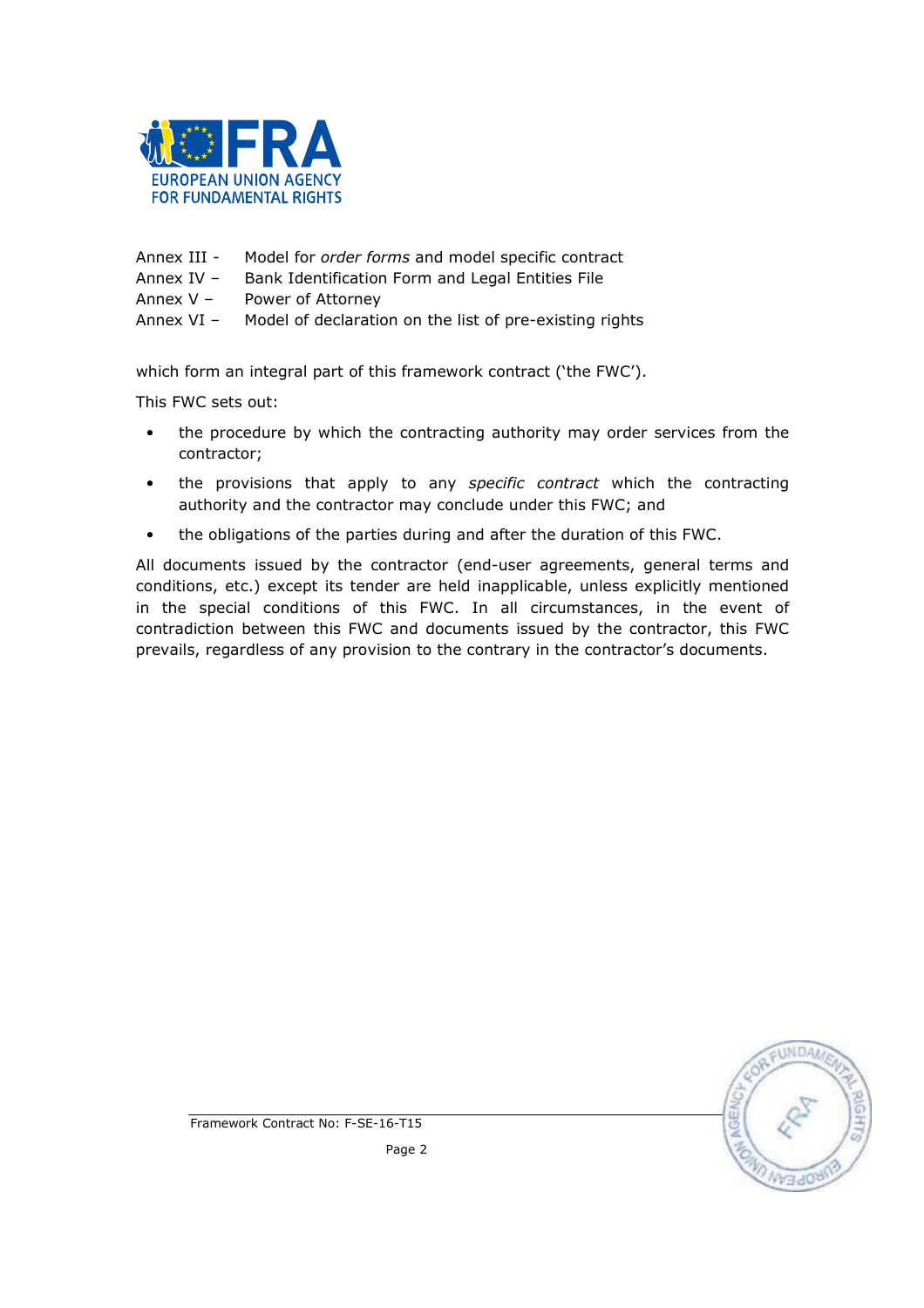Annex III - Model for *order forms* and model specific contract
Annex IV – Bank Identification Form and Legal Entities File
Annex V – Power of Attorney
Annex VI – Model of declaration on the list of pre-existing rights

which form an integral part of this framework contract ('the FWC').

This FWC sets out:

- the procedure by which the contracting authority may order services from the contractor;
- the provisions that apply to any *specific contract* which the contracting authority and the contractor may conclude under this FWC; and
- the obligations of the parties during and after the duration of this FWC.

All documents issued by the contractor (end-user agreements, general terms and conditions, etc.) except its tender are held inapplicable, unless explicitly mentioned in the special conditions of this FWC. In all circumstances, in the event of contradiction between this FWC and documents issued by the contractor, this FWC prevails, regardless of any provision to the contrary in the contractor's documents.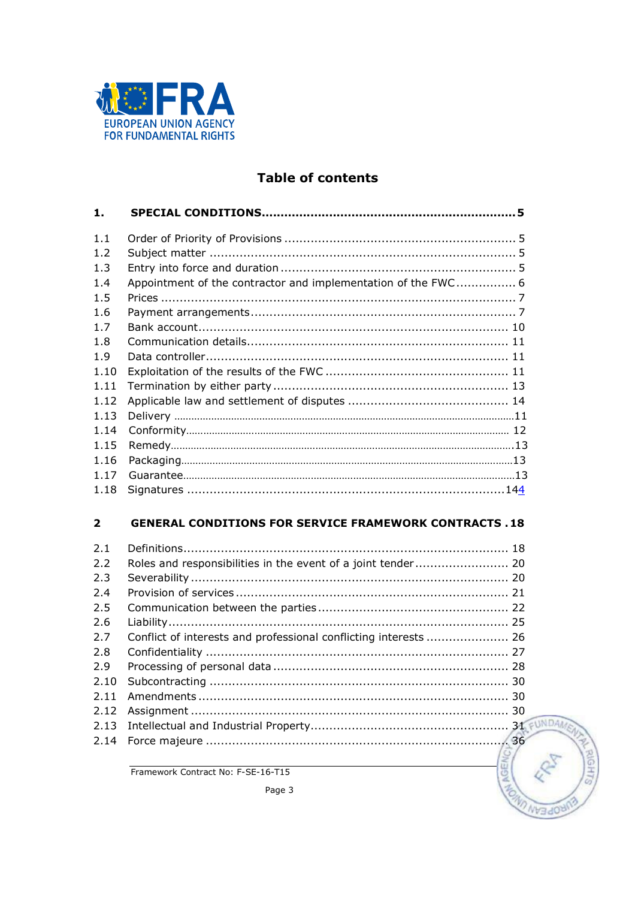# Table of contents

**1. SPECIAL CONDITIONS.....................................................................5**

1.1 Order of Priority of Provisions ............................................................. 5
1.2 Subject matter ................................................................................. 5
1.3 Entry into force and duration ............................................................... 5
1.4 Appointment of the contractor and implementation of the FWC ................ 6
1.5 Prices ............................................................................................. 7
1.6 Payment arrangements ....................................................................... 7
1.7 Bank account .................................................................................. 10
1.8 Communication details ....................................................................... 11
1.9 Data controller ................................................................................. 11
1.10 Exploitation of the results of the FWC ................................................. 11
1.11 Termination by either party ............................................................... 13
1.12 Applicable law and settlement of disputes ........................................... 14
1.13 Delivery ......................................................................................... 11
1.14 Conformity ...................................................................................... 12
1.15 Remedy .......................................................................................... 13
1.16 Packaging ........................................................................................ 13
1.17 Guarantee ....................................................................................... 13
1.18 Signatures ..................................................................................... 144

**2 GENERAL CONDITIONS FOR SERVICE FRAMEWORK CONTRACTS . 18**

2.1 Definitions ....................................................................................... 18
2.2 Roles and responsibilities in the event of a joint tender ......................... 20
2.3 Severability ..................................................................................... 20
2.4 Provision of services .......................................................................... 21
2.5 Communication between the parties ................................................... 22
2.6 Liability ........................................................................................... 25
2.7 Conflict of interests and professional conflicting interests ...................... 26
2.8 Confidentiality ................................................................................. 27
2.9 Processing of personal data ............................................................... 28
2.10 Subcontracting ............................................................................... 30
2.11 Amendments .................................................................................. 30
2.12 Assignment .................................................................................... 30
2.13 Intellectual and Industrial Property ..................................................... 31
2.14 Force majeure ................................................................................ 36

Framework Contract No: F-SE-16-T15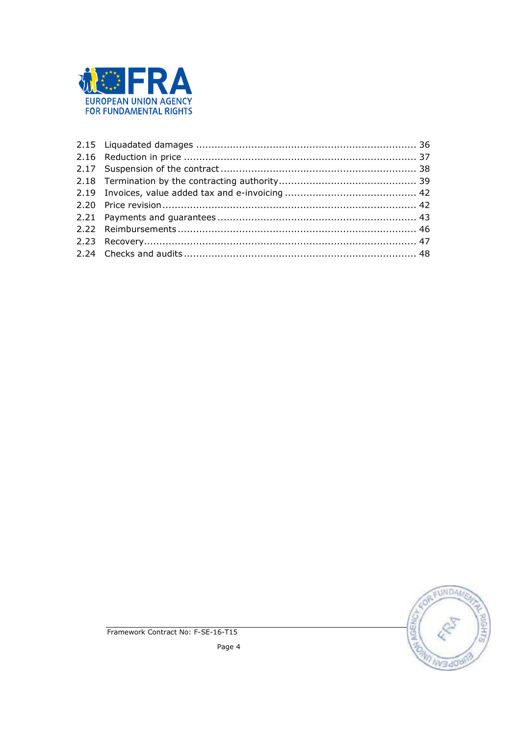2.15 Liquadated damages ........................................................................ 36
2.16 Reduction in price ............................................................................ 37
2.17 Suspension of the contract ................................................................ 38
2.18 Termination by the contracting authority ............................................ 39
2.19 Invoices, value added tax and e-invoicing .......................................... 42
2.20 Price revision ................................................................................... 42
2.21 Payments and guarantees ................................................................. 43
2.22 Reimbursements .............................................................................. 46
2.23 Recovery ........................................................................................ 47
2.24 Checks and audits ............................................................................ 48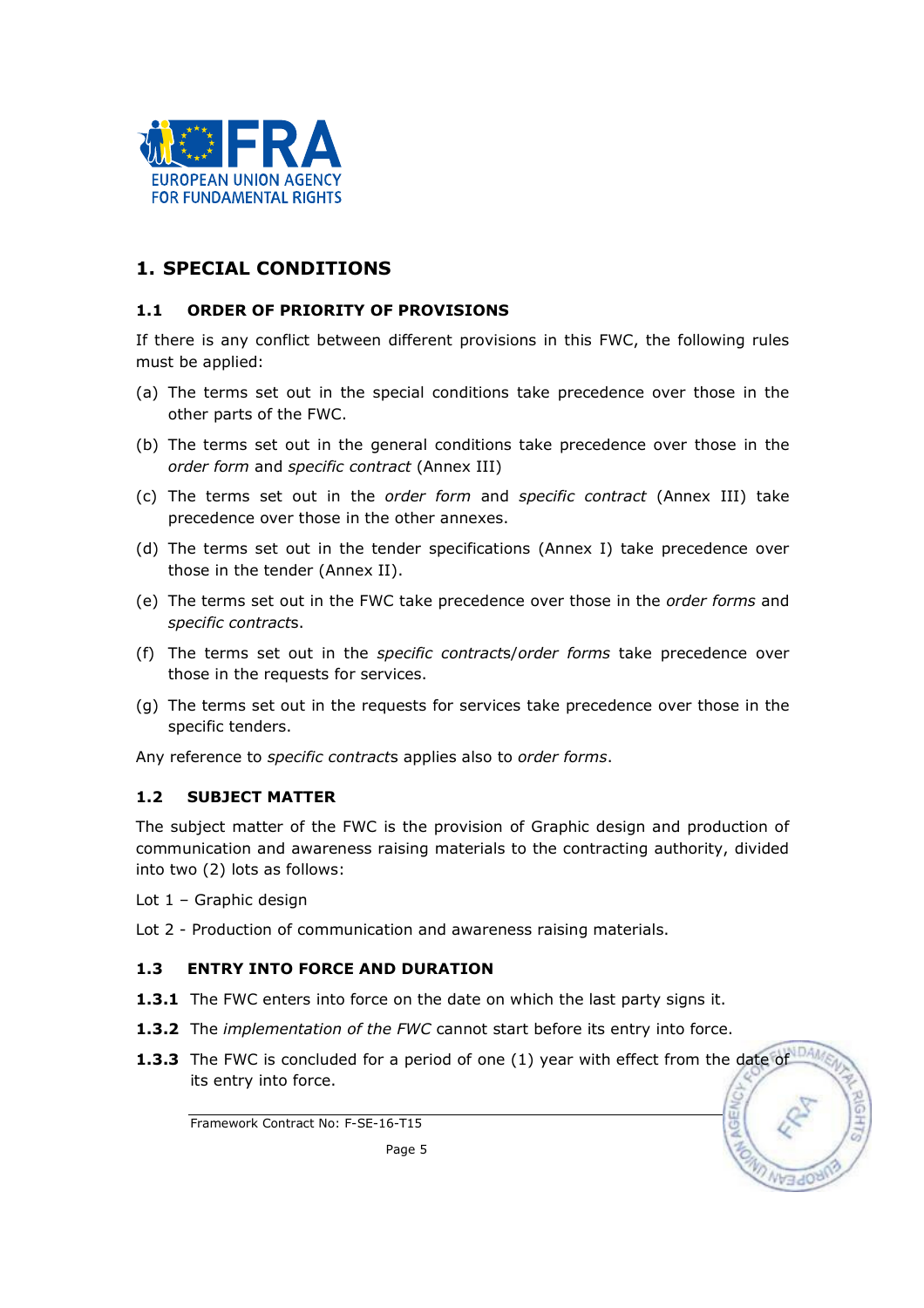# 1. SPECIAL CONDITIONS

## 1.1 ORDER OF PRIORITY OF PROVISIONS

If there is any conflict between different provisions in this FWC, the following rules must be applied:

(a) The terms set out in the special conditions take precedence over those in the other parts of the FWC.

(b) The terms set out in the general conditions take precedence over those in the *order form* and *specific contract* (Annex III)

(c) The terms set out in the *order form* and *specific contract* (Annex III) take precedence over those in the other annexes.

(d) The terms set out in the tender specifications (Annex I) take precedence over those in the tender (Annex II).

(e) The terms set out in the FWC take precedence over those in the *order forms* and *specific contract*s.

(f) The terms set out in the *specific contract*s/*order forms* take precedence over those in the requests for services.

(g) The terms set out in the requests for services take precedence over those in the specific tenders.

Any reference to *specific contract*s applies also to *order forms*.

## 1.2 SUBJECT MATTER

The subject matter of the FWC is the provision of Graphic design and production of communication and awareness raising materials to the contracting authority, divided into two (2) lots as follows:

Lot 1 – Graphic design

Lot 2 - Production of communication and awareness raising materials.

## 1.3 ENTRY INTO FORCE AND DURATION

**1.3.1** The FWC enters into force on the date on which the last party signs it.

**1.3.2** The *implementation of the FWC* cannot start before its entry into force.

**1.3.3** The FWC is concluded for a period of one (1) year with effect from the date of its entry into force.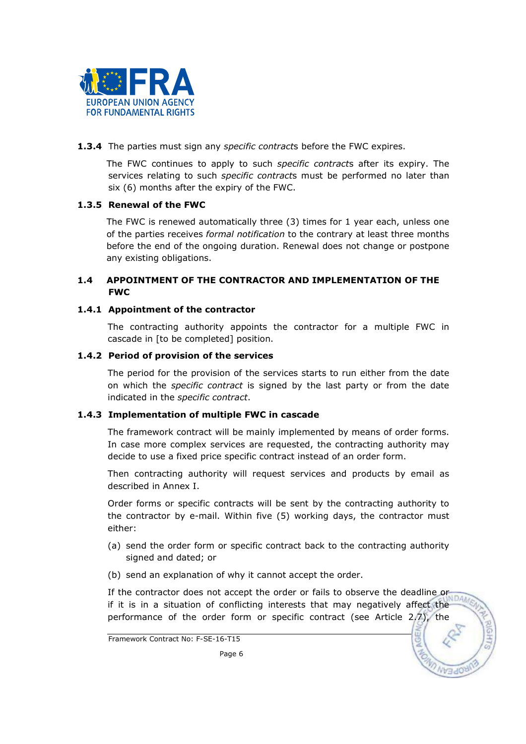**1.3.4** The parties must sign any *specific contract*s before the FWC expires.

The FWC continues to apply to such *specific contract*s after its expiry. The services relating to such *specific contract*s must be performed no later than six (6) months after the expiry of the FWC.

**1.3.5 Renewal of the FWC**

The FWC is renewed automatically three (3) times for 1 year each, unless one of the parties receives *formal notification* to the contrary at least three months before the end of the ongoing duration. Renewal does not change or postpone any existing obligations.

## 1.4 APPOINTMENT OF THE CONTRACTOR AND IMPLEMENTATION OF THE FWC

**1.4.1 Appointment of the contractor**

The contracting authority appoints the contractor for a multiple FWC in cascade in [to be completed] position.

**1.4.2 Period of provision of the services**

The period for the provision of the services starts to run either from the date on which the *specific contract* is signed by the last party or from the date indicated in the *specific contract*.

**1.4.3 Implementation of multiple FWC in cascade**

The framework contract will be mainly implemented by means of order forms. In case more complex services are requested, the contracting authority may decide to use a fixed price specific contract instead of an order form.

Then contracting authority will request services and products by email as described in Annex I.

Order forms or specific contracts will be sent by the contracting authority to the contractor by e-mail. Within five (5) working days, the contractor must either:

(a) send the order form or specific contract back to the contracting authority signed and dated; or

(b) send an explanation of why it cannot accept the order.

If the contractor does not accept the order or fails to observe the deadline or if it is in a situation of conflicting interests that may negatively affect the performance of the order form or specific contract (see Article 2.7), the

Framework Contract No: F-SE-16-T15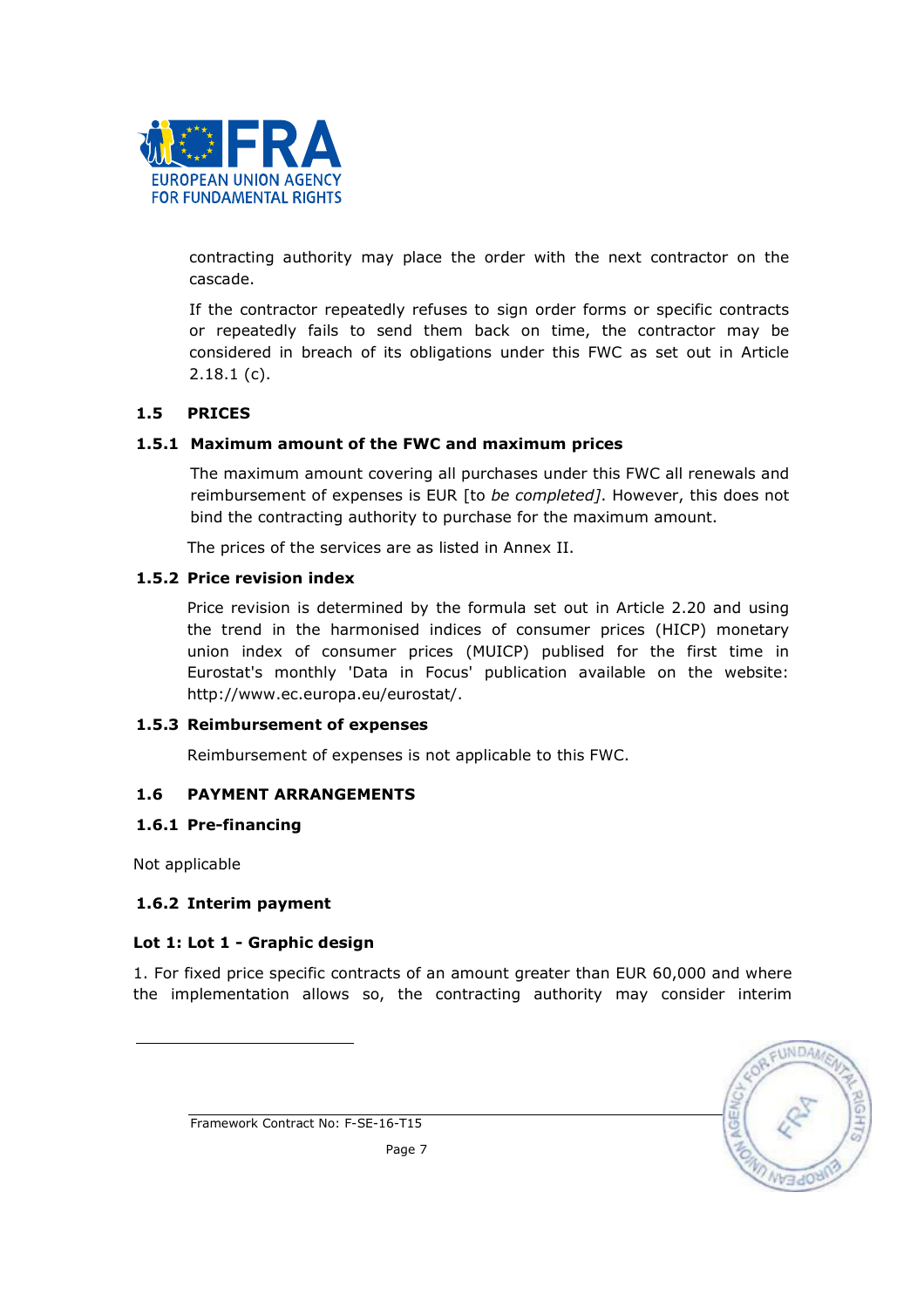contracting authority may place the order with the next contractor on the cascade.

If the contractor repeatedly refuses to sign order forms or specific contracts or repeatedly fails to send them back on time, the contractor may be considered in breach of its obligations under this FWC as set out in Article 2.18.1 (c).

## 1.5 PRICES

### 1.5.1 Maximum amount of the FWC and maximum prices

The maximum amount covering all purchases under this FWC all renewals and reimbursement of expenses is EUR [to *be completed]*. However, this does not bind the contracting authority to purchase for the maximum amount.

The prices of the services are as listed in Annex II.

### 1.5.2 Price revision index

Price revision is determined by the formula set out in Article 2.20 and using the trend in the harmonised indices of consumer prices (HICP) monetary union index of consumer prices (MUICP) publised for the first time in Eurostat's monthly 'Data in Focus' publication available on the website: http://www.ec.europa.eu/eurostat/.

### 1.5.3 Reimbursement of expenses

Reimbursement of expenses is not applicable to this FWC.

## 1.6 PAYMENT ARRANGEMENTS

### 1.6.1 Pre-financing

Not applicable

### 1.6.2 Interim payment

**Lot 1: Lot 1 - Graphic design**

1. For fixed price specific contracts of an amount greater than EUR 60,000 and where the implementation allows so, the contracting authority may consider interim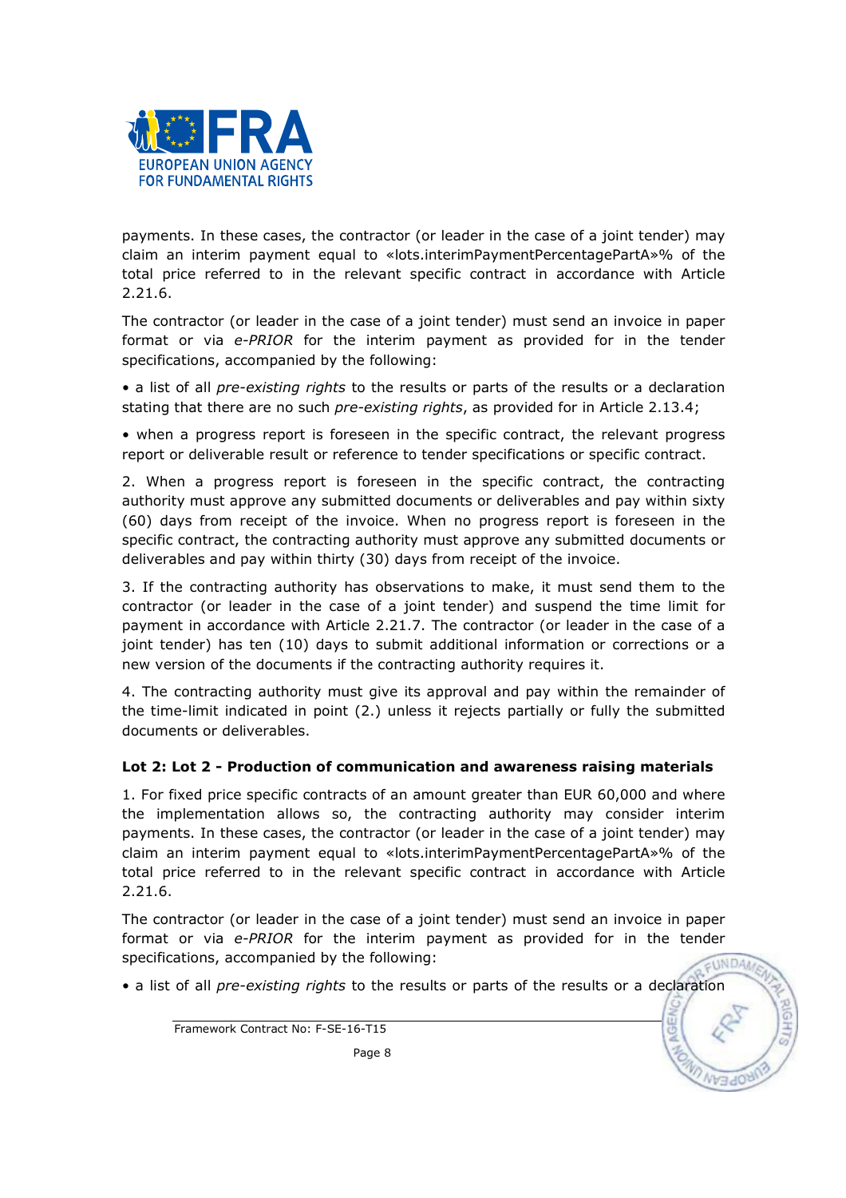payments. In these cases, the contractor (or leader in the case of a joint tender) may claim an interim payment equal to «lots.interimPaymentPercentagePartA»% of the total price referred to in the relevant specific contract in accordance with Article 2.21.6.

The contractor (or leader in the case of a joint tender) must send an invoice in paper format or via *e-PRIOR* for the interim payment as provided for in the tender specifications, accompanied by the following:

• a list of all *pre-existing rights* to the results or parts of the results or a declaration stating that there are no such *pre-existing rights*, as provided for in Article 2.13.4;

• when a progress report is foreseen in the specific contract, the relevant progress report or deliverable result or reference to tender specifications or specific contract.

2. When a progress report is foreseen in the specific contract, the contracting authority must approve any submitted documents or deliverables and pay within sixty (60) days from receipt of the invoice. When no progress report is foreseen in the specific contract, the contracting authority must approve any submitted documents or deliverables and pay within thirty (30) days from receipt of the invoice.

3. If the contracting authority has observations to make, it must send them to the contractor (or leader in the case of a joint tender) and suspend the time limit for payment in accordance with Article 2.21.7. The contractor (or leader in the case of a joint tender) has ten (10) days to submit additional information or corrections or a new version of the documents if the contracting authority requires it.

4. The contracting authority must give its approval and pay within the remainder of the time-limit indicated in point (2.) unless it rejects partially or fully the submitted documents or deliverables.

**Lot 2: Lot 2 - Production of communication and awareness raising materials**

1. For fixed price specific contracts of an amount greater than EUR 60,000 and where the implementation allows so, the contracting authority may consider interim payments. In these cases, the contractor (or leader in the case of a joint tender) may claim an interim payment equal to «lots.interimPaymentPercentagePartA»% of the total price referred to in the relevant specific contract in accordance with Article 2.21.6.

The contractor (or leader in the case of a joint tender) must send an invoice in paper format or via *e-PRIOR* for the interim payment as provided for in the tender specifications, accompanied by the following:

• a list of all *pre-existing rights* to the results or parts of the results or a declaration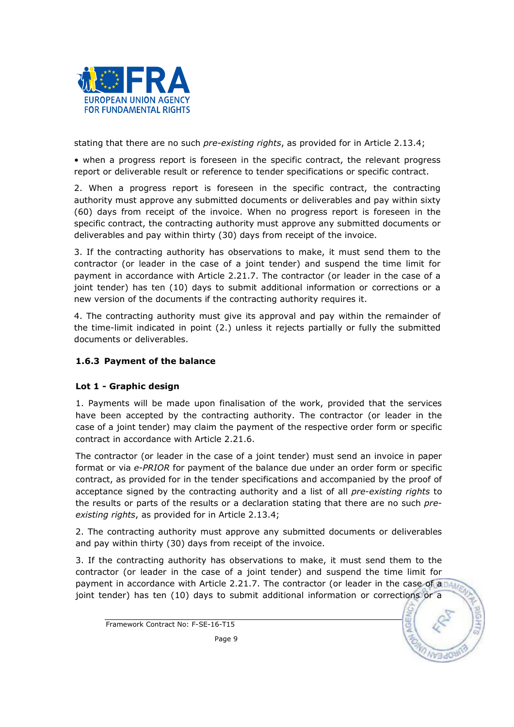stating that there are no such *pre-existing rights*, as provided for in Article 2.13.4;

• when a progress report is foreseen in the specific contract, the relevant progress report or deliverable result or reference to tender specifications or specific contract.

2. When a progress report is foreseen in the specific contract, the contracting authority must approve any submitted documents or deliverables and pay within sixty (60) days from receipt of the invoice. When no progress report is foreseen in the specific contract, the contracting authority must approve any submitted documents or deliverables and pay within thirty (30) days from receipt of the invoice.

3. If the contracting authority has observations to make, it must send them to the contractor (or leader in the case of a joint tender) and suspend the time limit for payment in accordance with Article 2.21.7. The contractor (or leader in the case of a joint tender) has ten (10) days to submit additional information or corrections or a new version of the documents if the contracting authority requires it.

4. The contracting authority must give its approval and pay within the remainder of the time-limit indicated in point (2.) unless it rejects partially or fully the submitted documents or deliverables.

### 1.6.3 Payment of the balance

**Lot 1 - Graphic design**

1. Payments will be made upon finalisation of the work, provided that the services have been accepted by the contracting authority. The contractor (or leader in the case of a joint tender) may claim the payment of the respective order form or specific contract in accordance with Article 2.21.6.

The contractor (or leader in the case of a joint tender) must send an invoice in paper format or via *e-PRIOR* for payment of the balance due under an order form or specific contract, as provided for in the tender specifications and accompanied by the proof of acceptance signed by the contracting authority and a list of all *pre-existing rights* to the results or parts of the results or a declaration stating that there are no such *pre-existing rights*, as provided for in Article 2.13.4;

2. The contracting authority must approve any submitted documents or deliverables and pay within thirty (30) days from receipt of the invoice.

3. If the contracting authority has observations to make, it must send them to the contractor (or leader in the case of a joint tender) and suspend the time limit for payment in accordance with Article 2.21.7. The contractor (or leader in the case of a joint tender) has ten (10) days to submit additional information or corrections or a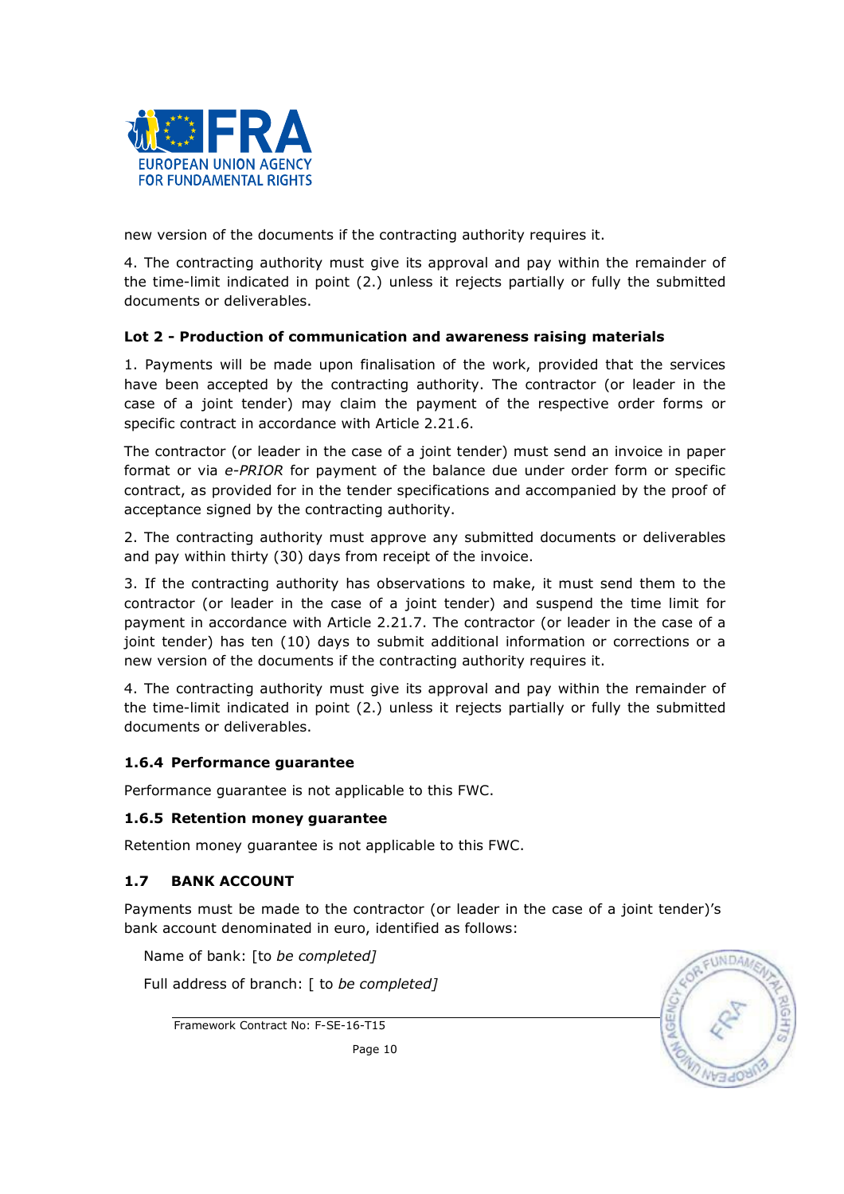new version of the documents if the contracting authority requires it.

4. The contracting authority must give its approval and pay within the remainder of the time-limit indicated in point (2.) unless it rejects partially or fully the submitted documents or deliverables.

**Lot 2 - Production of communication and awareness raising materials**

1. Payments will be made upon finalisation of the work, provided that the services have been accepted by the contracting authority. The contractor (or leader in the case of a joint tender) may claim the payment of the respective order forms or specific contract in accordance with Article 2.21.6.

The contractor (or leader in the case of a joint tender) must send an invoice in paper format or via *e-PRIOR* for payment of the balance due under order form or specific contract, as provided for in the tender specifications and accompanied by the proof of acceptance signed by the contracting authority.

2. The contracting authority must approve any submitted documents or deliverables and pay within thirty (30) days from receipt of the invoice.

3. If the contracting authority has observations to make, it must send them to the contractor (or leader in the case of a joint tender) and suspend the time limit for payment in accordance with Article 2.21.7. The contractor (or leader in the case of a joint tender) has ten (10) days to submit additional information or corrections or a new version of the documents if the contracting authority requires it.

4. The contracting authority must give its approval and pay within the remainder of the time-limit indicated in point (2.) unless it rejects partially or fully the submitted documents or deliverables.

### 1.6.4 Performance guarantee

Performance guarantee is not applicable to this FWC.

### 1.6.5 Retention money guarantee

Retention money guarantee is not applicable to this FWC.

## 1.7 BANK ACCOUNT

Payments must be made to the contractor (or leader in the case of a joint tender)'s bank account denominated in euro, identified as follows:

Name of bank: [to *be completed]*

Full address of branch: [ to *be completed]*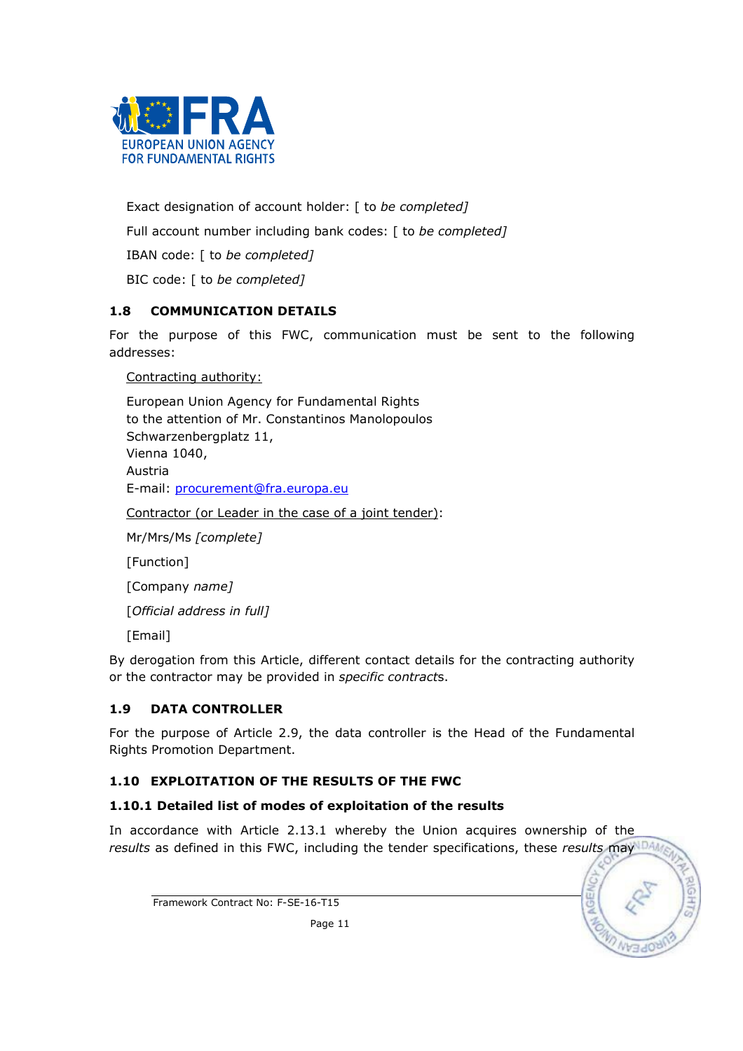Exact designation of account holder: [ to *be completed]*

Full account number including bank codes: [ to *be completed]*

IBAN code: [ to *be completed]*

BIC code: [ to *be completed]*

### 1.8 COMMUNICATION DETAILS

For the purpose of this FWC, communication must be sent to the following addresses:

Contracting authority:

European Union Agency for Fundamental Rights
to the attention of Mr. Constantinos Manolopoulos
Schwarzenbergplatz 11,
Vienna 1040,
Austria
E-mail: procurement@fra.europa.eu

Contractor (or Leader in the case of a joint tender):

Mr/Mrs/Ms *[complete]*

[Function]

[Company *name]*

[*Official address in full]*

[Email]

By derogation from this Article, different contact details for the contracting authority or the contractor may be provided in *specific contract*s.

### 1.9 DATA CONTROLLER

For the purpose of Article 2.9, the data controller is the Head of the Fundamental Rights Promotion Department.

### 1.10 EXPLOITATION OF THE RESULTS OF THE FWC

#### 1.10.1 Detailed list of modes of exploitation of the results

In accordance with Article 2.13.1 whereby the Union acquires ownership of the *results* as defined in this FWC, including the tender specifications, these *results* may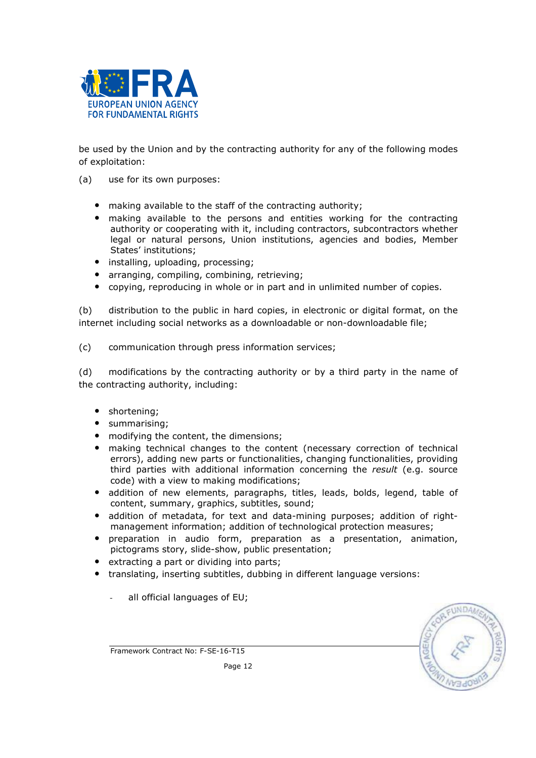be used by the Union and by the contracting authority for any of the following modes of exploitation:

(a) use for its own purposes:

- making available to the staff of the contracting authority;
- making available to the persons and entities working for the contracting authority or cooperating with it, including contractors, subcontractors whether legal or natural persons, Union institutions, agencies and bodies, Member States' institutions;
- installing, uploading, processing;
- arranging, compiling, combining, retrieving;
- copying, reproducing in whole or in part and in unlimited number of copies.

(b) distribution to the public in hard copies, in electronic or digital format, on the internet including social networks as a downloadable or non-downloadable file;

(c) communication through press information services;

(d) modifications by the contracting authority or by a third party in the name of the contracting authority, including:

- shortening;
- summarising;
- modifying the content, the dimensions;
- making technical changes to the content (necessary correction of technical errors), adding new parts or functionalities, changing functionalities, providing third parties with additional information concerning the *result* (e.g. source code) with a view to making modifications;
- addition of new elements, paragraphs, titles, leads, bolds, legend, table of content, summary, graphics, subtitles, sound;
- addition of metadata, for text and data-mining purposes; addition of right-management information; addition of technological protection measures;
- preparation in audio form, preparation as a presentation, animation, pictograms story, slide-show, public presentation;
- extracting a part or dividing into parts;
- translating, inserting subtitles, dubbing in different language versions:
  - all official languages of EU;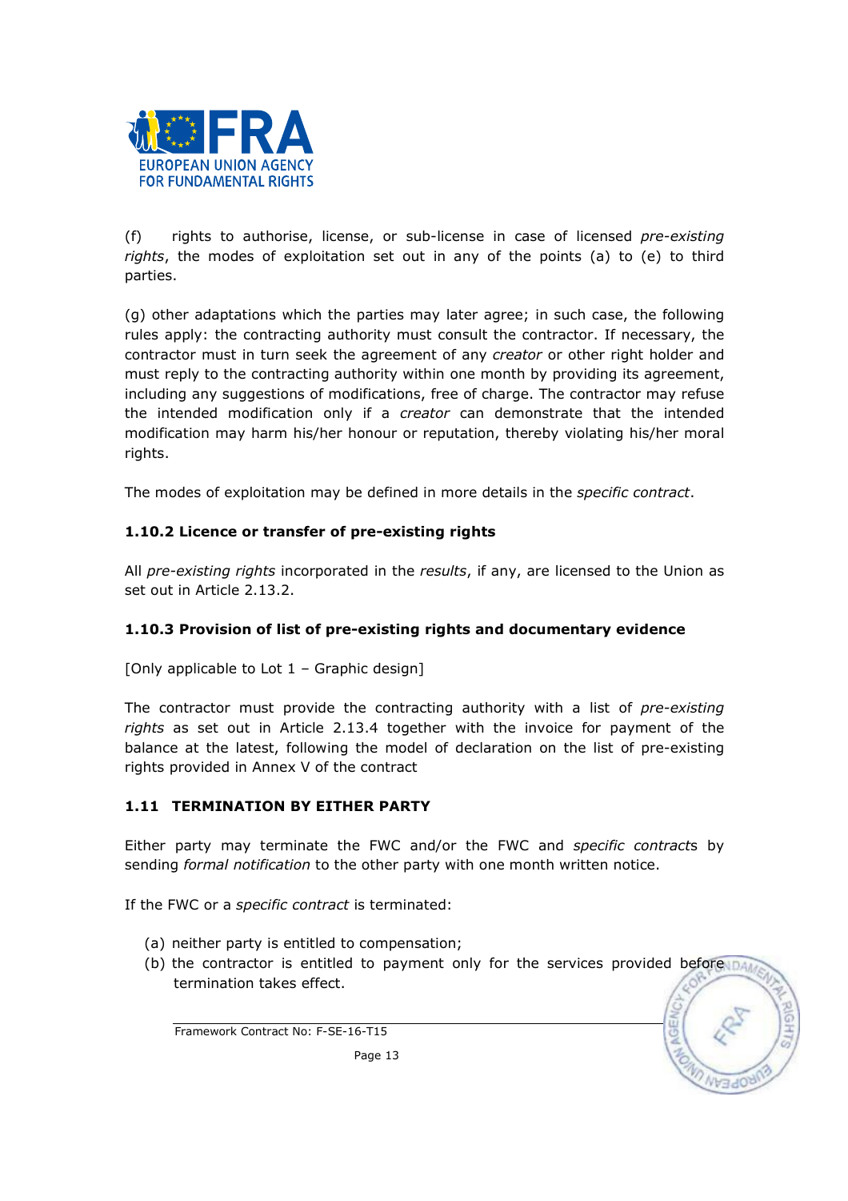(f) rights to authorise, license, or sub-license in case of licensed *pre-existing rights*, the modes of exploitation set out in any of the points (a) to (e) to third parties.

(g) other adaptations which the parties may later agree; in such case, the following rules apply: the contracting authority must consult the contractor. If necessary, the contractor must in turn seek the agreement of any *creator* or other right holder and must reply to the contracting authority within one month by providing its agreement, including any suggestions of modifications, free of charge. The contractor may refuse the intended modification only if a *creator* can demonstrate that the intended modification may harm his/her honour or reputation, thereby violating his/her moral rights.

The modes of exploitation may be defined in more details in the *specific contract*.

### 1.10.2 Licence or transfer of pre-existing rights

All *pre-existing rights* incorporated in the *results*, if any, are licensed to the Union as set out in Article 2.13.2.

### 1.10.3 Provision of list of pre-existing rights and documentary evidence

[Only applicable to Lot 1 – Graphic design]

The contractor must provide the contracting authority with a list of *pre-existing rights* as set out in Article 2.13.4 together with the invoice for payment of the balance at the latest, following the model of declaration on the list of pre-existing rights provided in Annex V of the contract

## 1.11 TERMINATION BY EITHER PARTY

Either party may terminate the FWC and/or the FWC and *specific contract*s by sending *formal notification* to the other party with one month written notice.

If the FWC or a *specific contract* is terminated:

(a) neither party is entitled to compensation;
(b) the contractor is entitled to payment only for the services provided before termination takes effect.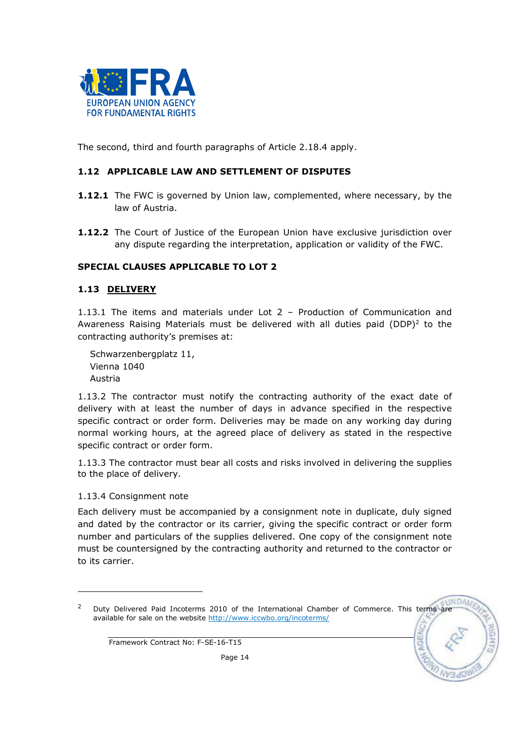The second, third and fourth paragraphs of Article 2.18.4 apply.

### 1.12 APPLICABLE LAW AND SETTLEMENT OF DISPUTES

**1.12.1** The FWC is governed by Union law, complemented, where necessary, by the law of Austria.

**1.12.2** The Court of Justice of the European Union have exclusive jurisdiction over any dispute regarding the interpretation, application or validity of the FWC.

### SPECIAL CLAUSES APPLICABLE TO LOT 2

### 1.13 DELIVERY

1.13.1 The items and materials under Lot 2 – Production of Communication and Awareness Raising Materials must be delivered with all duties paid (DDP)[2] to the contracting authority's premises at:

Schwarzenbergplatz 11,
Vienna 1040
Austria

1.13.2 The contractor must notify the contracting authority of the exact date of delivery with at least the number of days in advance specified in the respective specific contract or order form. Deliveries may be made on any working day during normal working hours, at the agreed place of delivery as stated in the respective specific contract or order form.

1.13.3 The contractor must bear all costs and risks involved in delivering the supplies to the place of delivery.

1.13.4 Consignment note

Each delivery must be accompanied by a consignment note in duplicate, duly signed and dated by the contractor or its carrier, giving the specific contract or order form number and particulars of the supplies delivered. One copy of the consignment note must be countersigned by the contracting authority and returned to the contractor or to its carrier.

---

[2] Duty Delivered Paid Incoterms 2010 of the International Chamber of Commerce. This terms are available for sale on the website http://www.iccwbo.org/incoterms/

Framework Contract No: F-SE-16-T15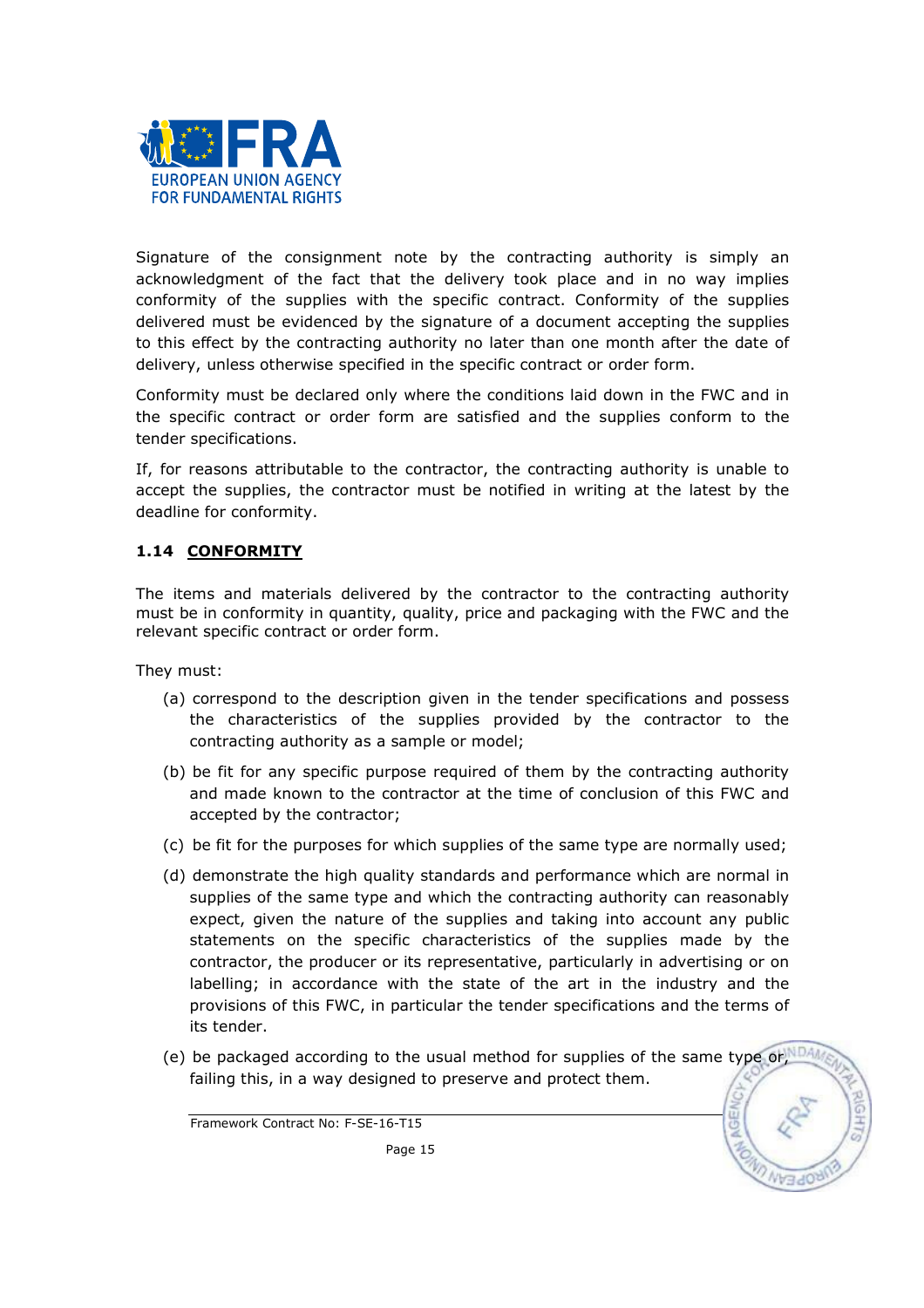Signature of the consignment note by the contracting authority is simply an acknowledgment of the fact that the delivery took place and in no way implies conformity of the supplies with the specific contract. Conformity of the supplies delivered must be evidenced by the signature of a document accepting the supplies to this effect by the contracting authority no later than one month after the date of delivery, unless otherwise specified in the specific contract or order form.

Conformity must be declared only where the conditions laid down in the FWC and in the specific contract or order form are satisfied and the supplies conform to the tender specifications.

If, for reasons attributable to the contractor, the contracting authority is unable to accept the supplies, the contractor must be notified in writing at the latest by the deadline for conformity.

### 1.14 CONFORMITY

The items and materials delivered by the contractor to the contracting authority must be in conformity in quantity, quality, price and packaging with the FWC and the relevant specific contract or order form.

They must:

(a) correspond to the description given in the tender specifications and possess the characteristics of the supplies provided by the contractor to the contracting authority as a sample or model;

(b) be fit for any specific purpose required of them by the contracting authority and made known to the contractor at the time of conclusion of this FWC and accepted by the contractor;

(c) be fit for the purposes for which supplies of the same type are normally used;

(d) demonstrate the high quality standards and performance which are normal in supplies of the same type and which the contracting authority can reasonably expect, given the nature of the supplies and taking into account any public statements on the specific characteristics of the supplies made by the contractor, the producer or its representative, particularly in advertising or on labelling; in accordance with the state of the art in the industry and the provisions of this FWC, in particular the tender specifications and the terms of its tender.

(e) be packaged according to the usual method for supplies of the same type or, failing this, in a way designed to preserve and protect them.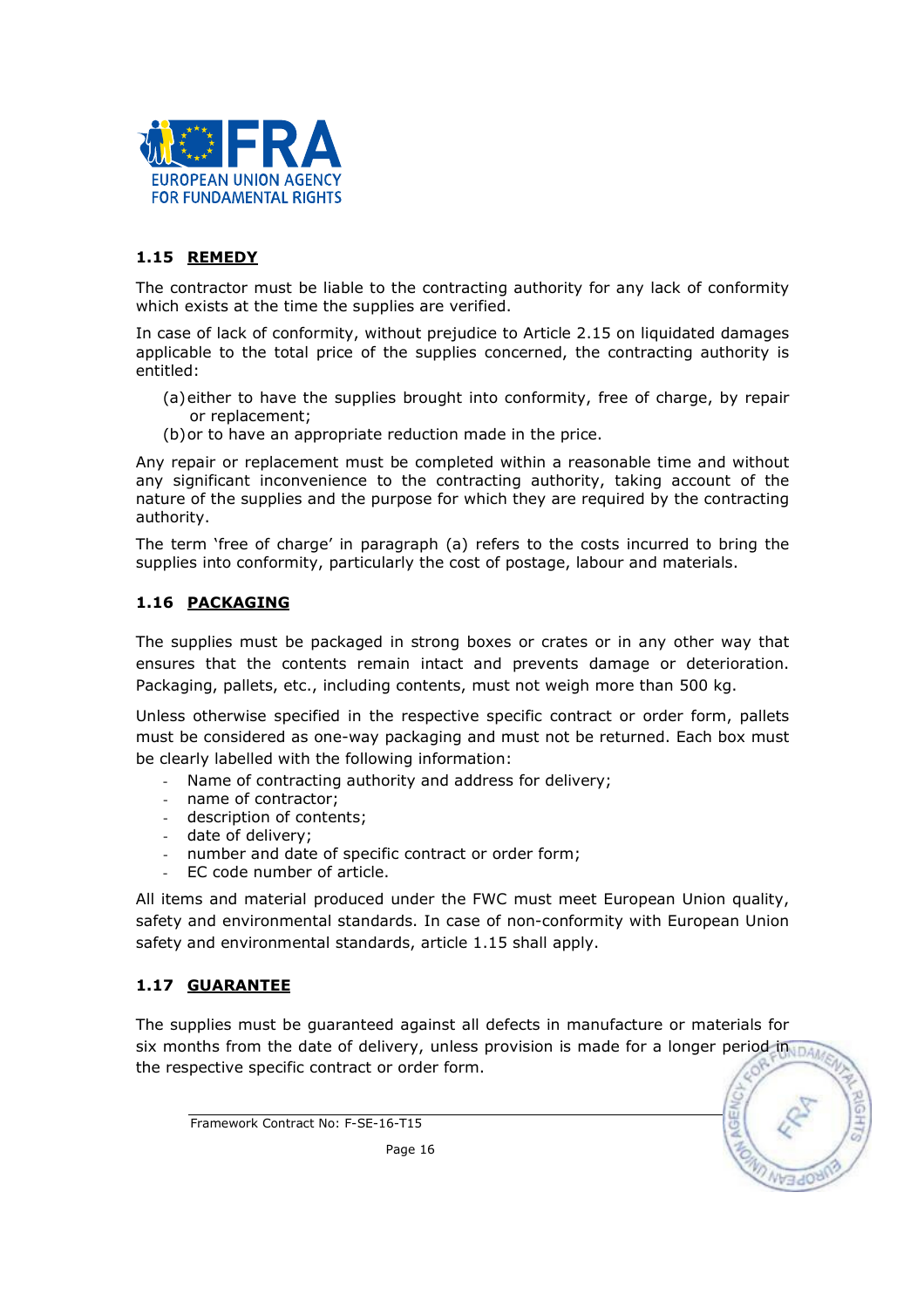### 1.15 REMEDY

The contractor must be liable to the contracting authority for any lack of conformity which exists at the time the supplies are verified.

In case of lack of conformity, without prejudice to Article 2.15 on liquidated damages applicable to the total price of the supplies concerned, the contracting authority is entitled:

(a) either to have the supplies brought into conformity, free of charge, by repair or replacement;
(b) or to have an appropriate reduction made in the price.

Any repair or replacement must be completed within a reasonable time and without any significant inconvenience to the contracting authority, taking account of the nature of the supplies and the purpose for which they are required by the contracting authority.

The term 'free of charge' in paragraph (a) refers to the costs incurred to bring the supplies into conformity, particularly the cost of postage, labour and materials.

### 1.16 PACKAGING

The supplies must be packaged in strong boxes or crates or in any other way that ensures that the contents remain intact and prevents damage or deterioration. Packaging, pallets, etc., including contents, must not weigh more than 500 kg.

Unless otherwise specified in the respective specific contract or order form, pallets must be considered as one-way packaging and must not be returned. Each box must be clearly labelled with the following information:

- Name of contracting authority and address for delivery;
- name of contractor;
- description of contents;
- date of delivery;
- number and date of specific contract or order form;
- EC code number of article.

All items and material produced under the FWC must meet European Union quality, safety and environmental standards. In case of non-conformity with European Union safety and environmental standards, article 1.15 shall apply.

### 1.17 GUARANTEE

The supplies must be guaranteed against all defects in manufacture or materials for six months from the date of delivery, unless provision is made for a longer period in the respective specific contract or order form.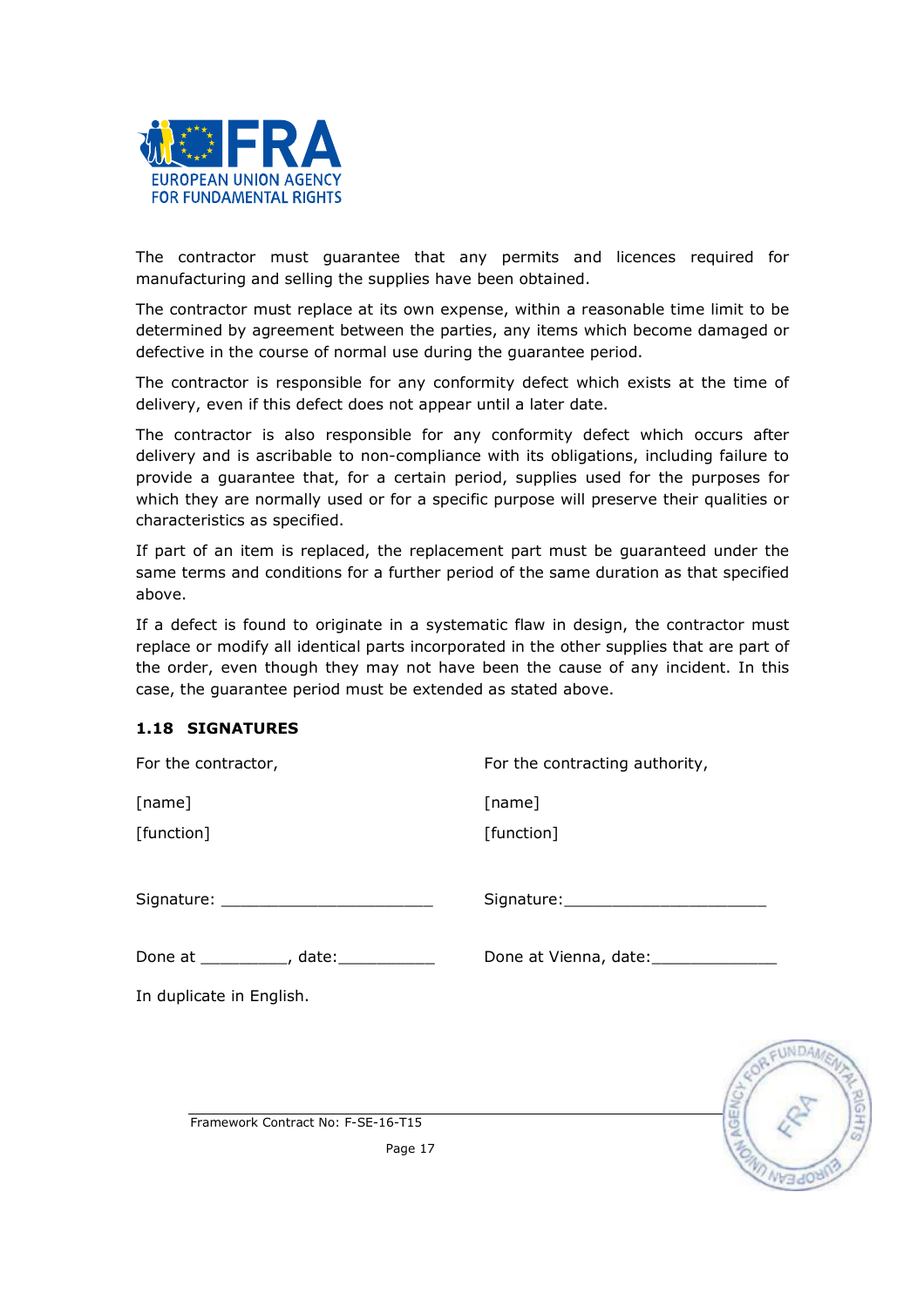The contractor must guarantee that any permits and licences required for manufacturing and selling the supplies have been obtained.

The contractor must replace at its own expense, within a reasonable time limit to be determined by agreement between the parties, any items which become damaged or defective in the course of normal use during the guarantee period.

The contractor is responsible for any conformity defect which exists at the time of delivery, even if this defect does not appear until a later date.

The contractor is also responsible for any conformity defect which occurs after delivery and is ascribable to non-compliance with its obligations, including failure to provide a guarantee that, for a certain period, supplies used for the purposes for which they are normally used or for a specific purpose will preserve their qualities or characteristics as specified.

If part of an item is replaced, the replacement part must be guaranteed under the same terms and conditions for a further period of the same duration as that specified above.

If a defect is found to originate in a systematic flaw in design, the contractor must replace or modify all identical parts incorporated in the other supplies that are part of the order, even though they may not have been the cause of any incident. In this case, the guarantee period must be extended as stated above.

### 1.18 SIGNATURES

For the contractor,

[name]

[function]

Signature: _______________________

Done at _________, date:__________

For the contracting authority,

[name]

[function]

Signature:______________________

Done at Vienna, date:_____________

In duplicate in English.

Framework Contract No: F-SE-16-T15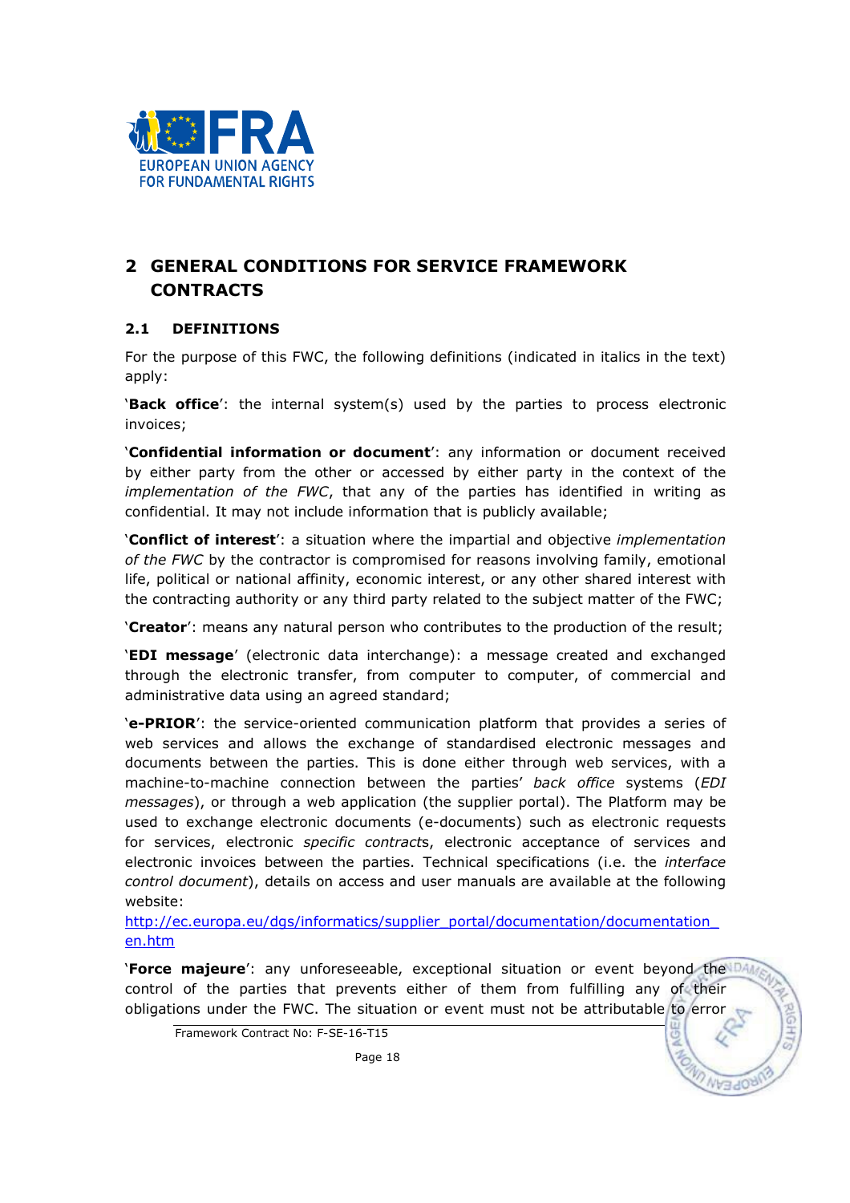## 2 GENERAL CONDITIONS FOR SERVICE FRAMEWORK CONTRACTS

### 2.1 DEFINITIONS

For the purpose of this FWC, the following definitions (indicated in italics in the text) apply:

'**Back office**': the internal system(s) used by the parties to process electronic invoices;

'**Confidential information or document**': any information or document received by either party from the other or accessed by either party in the context of the *implementation of the FWC*, that any of the parties has identified in writing as confidential. It may not include information that is publicly available;

'**Conflict of interest**': a situation where the impartial and objective *implementation of the FWC* by the contractor is compromised for reasons involving family, emotional life, political or national affinity, economic interest, or any other shared interest with the contracting authority or any third party related to the subject matter of the FWC;

'**Creator**': means any natural person who contributes to the production of the result;

'**EDI message**' (electronic data interchange): a message created and exchanged through the electronic transfer, from computer to computer, of commercial and administrative data using an agreed standard;

'**e-PRIOR**': the service-oriented communication platform that provides a series of web services and allows the exchange of standardised electronic messages and documents between the parties. This is done either through web services, with a machine-to-machine connection between the parties' *back office* systems (*EDI messages*), or through a web application (the supplier portal). The Platform may be used to exchange electronic documents (e-documents) such as electronic requests for services, electronic *specific contracts*, electronic acceptance of services and electronic invoices between the parties. Technical specifications (i.e. the *interface control document*), details on access and user manuals are available at the following website:
[http://ec.europa.eu/dgs/informatics/supplier_portal/documentation/documentation_en.htm](http://ec.europa.eu/dgs/informatics/supplier_portal/documentation/documentation_en.htm)

'**Force majeure**': any unforeseeable, exceptional situation or event beyond the control of the parties that prevents either of them from fulfilling any of their obligations under the FWC. The situation or event must not be attributable to error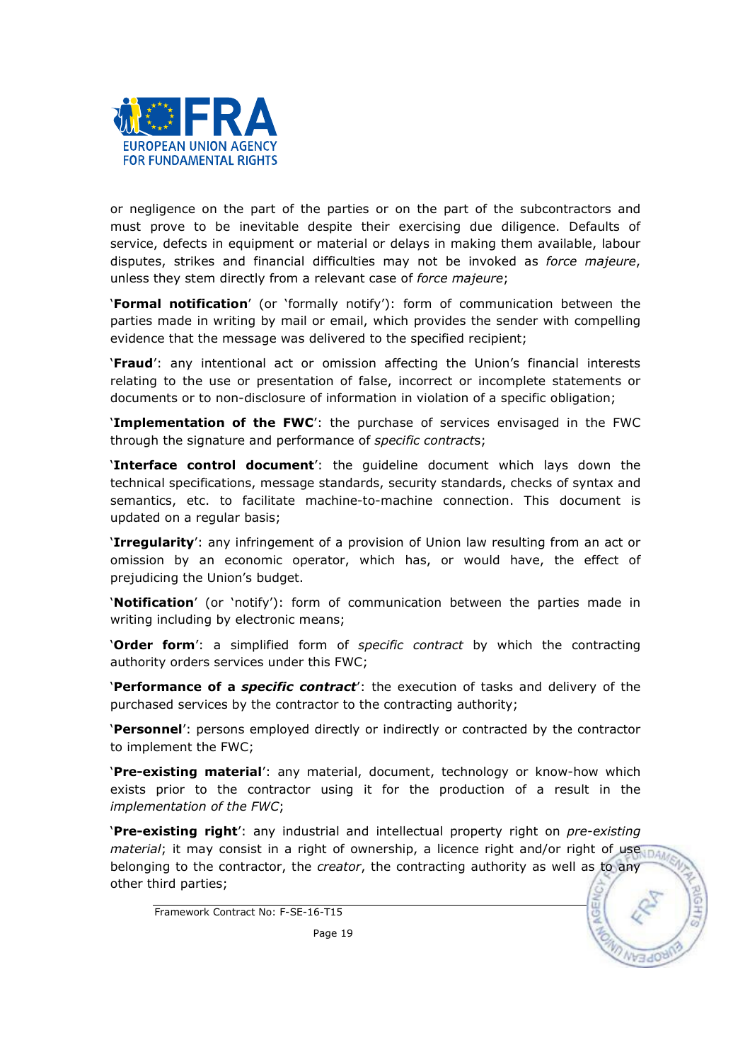or negligence on the part of the parties or on the part of the subcontractors and must prove to be inevitable despite their exercising due diligence. Defaults of service, defects in equipment or material or delays in making them available, labour disputes, strikes and financial difficulties may not be invoked as *force majeure*, unless they stem directly from a relevant case of *force majeure*;

'**Formal notification**' (or 'formally notify'): form of communication between the parties made in writing by mail or email, which provides the sender with compelling evidence that the message was delivered to the specified recipient;

'**Fraud**': any intentional act or omission affecting the Union's financial interests relating to the use or presentation of false, incorrect or incomplete statements or documents or to non-disclosure of information in violation of a specific obligation;

'**Implementation of the FWC**': the purchase of services envisaged in the FWC through the signature and performance of *specific contracts*;

'**Interface control document**': the guideline document which lays down the technical specifications, message standards, security standards, checks of syntax and semantics, etc. to facilitate machine-to-machine connection. This document is updated on a regular basis;

'**Irregularity**': any infringement of a provision of Union law resulting from an act or omission by an economic operator, which has, or would have, the effect of prejudicing the Union's budget.

'**Notification**' (or 'notify'): form of communication between the parties made in writing including by electronic means;

'**Order form**': a simplified form of *specific contract* by which the contracting authority orders services under this FWC;

'**Performance of a *specific contract***': the execution of tasks and delivery of the purchased services by the contractor to the contracting authority;

'**Personnel**': persons employed directly or indirectly or contracted by the contractor to implement the FWC;

'**Pre-existing material**': any material, document, technology or know-how which exists prior to the contractor using it for the production of a result in the *implementation of the FWC*;

'**Pre-existing right**': any industrial and intellectual property right on *pre-existing material*; it may consist in a right of ownership, a licence right and/or right of use belonging to the contractor, the *creator*, the contracting authority as well as to any other third parties;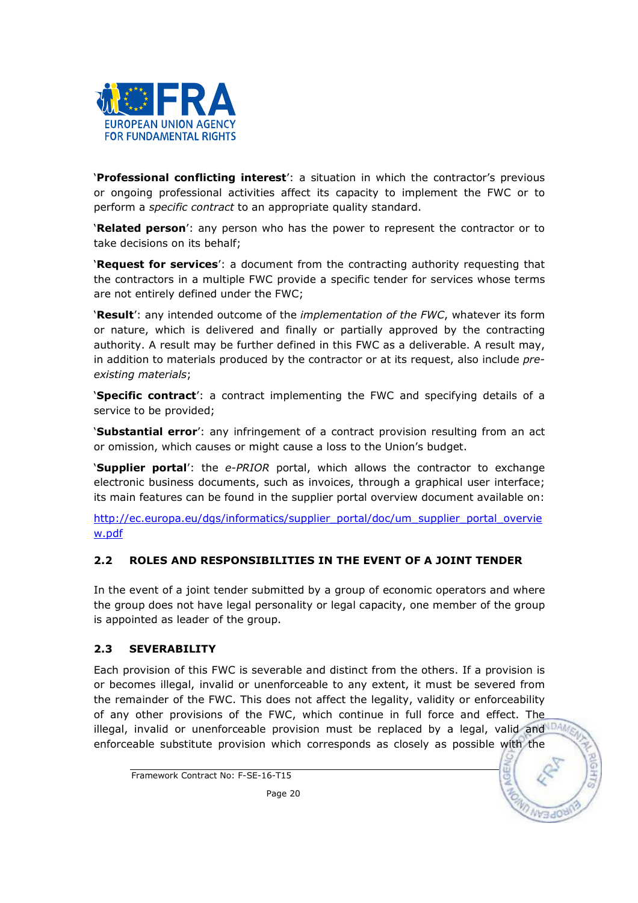'**Professional conflicting interest**': a situation in which the contractor's previous or ongoing professional activities affect its capacity to implement the FWC or to perform a *specific contract* to an appropriate quality standard.

'**Related person**': any person who has the power to represent the contractor or to take decisions on its behalf;

'**Request for services**': a document from the contracting authority requesting that the contractors in a multiple FWC provide a specific tender for services whose terms are not entirely defined under the FWC;

'**Result**': any intended outcome of the *implementation of the FWC*, whatever its form or nature, which is delivered and finally or partially approved by the contracting authority. A result may be further defined in this FWC as a deliverable. A result may, in addition to materials produced by the contractor or at its request, also include *pre-existing materials*;

'**Specific contract**': a contract implementing the FWC and specifying details of a service to be provided;

'**Substantial error**': any infringement of a contract provision resulting from an act or omission, which causes or might cause a loss to the Union's budget.

'**Supplier portal**': the *e-PRIOR* portal, which allows the contractor to exchange electronic business documents, such as invoices, through a graphical user interface; its main features can be found in the supplier portal overview document available on:

http://ec.europa.eu/dgs/informatics/supplier_portal/doc/um_supplier_portal_overview.pdf

### 2.2 ROLES AND RESPONSIBILITIES IN THE EVENT OF A JOINT TENDER

In the event of a joint tender submitted by a group of economic operators and where the group does not have legal personality or legal capacity, one member of the group is appointed as leader of the group.

### 2.3 SEVERABILITY

Each provision of this FWC is severable and distinct from the others. If a provision is or becomes illegal, invalid or unenforceable to any extent, it must be severed from the remainder of the FWC. This does not affect the legality, validity or enforceability of any other provisions of the FWC, which continue in full force and effect. The illegal, invalid or unenforceable provision must be replaced by a legal, valid and enforceable substitute provision which corresponds as closely as possible with the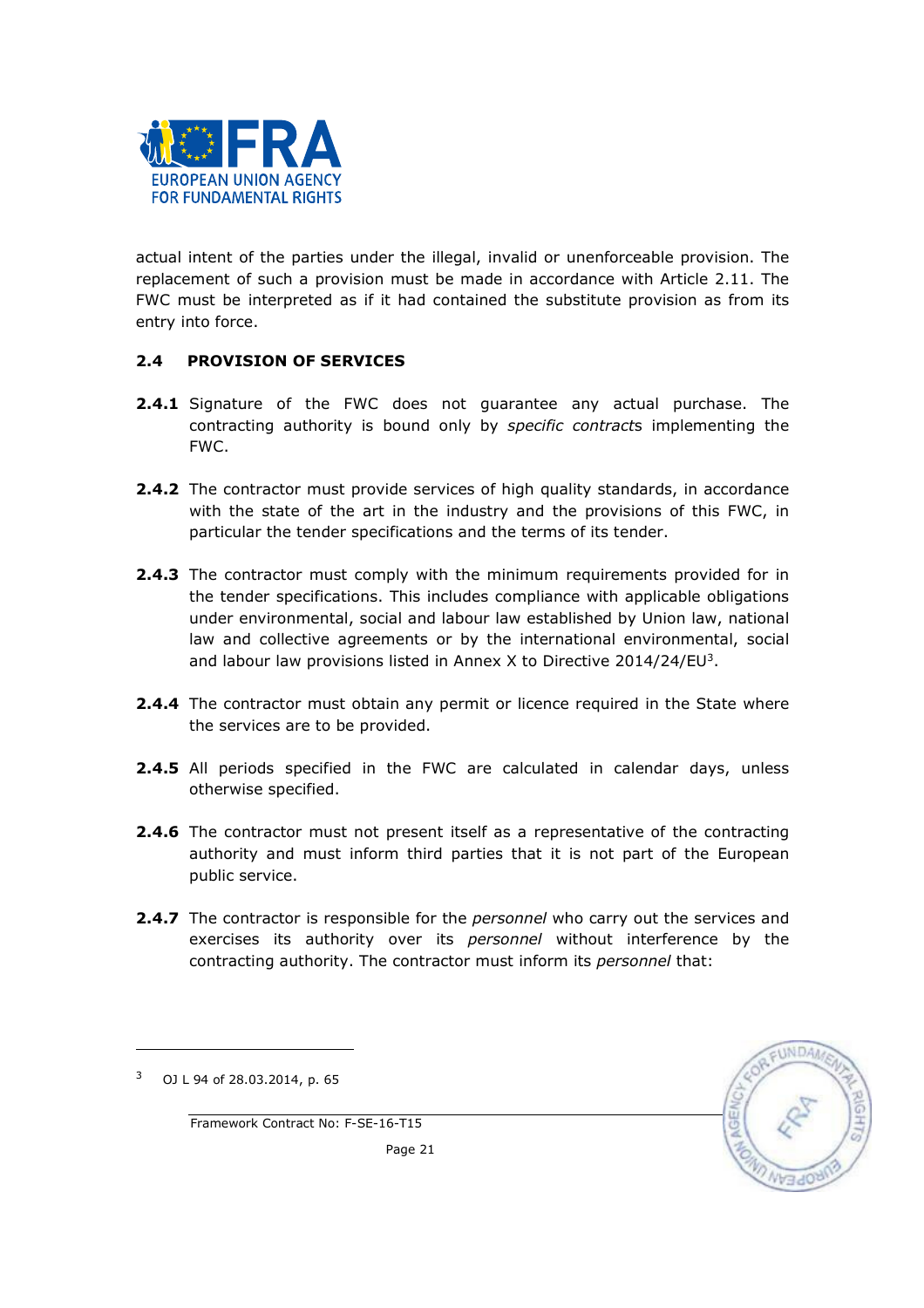actual intent of the parties under the illegal, invalid or unenforceable provision. The replacement of such a provision must be made in accordance with Article 2.11. The FWC must be interpreted as if it had contained the substitute provision as from its entry into force.

### 2.4 PROVISION OF SERVICES

**2.4.1** Signature of the FWC does not guarantee any actual purchase. The contracting authority is bound only by *specific contract*s implementing the FWC.

**2.4.2** The contractor must provide services of high quality standards, in accordance with the state of the art in the industry and the provisions of this FWC, in particular the tender specifications and the terms of its tender.

**2.4.3** The contractor must comply with the minimum requirements provided for in the tender specifications. This includes compliance with applicable obligations under environmental, social and labour law established by Union law, national law and collective agreements or by the international environmental, social and labour law provisions listed in Annex X to Directive 2014/24/EU[3].

**2.4.4** The contractor must obtain any permit or licence required in the State where the services are to be provided.

**2.4.5** All periods specified in the FWC are calculated in calendar days, unless otherwise specified.

**2.4.6** The contractor must not present itself as a representative of the contracting authority and must inform third parties that it is not part of the European public service.

**2.4.7** The contractor is responsible for the *personnel* who carry out the services and exercises its authority over its *personnel* without interference by the contracting authority. The contractor must inform its *personnel* that:

---

[3] OJ L 94 of 28.03.2014, p. 65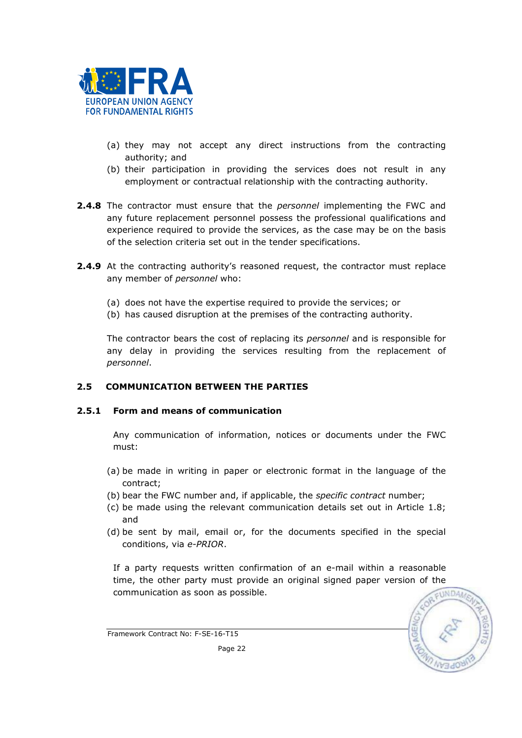(a) they may not accept any direct instructions from the contracting authority; and
(b) their participation in providing the services does not result in any employment or contractual relationship with the contracting authority.

**2.4.8** The contractor must ensure that the *personnel* implementing the FWC and any future replacement personnel possess the professional qualifications and experience required to provide the services, as the case may be on the basis of the selection criteria set out in the tender specifications.

**2.4.9** At the contracting authority's reasoned request, the contractor must replace any member of *personnel* who:

(a) does not have the expertise required to provide the services; or
(b) has caused disruption at the premises of the contracting authority.

The contractor bears the cost of replacing its *personnel* and is responsible for any delay in providing the services resulting from the replacement of *personnel*.

## 2.5 COMMUNICATION BETWEEN THE PARTIES

### 2.5.1 Form and means of communication

Any communication of information, notices or documents under the FWC must:

(a) be made in writing in paper or electronic format in the language of the contract;
(b) bear the FWC number and, if applicable, the *specific contract* number;
(c) be made using the relevant communication details set out in Article 1.8; and
(d) be sent by mail, email or, for the documents specified in the special conditions, via *e-PRIOR*.

If a party requests written confirmation of an e-mail within a reasonable time, the other party must provide an original signed paper version of the communication as soon as possible.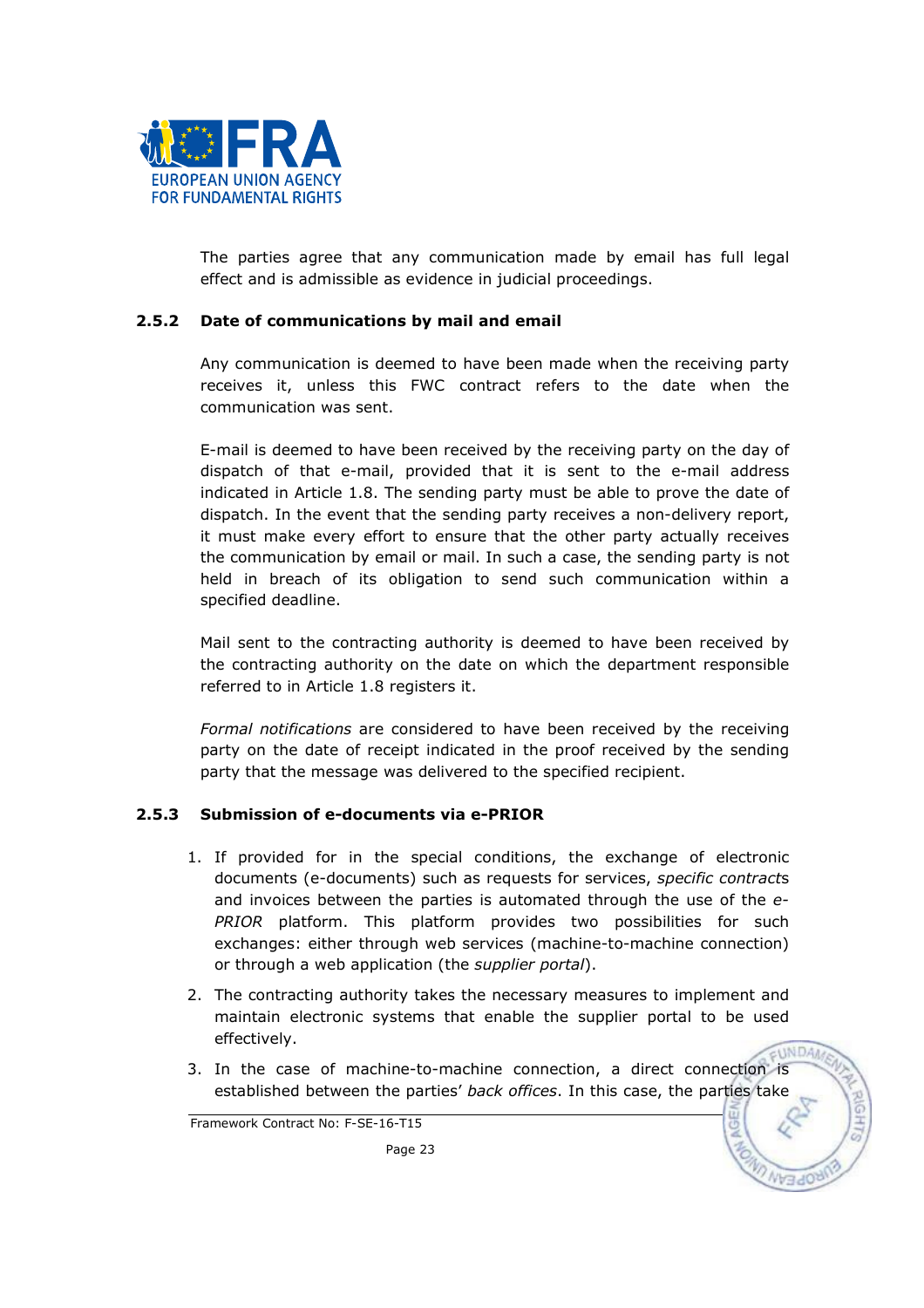The parties agree that any communication made by email has full legal effect and is admissible as evidence in judicial proceedings.

### 2.5.2 Date of communications by mail and email

Any communication is deemed to have been made when the receiving party receives it, unless this FWC contract refers to the date when the communication was sent.

E-mail is deemed to have been received by the receiving party on the day of dispatch of that e-mail, provided that it is sent to the e-mail address indicated in Article 1.8. The sending party must be able to prove the date of dispatch. In the event that the sending party receives a non-delivery report, it must make every effort to ensure that the other party actually receives the communication by email or mail. In such a case, the sending party is not held in breach of its obligation to send such communication within a specified deadline.

Mail sent to the contracting authority is deemed to have been received by the contracting authority on the date on which the department responsible referred to in Article 1.8 registers it.

*Formal notifications* are considered to have been received by the receiving party on the date of receipt indicated in the proof received by the sending party that the message was delivered to the specified recipient.

### 2.5.3 Submission of e-documents via e-PRIOR

1. If provided for in the special conditions, the exchange of electronic documents (e-documents) such as requests for services, *specific contract*s and invoices between the parties is automated through the use of the *e-PRIOR* platform. This platform provides two possibilities for such exchanges: either through web services (machine-to-machine connection) or through a web application (the *supplier portal*).
2. The contracting authority takes the necessary measures to implement and maintain electronic systems that enable the supplier portal to be used effectively.
3. In the case of machine-to-machine connection, a direct connection is established between the parties' *back offices*. In this case, the parties take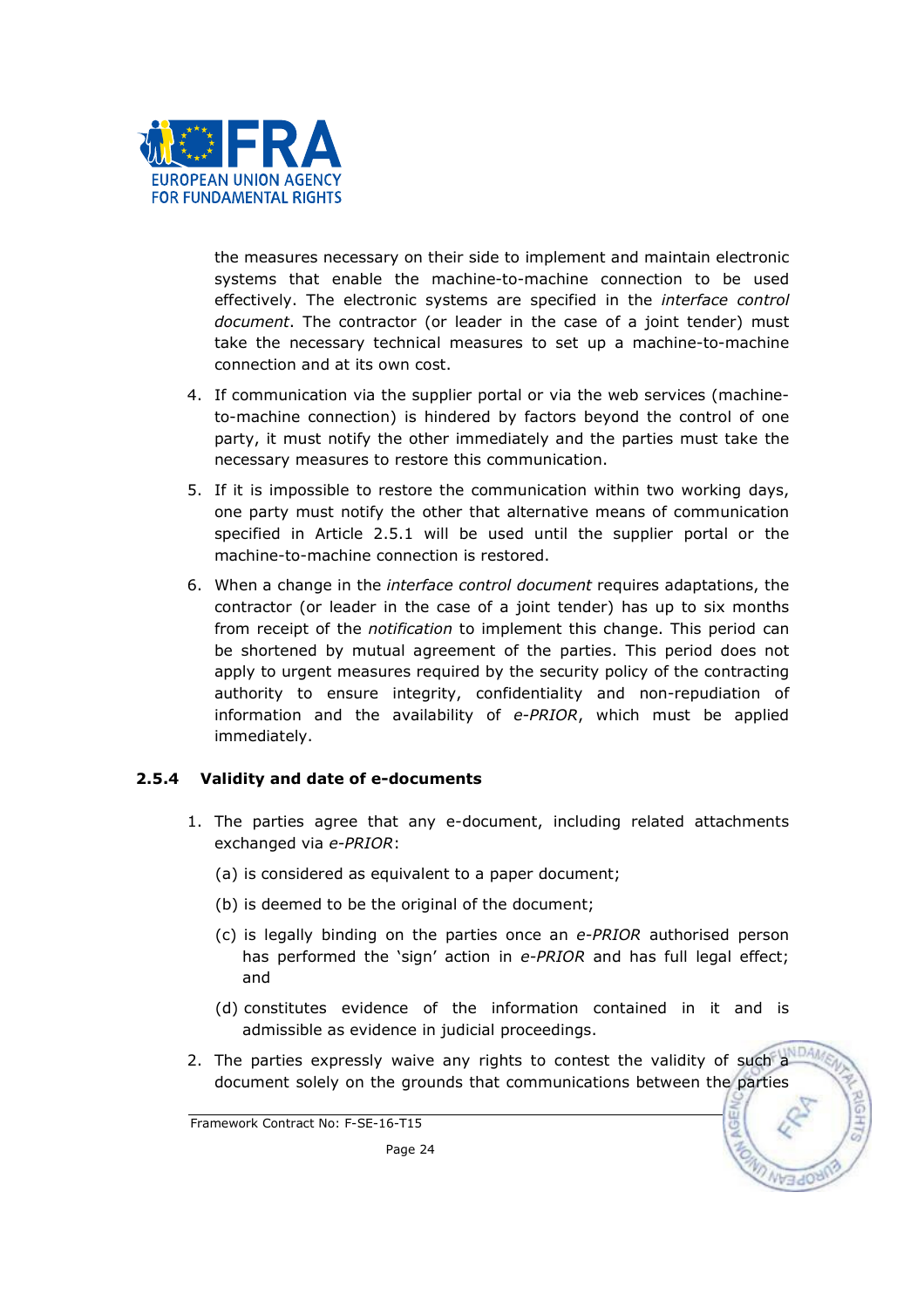the measures necessary on their side to implement and maintain electronic systems that enable the machine-to-machine connection to be used effectively. The electronic systems are specified in the *interface control document*. The contractor (or leader in the case of a joint tender) must take the necessary technical measures to set up a machine-to-machine connection and at its own cost.

4. If communication via the supplier portal or via the web services (machine-to-machine connection) is hindered by factors beyond the control of one party, it must notify the other immediately and the parties must take the necessary measures to restore this communication.

5. If it is impossible to restore the communication within two working days, one party must notify the other that alternative means of communication specified in Article 2.5.1 will be used until the supplier portal or the machine-to-machine connection is restored.

6. When a change in the *interface control document* requires adaptations, the contractor (or leader in the case of a joint tender) has up to six months from receipt of the *notification* to implement this change. This period can be shortened by mutual agreement of the parties. This period does not apply to urgent measures required by the security policy of the contracting authority to ensure integrity, confidentiality and non-repudiation of information and the availability of *e-PRIOR*, which must be applied immediately.

### 2.5.4 Validity and date of e-documents

1. The parties agree that any e-document, including related attachments exchanged via *e-PRIOR*:

   (a) is considered as equivalent to a paper document;

   (b) is deemed to be the original of the document;

   (c) is legally binding on the parties once an *e-PRIOR* authorised person has performed the 'sign' action in *e-PRIOR* and has full legal effect; and

   (d) constitutes evidence of the information contained in it and is admissible as evidence in judicial proceedings.

2. The parties expressly waive any rights to contest the validity of such a document solely on the grounds that communications between the parties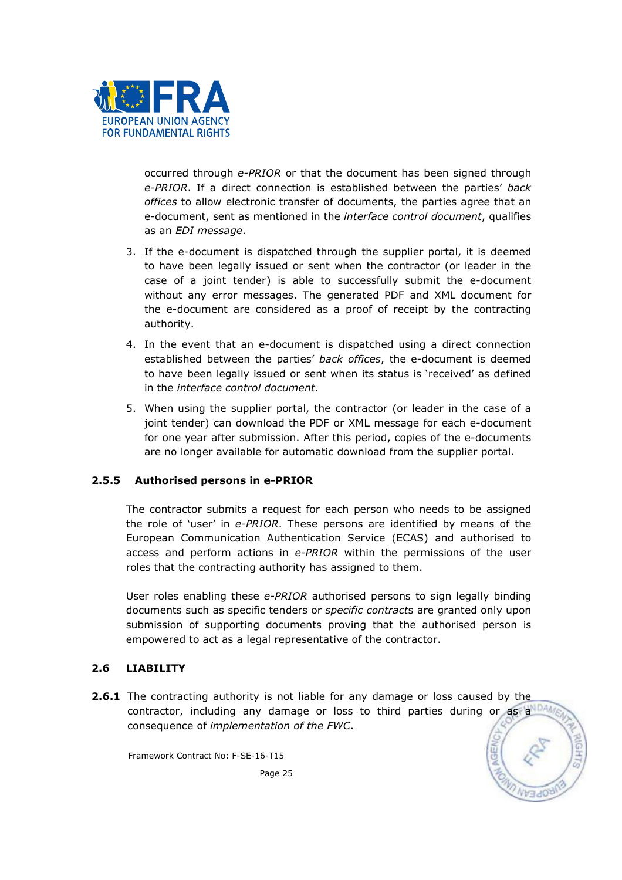occurred through *e-PRIOR* or that the document has been signed through *e-PRIOR*. If a direct connection is established between the parties' *back offices* to allow electronic transfer of documents, the parties agree that an e-document, sent as mentioned in the *interface control document*, qualifies as an *EDI message*.

3. If the e-document is dispatched through the supplier portal, it is deemed to have been legally issued or sent when the contractor (or leader in the case of a joint tender) is able to successfully submit the e-document without any error messages. The generated PDF and XML document for the e-document are considered as a proof of receipt by the contracting authority.
4. In the event that an e-document is dispatched using a direct connection established between the parties' *back offices*, the e-document is deemed to have been legally issued or sent when its status is 'received' as defined in the *interface control document*.
5. When using the supplier portal, the contractor (or leader in the case of a joint tender) can download the PDF or XML message for each e-document for one year after submission. After this period, copies of the e-documents are no longer available for automatic download from the supplier portal.

### 2.5.5 Authorised persons in e-PRIOR

The contractor submits a request for each person who needs to be assigned the role of 'user' in *e-PRIOR*. These persons are identified by means of the European Communication Authentication Service (ECAS) and authorised to access and perform actions in *e-PRIOR* within the permissions of the user roles that the contracting authority has assigned to them.

User roles enabling these *e-PRIOR* authorised persons to sign legally binding documents such as specific tenders or *specific contract*s are granted only upon submission of supporting documents proving that the authorised person is empowered to act as a legal representative of the contractor.

## 2.6 LIABILITY

**2.6.1** The contracting authority is not liable for any damage or loss caused by the contractor, including any damage or loss to third parties during or as a consequence of *implementation of the FWC*.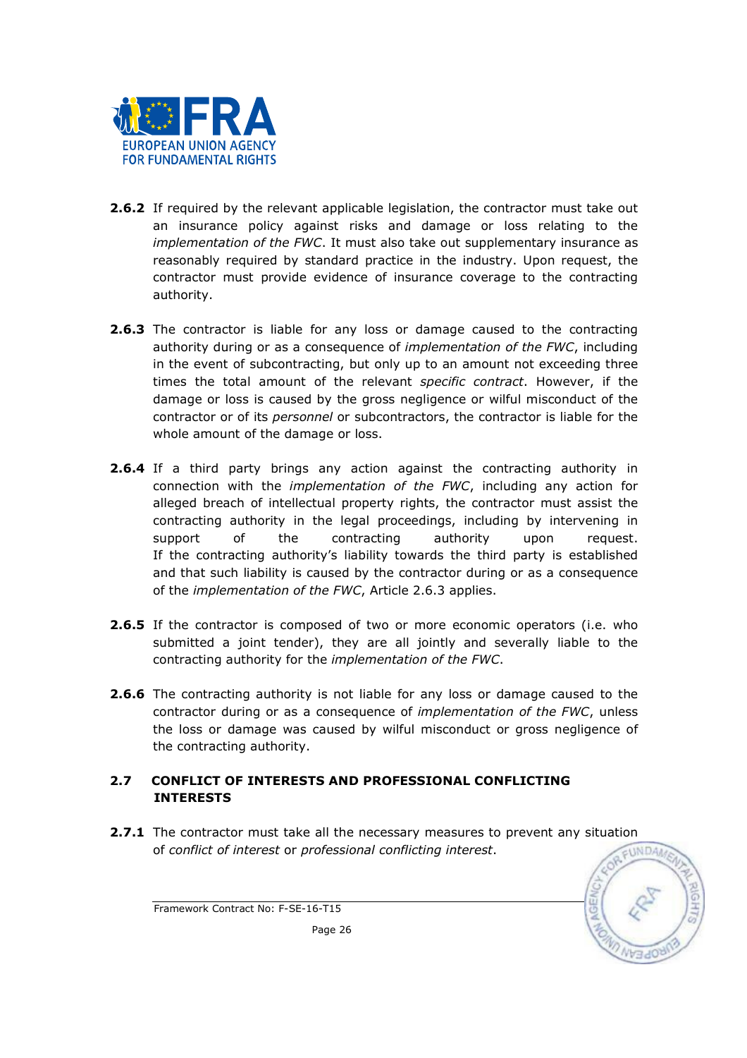**2.6.2** If required by the relevant applicable legislation, the contractor must take out an insurance policy against risks and damage or loss relating to the *implementation of the FWC*. It must also take out supplementary insurance as reasonably required by standard practice in the industry. Upon request, the contractor must provide evidence of insurance coverage to the contracting authority.

**2.6.3** The contractor is liable for any loss or damage caused to the contracting authority during or as a consequence of *implementation of the FWC*, including in the event of subcontracting, but only up to an amount not exceeding three times the total amount of the relevant *specific contract*. However, if the damage or loss is caused by the gross negligence or wilful misconduct of the contractor or of its *personnel* or subcontractors, the contractor is liable for the whole amount of the damage or loss.

**2.6.4** If a third party brings any action against the contracting authority in connection with the *implementation of the FWC*, including any action for alleged breach of intellectual property rights, the contractor must assist the contracting authority in the legal proceedings, including by intervening in support of the contracting authority upon request. If the contracting authority's liability towards the third party is established and that such liability is caused by the contractor during or as a consequence of the *implementation of the FWC*, Article 2.6.3 applies.

**2.6.5** If the contractor is composed of two or more economic operators (i.e. who submitted a joint tender), they are all jointly and severally liable to the contracting authority for the *implementation of the FWC*.

**2.6.6** The contracting authority is not liable for any loss or damage caused to the contractor during or as a consequence of *implementation of the FWC*, unless the loss or damage was caused by wilful misconduct or gross negligence of the contracting authority.

## 2.7 CONFLICT OF INTERESTS AND PROFESSIONAL CONFLICTING INTERESTS

**2.7.1** The contractor must take all the necessary measures to prevent any situation of *conflict of interest* or *professional conflicting interest*.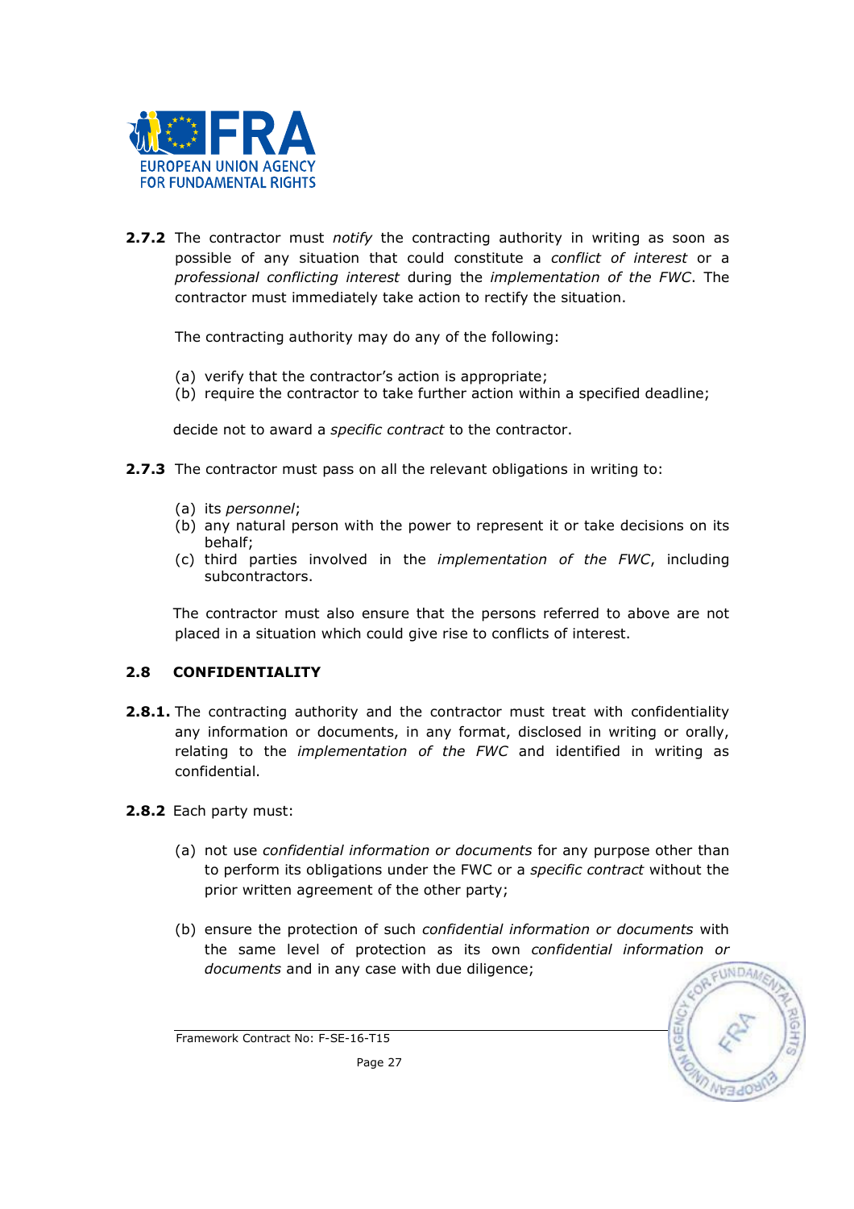**2.7.2** The contractor must *notify* the contracting authority in writing as soon as possible of any situation that could constitute a *conflict of interest* or a *professional conflicting interest* during the *implementation of the FWC*. The contractor must immediately take action to rectify the situation.

The contracting authority may do any of the following:

(a) verify that the contractor's action is appropriate;
(b) require the contractor to take further action within a specified deadline;

decide not to award a *specific contract* to the contractor.

**2.7.3** The contractor must pass on all the relevant obligations in writing to:

(a) its *personnel*;
(b) any natural person with the power to represent it or take decisions on its behalf;
(c) third parties involved in the *implementation of the FWC*, including subcontractors.

The contractor must also ensure that the persons referred to above are not placed in a situation which could give rise to conflicts of interest.

## 2.8 CONFIDENTIALITY

**2.8.1.** The contracting authority and the contractor must treat with confidentiality any information or documents, in any format, disclosed in writing or orally, relating to the *implementation of the FWC* and identified in writing as confidential.

**2.8.2** Each party must:

(a) not use *confidential information or documents* for any purpose other than to perform its obligations under the FWC or a *specific contract* without the prior written agreement of the other party;

(b) ensure the protection of such *confidential information or documents* with the same level of protection as its own *confidential information or documents* and in any case with due diligence;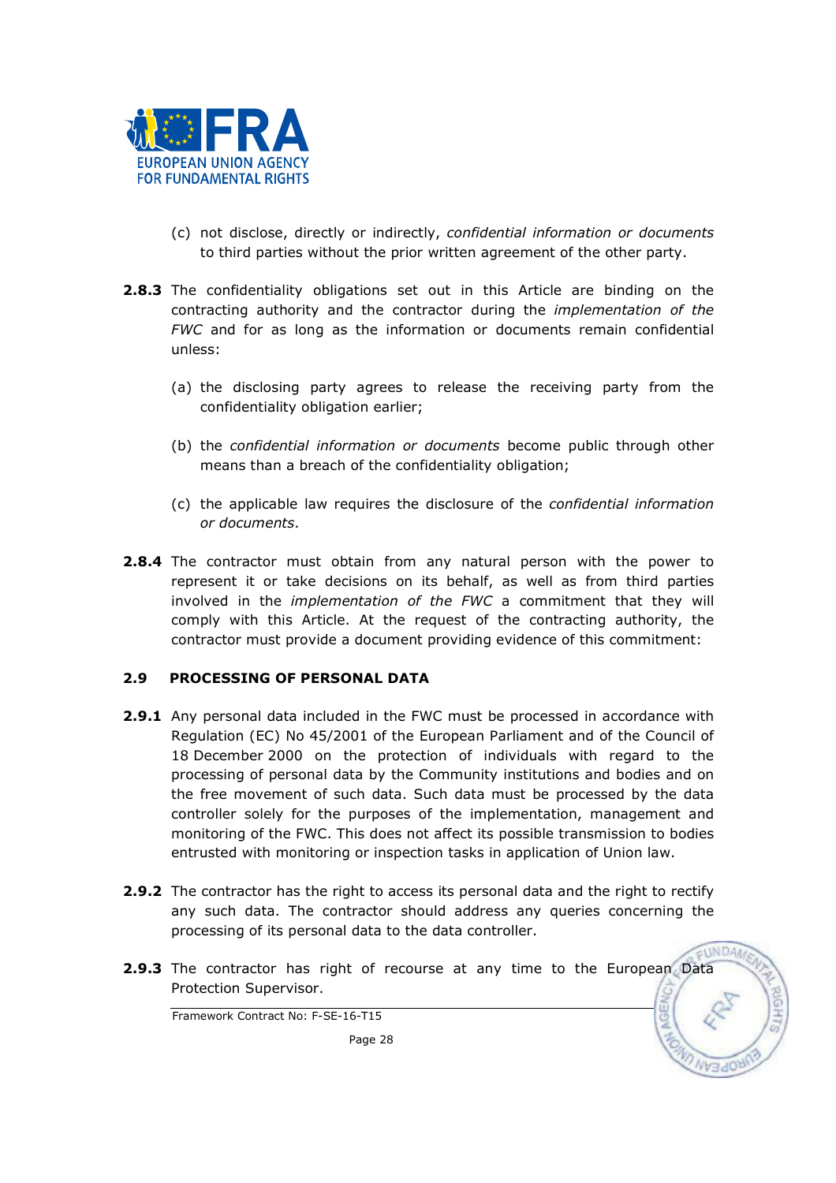(c) not disclose, directly or indirectly, *confidential information or documents* to third parties without the prior written agreement of the other party.

**2.8.3** The confidentiality obligations set out in this Article are binding on the contracting authority and the contractor during the *implementation of the FWC* and for as long as the information or documents remain confidential unless:

(a) the disclosing party agrees to release the receiving party from the confidentiality obligation earlier;

(b) the *confidential information or documents* become public through other means than a breach of the confidentiality obligation;

(c) the applicable law requires the disclosure of the *confidential information or documents*.

**2.8.4** The contractor must obtain from any natural person with the power to represent it or take decisions on its behalf, as well as from third parties involved in the *implementation of the FWC* a commitment that they will comply with this Article. At the request of the contracting authority, the contractor must provide a document providing evidence of this commitment:

### 2.9 PROCESSING OF PERSONAL DATA

**2.9.1** Any personal data included in the FWC must be processed in accordance with Regulation (EC) No 45/2001 of the European Parliament and of the Council of 18 December 2000 on the protection of individuals with regard to the processing of personal data by the Community institutions and bodies and on the free movement of such data. Such data must be processed by the data controller solely for the purposes of the implementation, management and monitoring of the FWC. This does not affect its possible transmission to bodies entrusted with monitoring or inspection tasks in application of Union law.

**2.9.2** The contractor has the right to access its personal data and the right to rectify any such data. The contractor should address any queries concerning the processing of its personal data to the data controller.

**2.9.3** The contractor has right of recourse at any time to the European Data Protection Supervisor.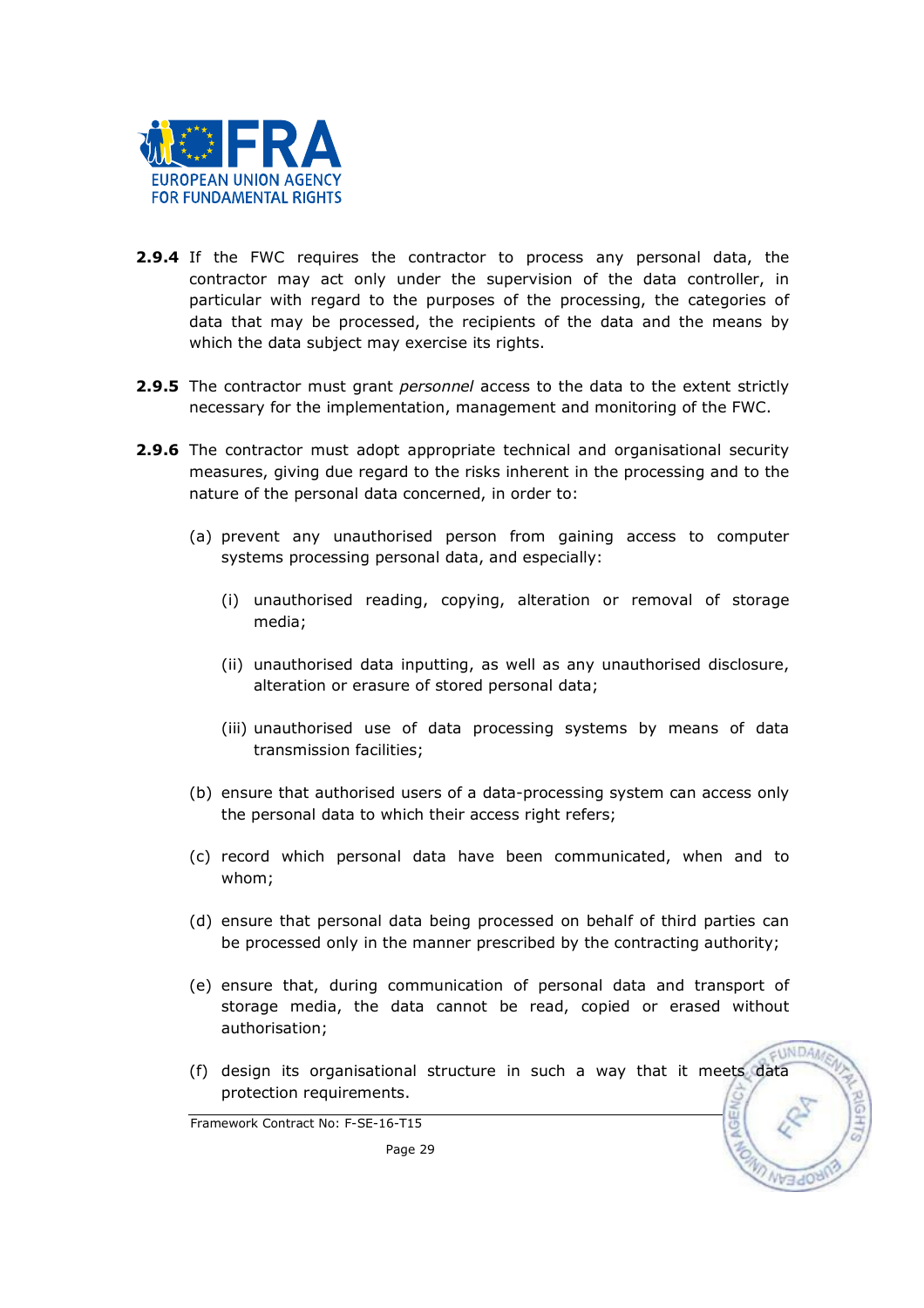**2.9.4** If the FWC requires the contractor to process any personal data, the contractor may act only under the supervision of the data controller, in particular with regard to the purposes of the processing, the categories of data that may be processed, the recipients of the data and the means by which the data subject may exercise its rights.

**2.9.5** The contractor must grant *personnel* access to the data to the extent strictly necessary for the implementation, management and monitoring of the FWC.

**2.9.6** The contractor must adopt appropriate technical and organisational security measures, giving due regard to the risks inherent in the processing and to the nature of the personal data concerned, in order to:

(a) prevent any unauthorised person from gaining access to computer systems processing personal data, and especially:

(i) unauthorised reading, copying, alteration or removal of storage media;

(ii) unauthorised data inputting, as well as any unauthorised disclosure, alteration or erasure of stored personal data;

(iii) unauthorised use of data processing systems by means of data transmission facilities;

(b) ensure that authorised users of a data-processing system can access only the personal data to which their access right refers;

(c) record which personal data have been communicated, when and to whom;

(d) ensure that personal data being processed on behalf of third parties can be processed only in the manner prescribed by the contracting authority;

(e) ensure that, during communication of personal data and transport of storage media, the data cannot be read, copied or erased without authorisation;

(f) design its organisational structure in such a way that it meets data protection requirements.

Framework Contract No: F-SE-16-T15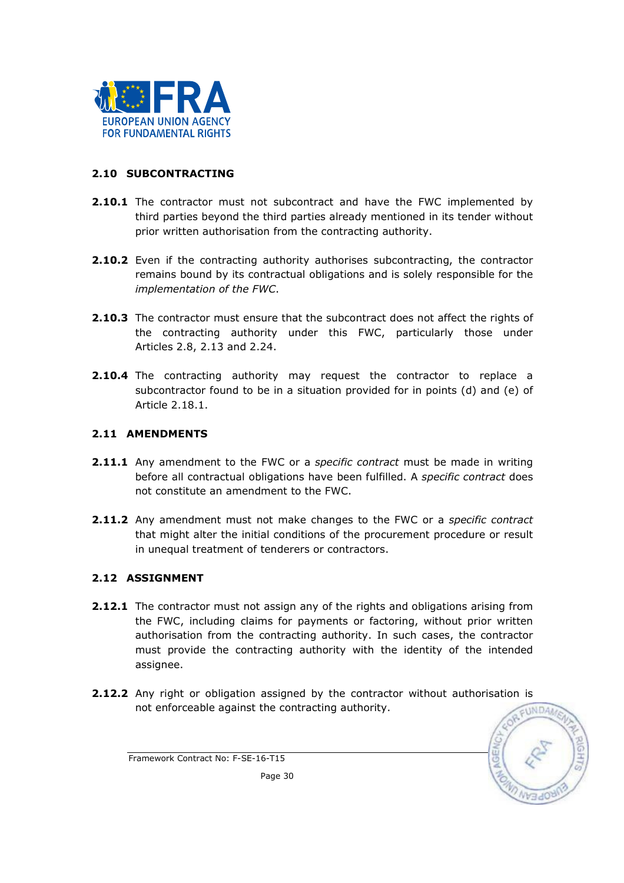## 2.10 SUBCONTRACTING

**2.10.1** The contractor must not subcontract and have the FWC implemented by third parties beyond the third parties already mentioned in its tender without prior written authorisation from the contracting authority.

**2.10.2** Even if the contracting authority authorises subcontracting, the contractor remains bound by its contractual obligations and is solely responsible for the *implementation of the FWC*.

**2.10.3** The contractor must ensure that the subcontract does not affect the rights of the contracting authority under this FWC, particularly those under Articles 2.8, 2.13 and 2.24.

**2.10.4** The contracting authority may request the contractor to replace a subcontractor found to be in a situation provided for in points (d) and (e) of Article 2.18.1.

## 2.11 AMENDMENTS

**2.11.1** Any amendment to the FWC or a *specific contract* must be made in writing before all contractual obligations have been fulfilled. A *specific contract* does not constitute an amendment to the FWC.

**2.11.2** Any amendment must not make changes to the FWC or a *specific contract* that might alter the initial conditions of the procurement procedure or result in unequal treatment of tenderers or contractors.

## 2.12 ASSIGNMENT

**2.12.1** The contractor must not assign any of the rights and obligations arising from the FWC, including claims for payments or factoring, without prior written authorisation from the contracting authority. In such cases, the contractor must provide the contracting authority with the identity of the intended assignee.

**2.12.2** Any right or obligation assigned by the contractor without authorisation is not enforceable against the contracting authority.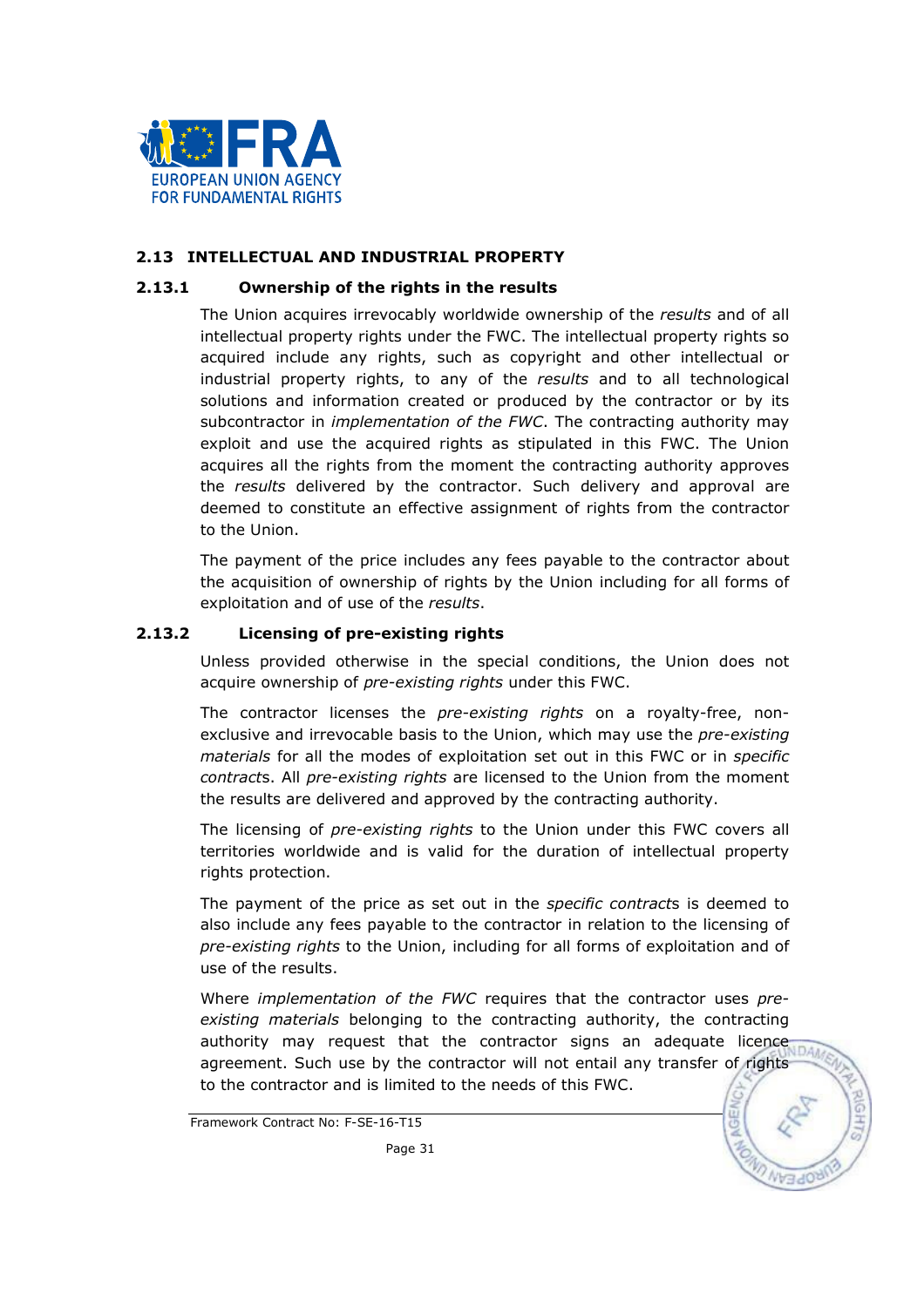## 2.13 INTELLECTUAL AND INDUSTRIAL PROPERTY

### 2.13.1 Ownership of the rights in the results

The Union acquires irrevocably worldwide ownership of the *results* and of all intellectual property rights under the FWC. The intellectual property rights so acquired include any rights, such as copyright and other intellectual or industrial property rights, to any of the *results* and to all technological solutions and information created or produced by the contractor or by its subcontractor in *implementation of the FWC*. The contracting authority may exploit and use the acquired rights as stipulated in this FWC. The Union acquires all the rights from the moment the contracting authority approves the *results* delivered by the contractor. Such delivery and approval are deemed to constitute an effective assignment of rights from the contractor to the Union.

The payment of the price includes any fees payable to the contractor about the acquisition of ownership of rights by the Union including for all forms of exploitation and of use of the *results*.

### 2.13.2 Licensing of pre-existing rights

Unless provided otherwise in the special conditions, the Union does not acquire ownership of *pre-existing rights* under this FWC.

The contractor licenses the *pre-existing rights* on a royalty-free, non-exclusive and irrevocable basis to the Union, which may use the *pre-existing materials* for all the modes of exploitation set out in this FWC or in *specific contract*s. All *pre-existing rights* are licensed to the Union from the moment the results are delivered and approved by the contracting authority.

The licensing of *pre-existing rights* to the Union under this FWC covers all territories worldwide and is valid for the duration of intellectual property rights protection.

The payment of the price as set out in the *specific contract*s is deemed to also include any fees payable to the contractor in relation to the licensing of *pre-existing rights* to the Union, including for all forms of exploitation and of use of the results.

Where *implementation of the FWC* requires that the contractor uses *pre-existing materials* belonging to the contracting authority, the contracting authority may request that the contractor signs an adequate licence agreement. Such use by the contractor will not entail any transfer of rights to the contractor and is limited to the needs of this FWC.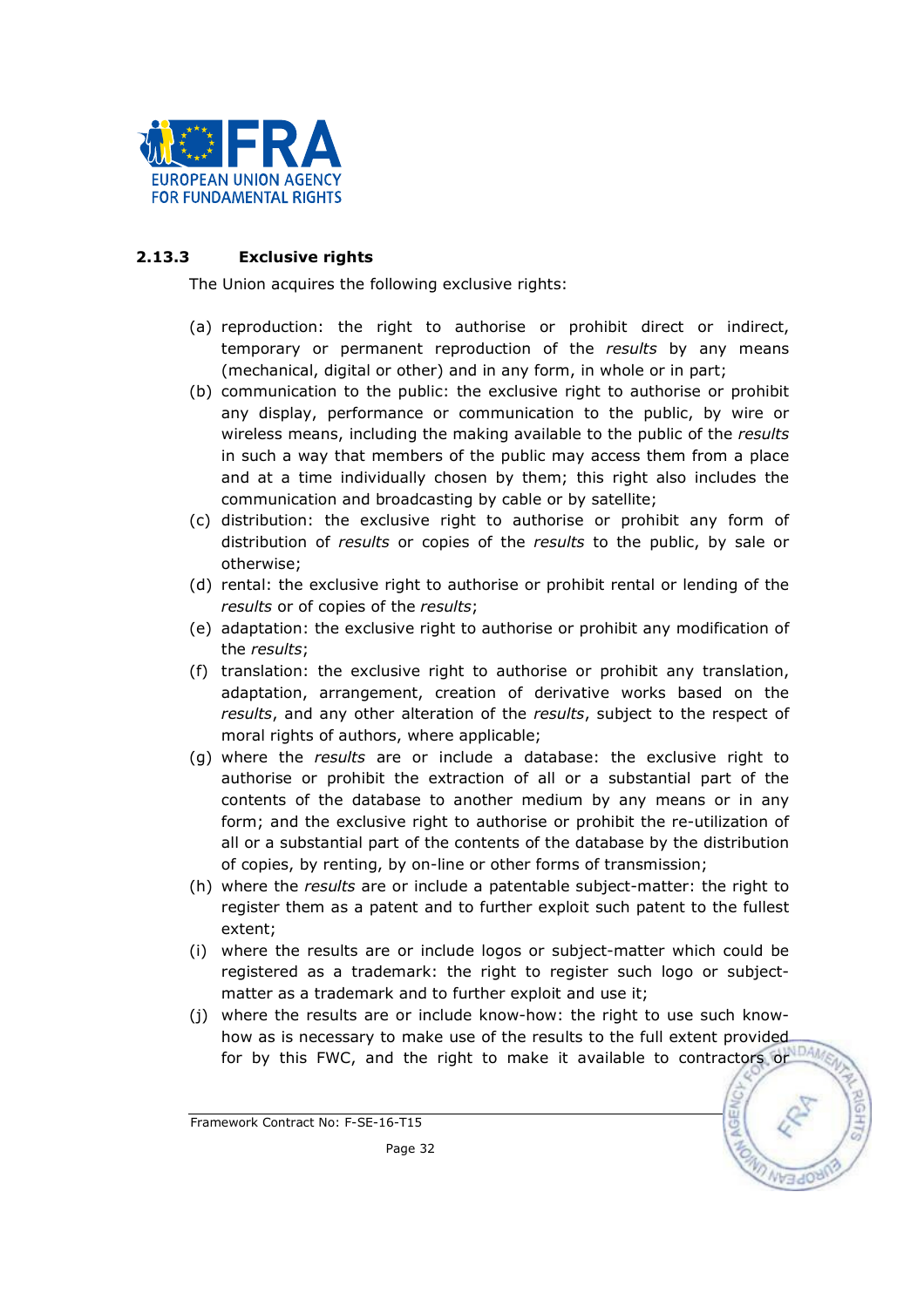### 2.13.3 Exclusive rights

The Union acquires the following exclusive rights:

(a) reproduction: the right to authorise or prohibit direct or indirect, temporary or permanent reproduction of the *results* by any means (mechanical, digital or other) and in any form, in whole or in part;

(b) communication to the public: the exclusive right to authorise or prohibit any display, performance or communication to the public, by wire or wireless means, including the making available to the public of the *results* in such a way that members of the public may access them from a place and at a time individually chosen by them; this right also includes the communication and broadcasting by cable or by satellite;

(c) distribution: the exclusive right to authorise or prohibit any form of distribution of *results* or copies of the *results* to the public, by sale or otherwise;

(d) rental: the exclusive right to authorise or prohibit rental or lending of the *results* or of copies of the *results*;

(e) adaptation: the exclusive right to authorise or prohibit any modification of the *results*;

(f) translation: the exclusive right to authorise or prohibit any translation, adaptation, arrangement, creation of derivative works based on the *results*, and any other alteration of the *results*, subject to the respect of moral rights of authors, where applicable;

(g) where the *results* are or include a database: the exclusive right to authorise or prohibit the extraction of all or a substantial part of the contents of the database to another medium by any means or in any form; and the exclusive right to authorise or prohibit the re-utilization of all or a substantial part of the contents of the database by the distribution of copies, by renting, by on-line or other forms of transmission;

(h) where the *results* are or include a patentable subject-matter: the right to register them as a patent and to further exploit such patent to the fullest extent;

(i) where the results are or include logos or subject-matter which could be registered as a trademark: the right to register such logo or subject-matter as a trademark and to further exploit and use it;

(j) where the results are or include know-how: the right to use such know-how as is necessary to make use of the results to the full extent provided for by this FWC, and the right to make it available to contractors or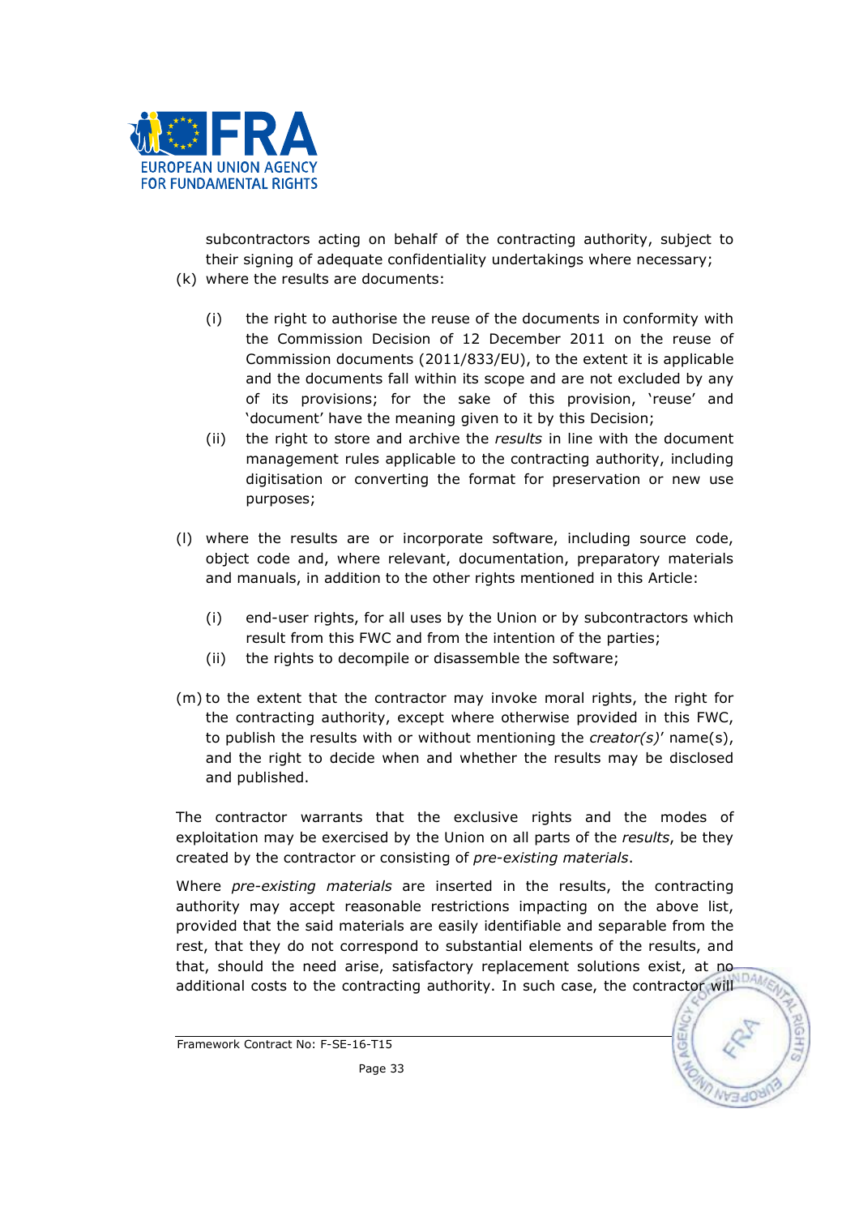subcontractors acting on behalf of the contracting authority, subject to their signing of adequate confidentiality undertakings where necessary;

(k) where the results are documents:

   (i) the right to authorise the reuse of the documents in conformity with the Commission Decision of 12 December 2011 on the reuse of Commission documents (2011/833/EU), to the extent it is applicable and the documents fall within its scope and are not excluded by any of its provisions; for the sake of this provision, 'reuse' and 'document' have the meaning given to it by this Decision;

   (ii) the right to store and archive the *results* in line with the document management rules applicable to the contracting authority, including digitisation or converting the format for preservation or new use purposes;

(l) where the results are or incorporate software, including source code, object code and, where relevant, documentation, preparatory materials and manuals, in addition to the other rights mentioned in this Article:

   (i) end-user rights, for all uses by the Union or by subcontractors which result from this FWC and from the intention of the parties;

   (ii) the rights to decompile or disassemble the software;

(m) to the extent that the contractor may invoke moral rights, the right for the contracting authority, except where otherwise provided in this FWC, to publish the results with or without mentioning the *creator(s)*' name(s), and the right to decide when and whether the results may be disclosed and published.

The contractor warrants that the exclusive rights and the modes of exploitation may be exercised by the Union on all parts of the *results*, be they created by the contractor or consisting of *pre-existing materials*.

Where *pre-existing materials* are inserted in the results, the contracting authority may accept reasonable restrictions impacting on the above list, provided that the said materials are easily identifiable and separable from the rest, that they do not correspond to substantial elements of the results, and that, should the need arise, satisfactory replacement solutions exist, at no additional costs to the contracting authority. In such case, the contractor will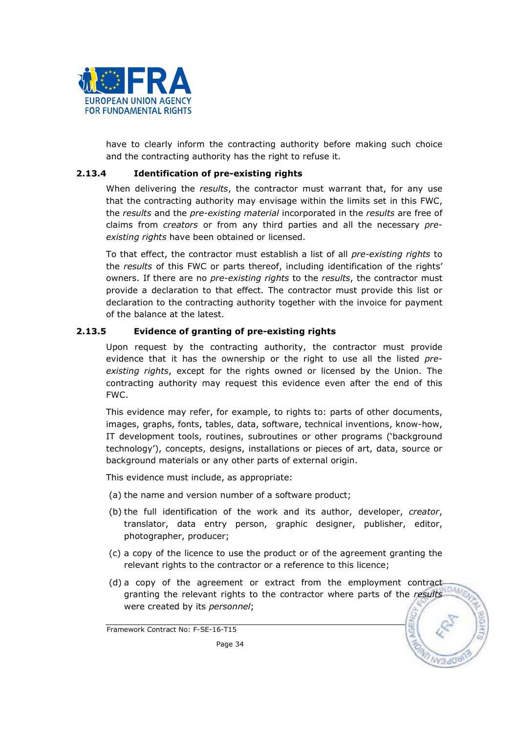have to clearly inform the contracting authority before making such choice and the contracting authority has the right to refuse it.

### 2.13.4 Identification of pre-existing rights

When delivering the *results*, the contractor must warrant that, for any use that the contracting authority may envisage within the limits set in this FWC, the *results* and the *pre-existing material* incorporated in the *results* are free of claims from *creators* or from any third parties and all the necessary *pre-existing rights* have been obtained or licensed.

To that effect, the contractor must establish a list of all *pre-existing rights* to the *results* of this FWC or parts thereof, including identification of the rights' owners. If there are no *pre-existing rights* to the *results*, the contractor must provide a declaration to that effect. The contractor must provide this list or declaration to the contracting authority together with the invoice for payment of the balance at the latest.

### 2.13.5 Evidence of granting of pre-existing rights

Upon request by the contracting authority, the contractor must provide evidence that it has the ownership or the right to use all the listed *pre-existing rights*, except for the rights owned or licensed by the Union. The contracting authority may request this evidence even after the end of this FWC.

This evidence may refer, for example, to rights to: parts of other documents, images, graphs, fonts, tables, data, software, technical inventions, know-how, IT development tools, routines, subroutines or other programs ('background technology'), concepts, designs, installations or pieces of art, data, source or background materials or any other parts of external origin.

This evidence must include, as appropriate:

(a) the name and version number of a software product;

(b) the full identification of the work and its author, developer, *creator*, translator, data entry person, graphic designer, publisher, editor, photographer, producer;

(c) a copy of the licence to use the product or of the agreement granting the relevant rights to the contractor or a reference to this licence;

(d) a copy of the agreement or extract from the employment contract granting the relevant rights to the contractor where parts of the *results* were created by its *personnel*;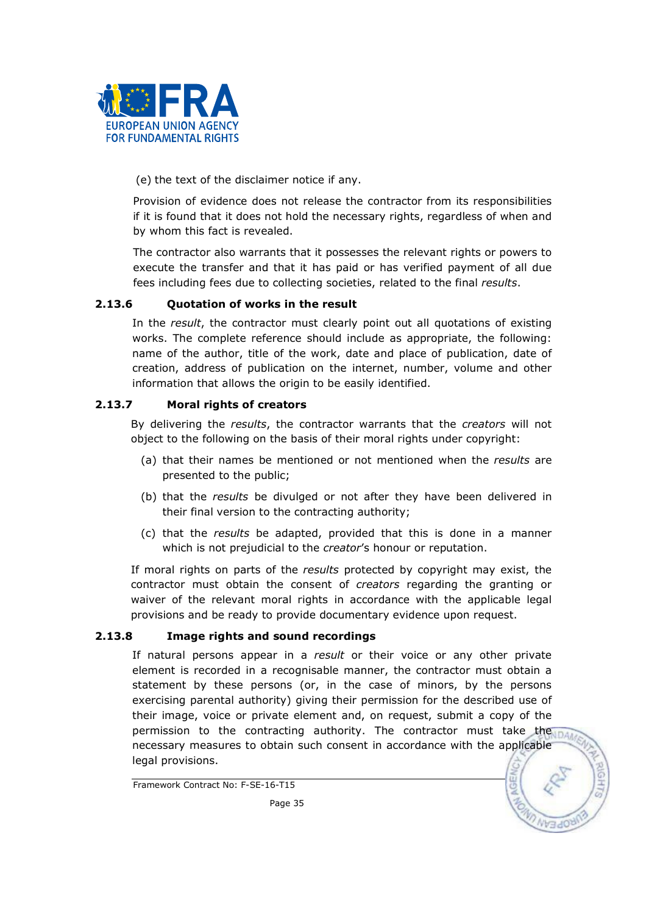(e) the text of the disclaimer notice if any.

Provision of evidence does not release the contractor from its responsibilities if it is found that it does not hold the necessary rights, regardless of when and by whom this fact is revealed.

The contractor also warrants that it possesses the relevant rights or powers to execute the transfer and that it has paid or has verified payment of all due fees including fees due to collecting societies, related to the final *results*.

### 2.13.6 Quotation of works in the result

In the *result*, the contractor must clearly point out all quotations of existing works. The complete reference should include as appropriate, the following: name of the author, title of the work, date and place of publication, date of creation, address of publication on the internet, number, volume and other information that allows the origin to be easily identified.

### 2.13.7 Moral rights of creators

By delivering the *results*, the contractor warrants that the *creators* will not object to the following on the basis of their moral rights under copyright:

(a) that their names be mentioned or not mentioned when the *results* are presented to the public;

(b) that the *results* be divulged or not after they have been delivered in their final version to the contracting authority;

(c) that the *results* be adapted, provided that this is done in a manner which is not prejudicial to the *creator*'s honour or reputation.

If moral rights on parts of the *results* protected by copyright may exist, the contractor must obtain the consent of *creators* regarding the granting or waiver of the relevant moral rights in accordance with the applicable legal provisions and be ready to provide documentary evidence upon request.

### 2.13.8 Image rights and sound recordings

If natural persons appear in a *result* or their voice or any other private element is recorded in a recognisable manner, the contractor must obtain a statement by these persons (or, in the case of minors, by the persons exercising parental authority) giving their permission for the described use of their image, voice or private element and, on request, submit a copy of the permission to the contracting authority. The contractor must take the necessary measures to obtain such consent in accordance with the applicable legal provisions.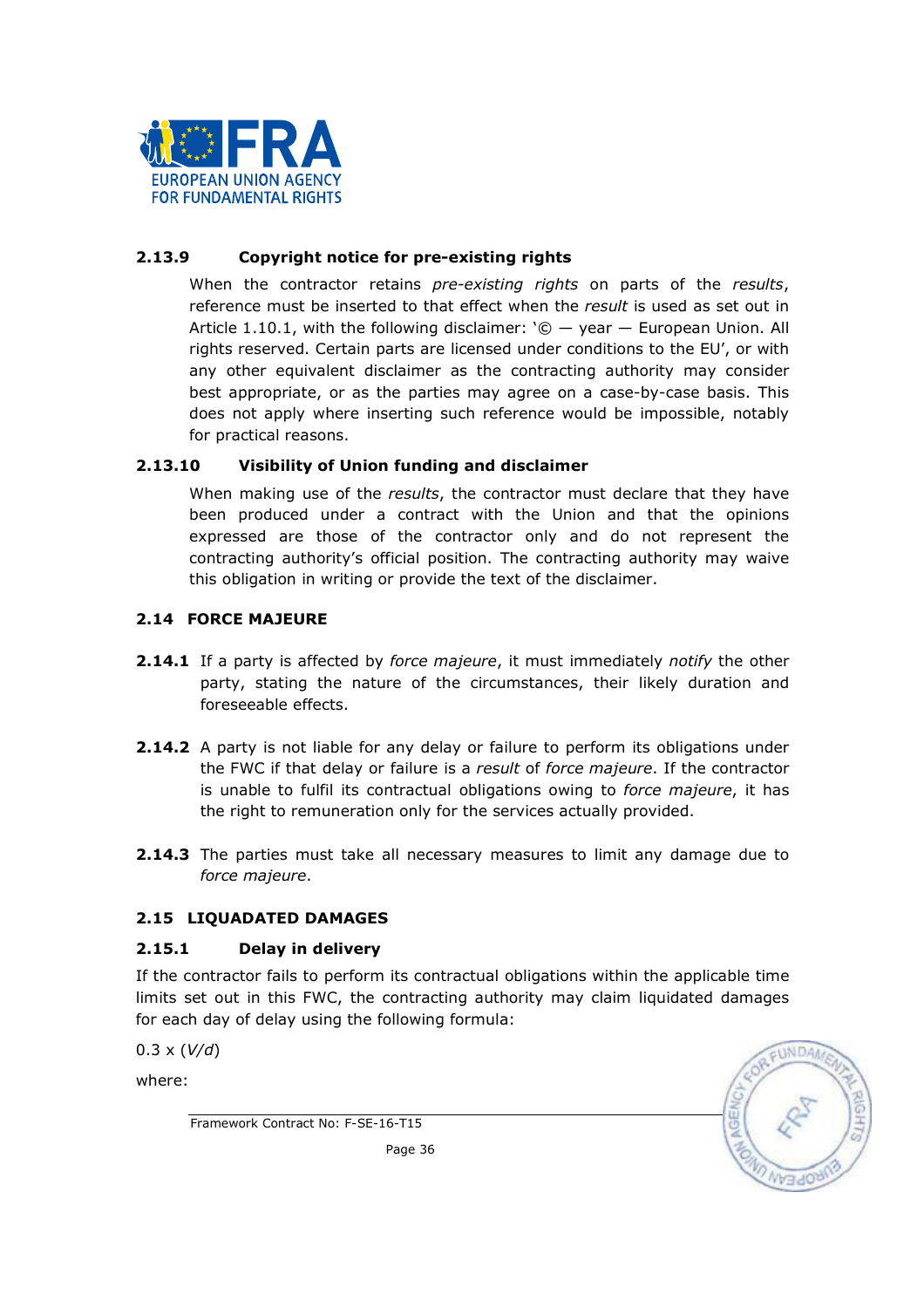#### 2.13.9 Copyright notice for pre-existing rights

When the contractor retains *pre-existing rights* on parts of the *results*, reference must be inserted to that effect when the *result* is used as set out in Article 1.10.1, with the following disclaimer: '© — year — European Union. All rights reserved. Certain parts are licensed under conditions to the EU', or with any other equivalent disclaimer as the contracting authority may consider best appropriate, or as the parties may agree on a case-by-case basis. This does not apply where inserting such reference would be impossible, notably for practical reasons.

#### 2.13.10 Visibility of Union funding and disclaimer

When making use of the *results*, the contractor must declare that they have been produced under a contract with the Union and that the opinions expressed are those of the contractor only and do not represent the contracting authority's official position. The contracting authority may waive this obligation in writing or provide the text of the disclaimer.

### 2.14 FORCE MAJEURE

**2.14.1** If a party is affected by *force majeure*, it must immediately *notify* the other party, stating the nature of the circumstances, their likely duration and foreseeable effects.

**2.14.2** A party is not liable for any delay or failure to perform its obligations under the FWC if that delay or failure is a *result* of *force majeure*. If the contractor is unable to fulfil its contractual obligations owing to *force majeure*, it has the right to remuneration only for the services actually provided.

**2.14.3** The parties must take all necessary measures to limit any damage due to *force majeure*.

### 2.15 LIQUADATED DAMAGES

#### 2.15.1 Delay in delivery

If the contractor fails to perform its contractual obligations within the applicable time limits set out in this FWC, the contracting authority may claim liquidated damages for each day of delay using the following formula:

0.3 x (*V/d*)

where: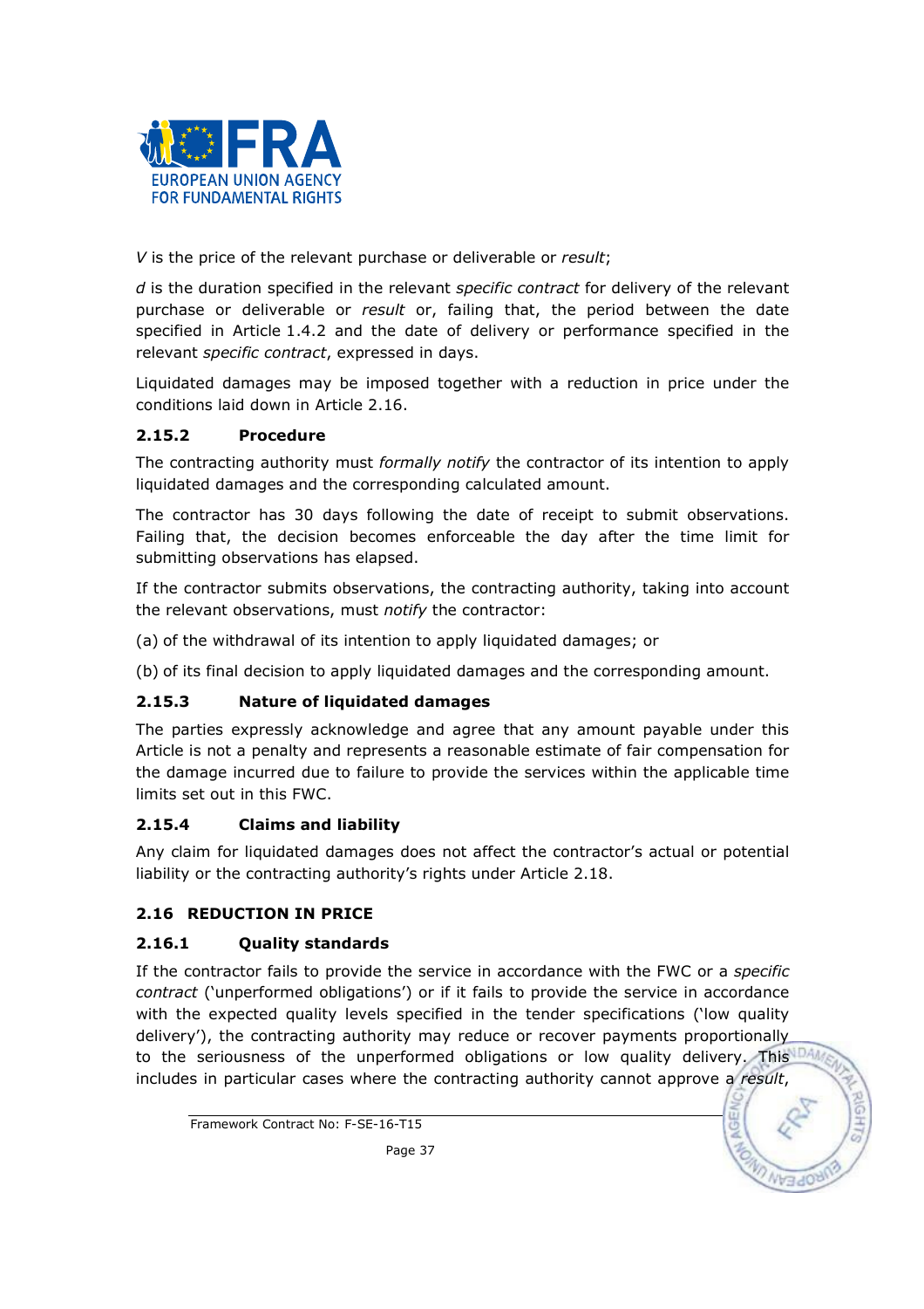$V$ is the price of the relevant purchase or deliverable or *result*;

$d$ is the duration specified in the relevant *specific contract* for delivery of the relevant purchase or deliverable or *result* or, failing that, the period between the date specified in Article 1.4.2 and the date of delivery or performance specified in the relevant *specific contract*, expressed in days.

Liquidated damages may be imposed together with a reduction in price under the conditions laid down in Article 2.16.

### 2.15.2 Procedure

The contracting authority must *formally notify* the contractor of its intention to apply liquidated damages and the corresponding calculated amount.

The contractor has 30 days following the date of receipt to submit observations. Failing that, the decision becomes enforceable the day after the time limit for submitting observations has elapsed.

If the contractor submits observations, the contracting authority, taking into account the relevant observations, must *notify* the contractor:

(a) of the withdrawal of its intention to apply liquidated damages; or

(b) of its final decision to apply liquidated damages and the corresponding amount.

### 2.15.3 Nature of liquidated damages

The parties expressly acknowledge and agree that any amount payable under this Article is not a penalty and represents a reasonable estimate of fair compensation for the damage incurred due to failure to provide the services within the applicable time limits set out in this FWC.

### 2.15.4 Claims and liability

Any claim for liquidated damages does not affect the contractor's actual or potential liability or the contracting authority's rights under Article 2.18.

## 2.16 REDUCTION IN PRICE

### 2.16.1 Quality standards

If the contractor fails to provide the service in accordance with the FWC or a *specific contract* ('unperformed obligations') or if it fails to provide the service in accordance with the expected quality levels specified in the tender specifications ('low quality delivery'), the contracting authority may reduce or recover payments proportionally to the seriousness of the unperformed obligations or low quality delivery. This includes in particular cases where the contracting authority cannot approve a *result*,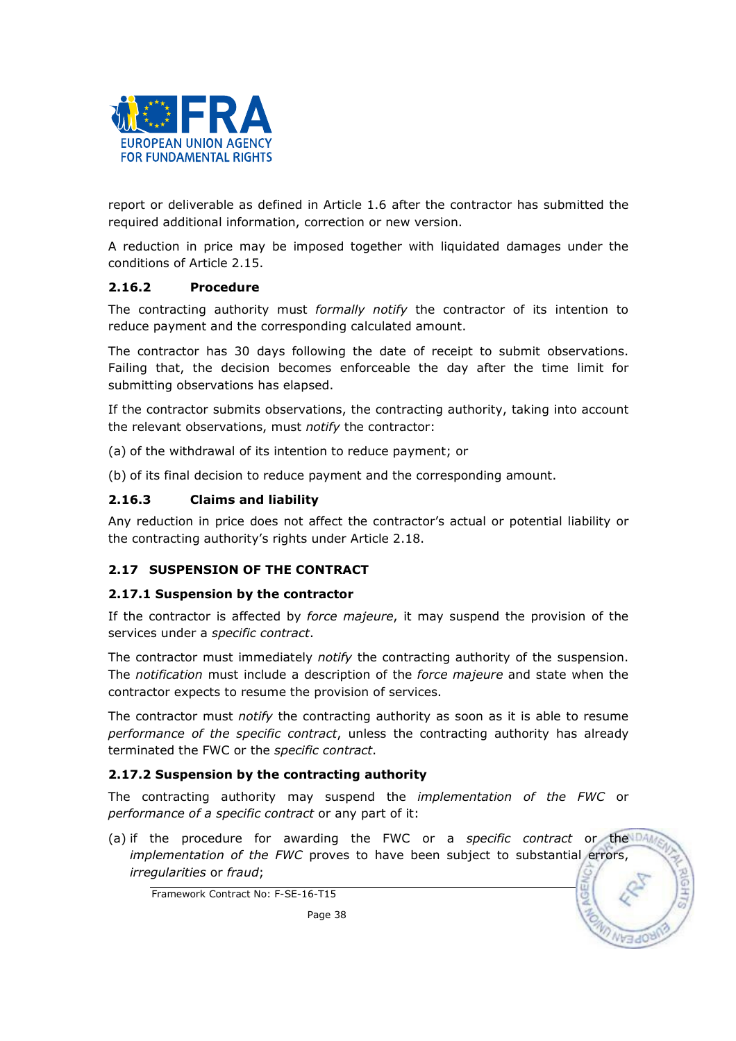report or deliverable as defined in Article 1.6 after the contractor has submitted the required additional information, correction or new version.

A reduction in price may be imposed together with liquidated damages under the conditions of Article 2.15.

### 2.16.2 Procedure

The contracting authority must *formally notify* the contractor of its intention to reduce payment and the corresponding calculated amount.

The contractor has 30 days following the date of receipt to submit observations. Failing that, the decision becomes enforceable the day after the time limit for submitting observations has elapsed.

If the contractor submits observations, the contracting authority, taking into account the relevant observations, must *notify* the contractor:

(a) of the withdrawal of its intention to reduce payment; or

(b) of its final decision to reduce payment and the corresponding amount.

### 2.16.3 Claims and liability

Any reduction in price does not affect the contractor's actual or potential liability or the contracting authority's rights under Article 2.18.

## 2.17 SUSPENSION OF THE CONTRACT

### 2.17.1 Suspension by the contractor

If the contractor is affected by *force majeure*, it may suspend the provision of the services under a *specific contract*.

The contractor must immediately *notify* the contracting authority of the suspension. The *notification* must include a description of the *force majeure* and state when the contractor expects to resume the provision of services.

The contractor must *notify* the contracting authority as soon as it is able to resume *performance of the specific contract*, unless the contracting authority has already terminated the FWC or the *specific contract*.

### 2.17.2 Suspension by the contracting authority

The contracting authority may suspend the *implementation of the FWC* or *performance of a specific contract* or any part of it:

(a) if the procedure for awarding the FWC or a *specific contract* or the *implementation of the FWC* proves to have been subject to substantial *errors, irregularities* or *fraud*;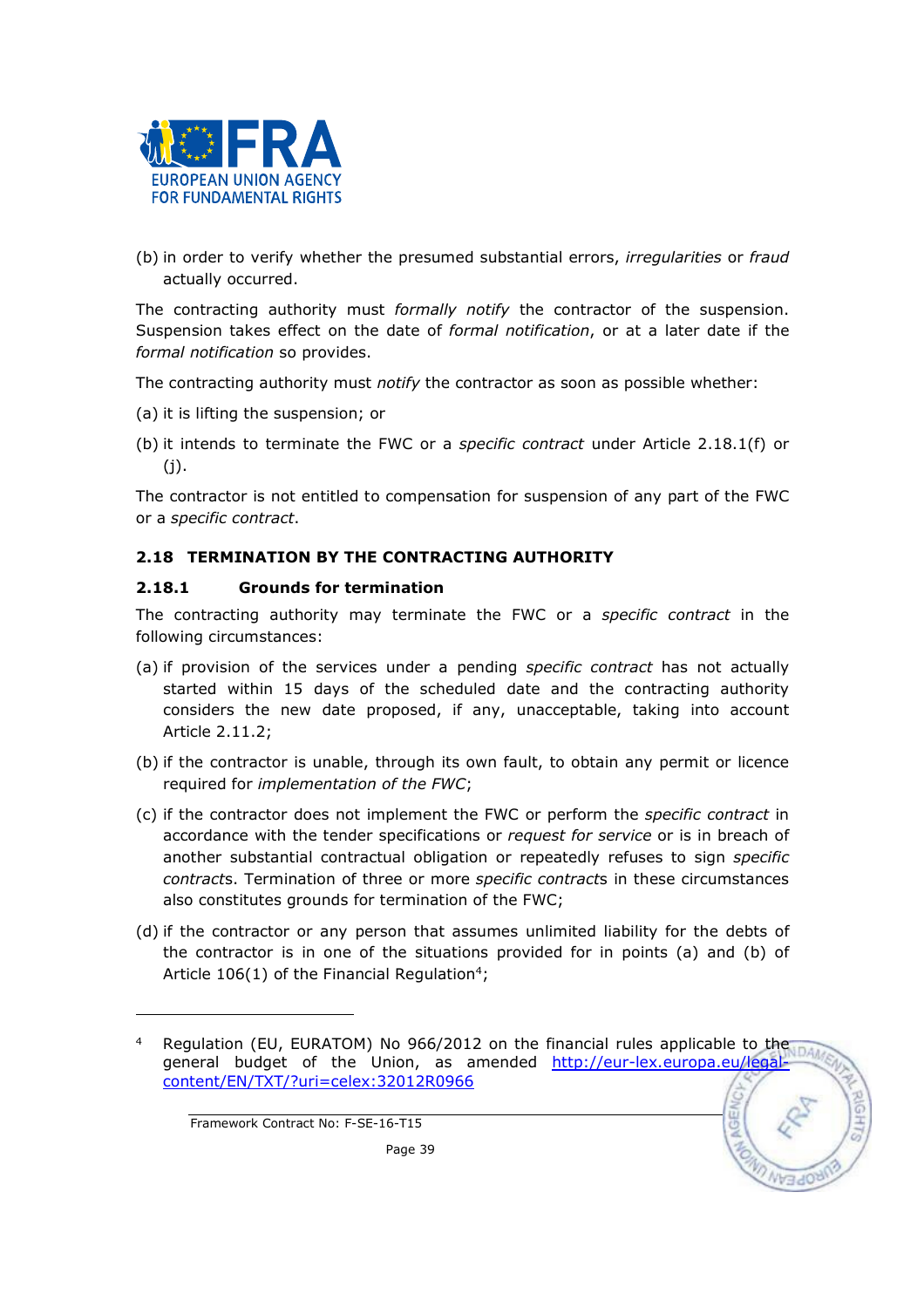(b) in order to verify whether the presumed substantial errors, *irregularities* or *fraud* actually occurred.

The contracting authority must *formally notify* the contractor of the suspension. Suspension takes effect on the date of *formal notification*, or at a later date if the *formal notification* so provides.

The contracting authority must *notify* the contractor as soon as possible whether:

(a) it is lifting the suspension; or

(b) it intends to terminate the FWC or a *specific contract* under Article 2.18.1(f) or (j).

The contractor is not entitled to compensation for suspension of any part of the FWC or a *specific contract*.

## 2.18 TERMINATION BY THE CONTRACTING AUTHORITY

### 2.18.1 Grounds for termination

The contracting authority may terminate the FWC or a *specific contract* in the following circumstances:

(a) if provision of the services under a pending *specific contract* has not actually started within 15 days of the scheduled date and the contracting authority considers the new date proposed, if any, unacceptable, taking into account Article 2.11.2;

(b) if the contractor is unable, through its own fault, to obtain any permit or licence required for *implementation of the FWC*;

(c) if the contractor does not implement the FWC or perform the *specific contract* in accordance with the tender specifications or *request for service* or is in breach of another substantial contractual obligation or repeatedly refuses to sign *specific contracts*. Termination of three or more *specific contracts* in these circumstances also constitutes grounds for termination of the FWC;

(d) if the contractor or any person that assumes unlimited liability for the debts of the contractor is in one of the situations provided for in points (a) and (b) of Article 106(1) of the Financial Regulation[4];

---

[4] Regulation (EU, EURATOM) No 966/2012 on the financial rules applicable to the general budget of the Union, as amended http://eur-lex.europa.eu/legal-content/EN/TXT/?uri=celex:32012R0966

Framework Contract No: F-SE-16-T15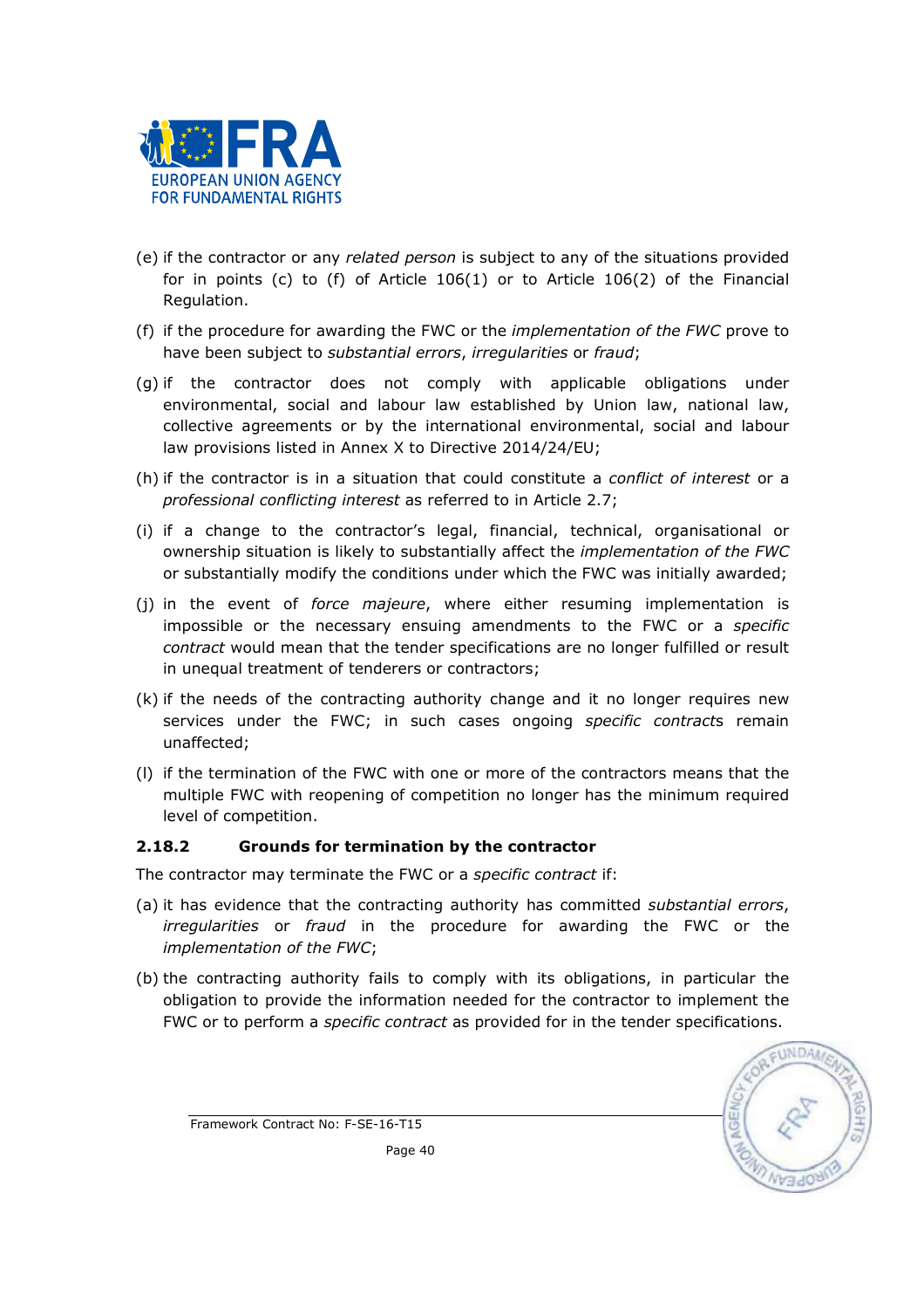(e) if the contractor or any *related person* is subject to any of the situations provided for in points (c) to (f) of Article 106(1) or to Article 106(2) of the Financial Regulation.

(f) if the procedure for awarding the FWC or the *implementation of the FWC* prove to have been subject to *substantial errors*, *irregularities* or *fraud*;

(g) if the contractor does not comply with applicable obligations under environmental, social and labour law established by Union law, national law, collective agreements or by the international environmental, social and labour law provisions listed in Annex X to Directive 2014/24/EU;

(h) if the contractor is in a situation that could constitute a *conflict of interest* or a *professional conflicting interest* as referred to in Article 2.7;

(i) if a change to the contractor's legal, financial, technical, organisational or ownership situation is likely to substantially affect the *implementation of the FWC* or substantially modify the conditions under which the FWC was initially awarded;

(j) in the event of *force majeure*, where either resuming implementation is impossible or the necessary ensuing amendments to the FWC or a *specific contract* would mean that the tender specifications are no longer fulfilled or result in unequal treatment of tenderers or contractors;

(k) if the needs of the contracting authority change and it no longer requires new services under the FWC; in such cases ongoing *specific contract*s remain unaffected;

(l) if the termination of the FWC with one or more of the contractors means that the multiple FWC with reopening of competition no longer has the minimum required level of competition.

### 2.18.2 Grounds for termination by the contractor

The contractor may terminate the FWC or a *specific contract* if:

(a) it has evidence that the contracting authority has committed *substantial errors*, *irregularities* or *fraud* in the procedure for awarding the FWC or the *implementation of the FWC*;

(b) the contracting authority fails to comply with its obligations, in particular the obligation to provide the information needed for the contractor to implement the FWC or to perform a *specific contract* as provided for in the tender specifications.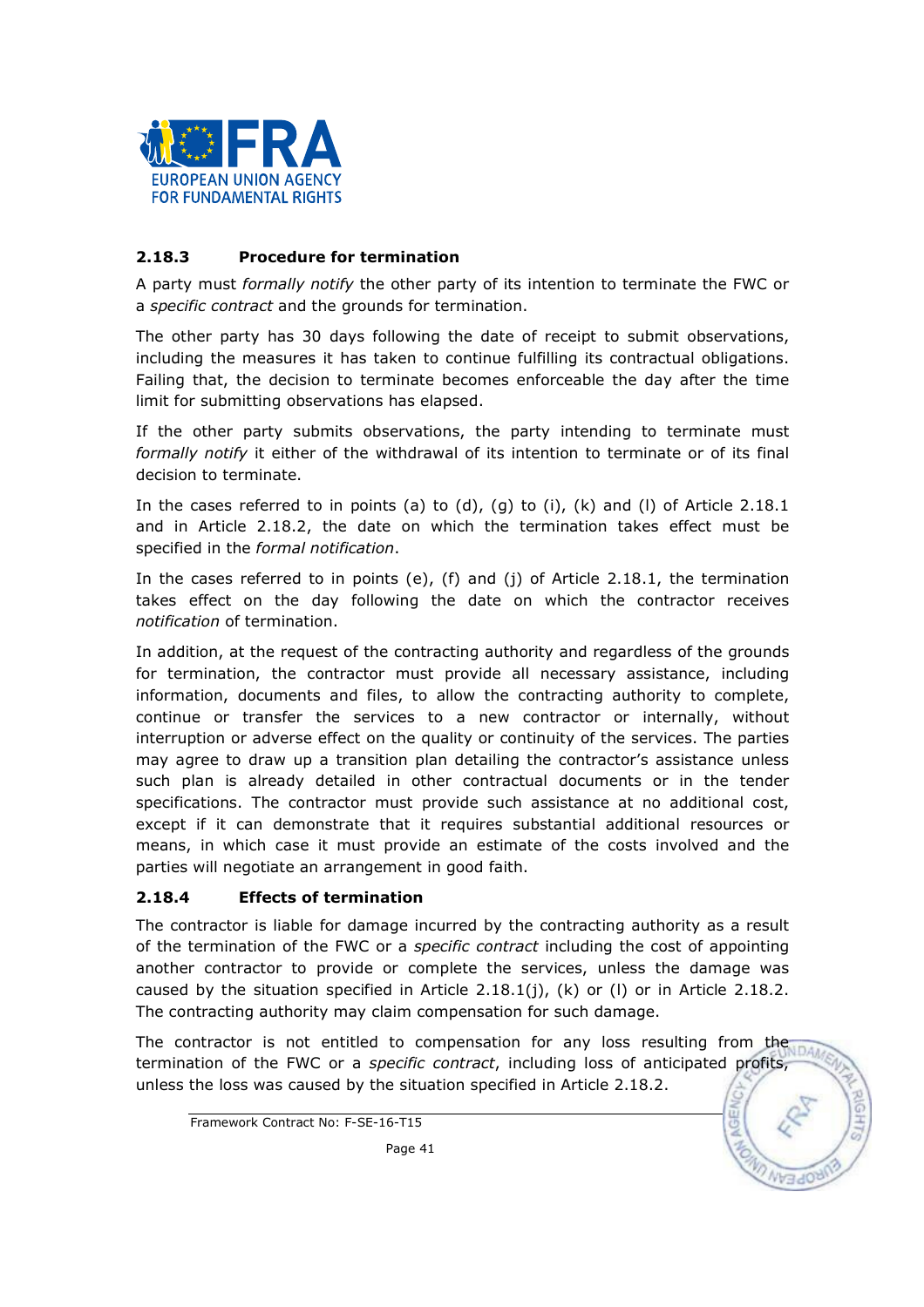### 2.18.3 Procedure for termination

A party must *formally notify* the other party of its intention to terminate the FWC or a *specific contract* and the grounds for termination.

The other party has 30 days following the date of receipt to submit observations, including the measures it has taken to continue fulfilling its contractual obligations. Failing that, the decision to terminate becomes enforceable the day after the time limit for submitting observations has elapsed.

If the other party submits observations, the party intending to terminate must *formally notify* it either of the withdrawal of its intention to terminate or of its final decision to terminate.

In the cases referred to in points (a) to (d), (g) to (i), (k) and (l) of Article 2.18.1 and in Article 2.18.2, the date on which the termination takes effect must be specified in the *formal notification*.

In the cases referred to in points (e), (f) and (j) of Article 2.18.1, the termination takes effect on the day following the date on which the contractor receives *notification* of termination.

In addition, at the request of the contracting authority and regardless of the grounds for termination, the contractor must provide all necessary assistance, including information, documents and files, to allow the contracting authority to complete, continue or transfer the services to a new contractor or internally, without interruption or adverse effect on the quality or continuity of the services. The parties may agree to draw up a transition plan detailing the contractor's assistance unless such plan is already detailed in other contractual documents or in the tender specifications. The contractor must provide such assistance at no additional cost, except if it can demonstrate that it requires substantial additional resources or means, in which case it must provide an estimate of the costs involved and the parties will negotiate an arrangement in good faith.

### 2.18.4 Effects of termination

The contractor is liable for damage incurred by the contracting authority as a result of the termination of the FWC or a *specific contract* including the cost of appointing another contractor to provide or complete the services, unless the damage was caused by the situation specified in Article 2.18.1(j), (k) or (l) or in Article 2.18.2. The contracting authority may claim compensation for such damage.

The contractor is not entitled to compensation for any loss resulting from the termination of the FWC or a *specific contract*, including loss of anticipated profits, unless the loss was caused by the situation specified in Article 2.18.2.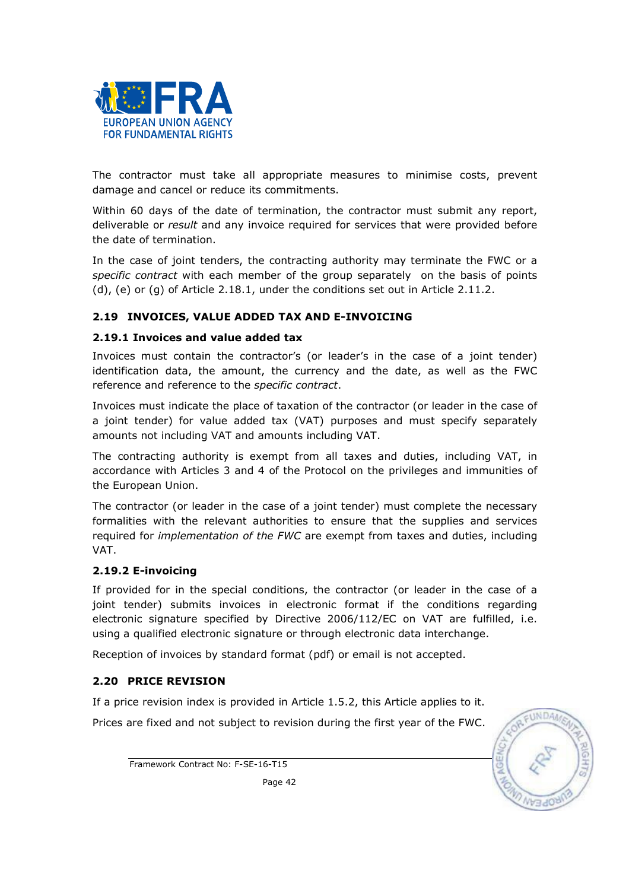The contractor must take all appropriate measures to minimise costs, prevent damage and cancel or reduce its commitments.

Within 60 days of the date of termination, the contractor must submit any report, deliverable or *result* and any invoice required for services that were provided before the date of termination.

In the case of joint tenders, the contracting authority may terminate the FWC or a *specific contract* with each member of the group separately on the basis of points (d), (e) or (g) of Article 2.18.1, under the conditions set out in Article 2.11.2.

## 2.19 INVOICES, VALUE ADDED TAX AND E-INVOICING

### 2.19.1 Invoices and value added tax

Invoices must contain the contractor's (or leader's in the case of a joint tender) identification data, the amount, the currency and the date, as well as the FWC reference and reference to the *specific contract*.

Invoices must indicate the place of taxation of the contractor (or leader in the case of a joint tender) for value added tax (VAT) purposes and must specify separately amounts not including VAT and amounts including VAT.

The contracting authority is exempt from all taxes and duties, including VAT, in accordance with Articles 3 and 4 of the Protocol on the privileges and immunities of the European Union.

The contractor (or leader in the case of a joint tender) must complete the necessary formalities with the relevant authorities to ensure that the supplies and services required for *implementation of the FWC* are exempt from taxes and duties, including VAT.

### 2.19.2 E-invoicing

If provided for in the special conditions, the contractor (or leader in the case of a joint tender) submits invoices in electronic format if the conditions regarding electronic signature specified by Directive 2006/112/EC on VAT are fulfilled, i.e. using a qualified electronic signature or through electronic data interchange.

Reception of invoices by standard format (pdf) or email is not accepted.

## 2.20 PRICE REVISION

If a price revision index is provided in Article 1.5.2, this Article applies to it.

Prices are fixed and not subject to revision during the first year of the FWC.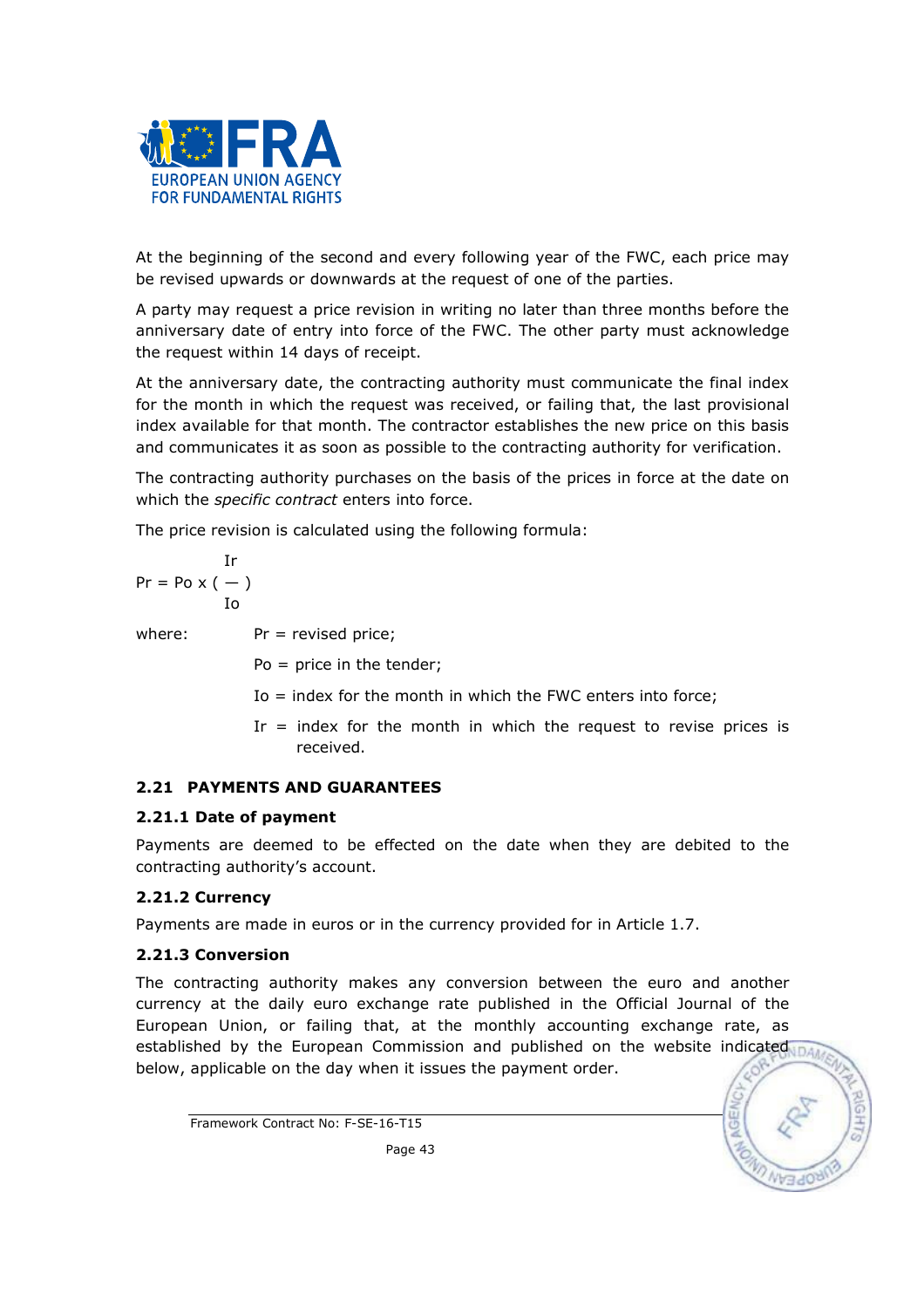At the beginning of the second and every following year of the FWC, each price may be revised upwards or downwards at the request of one of the parties.

A party may request a price revision in writing no later than three months before the anniversary date of entry into force of the FWC. The other party must acknowledge the request within 14 days of receipt.

At the anniversary date, the contracting authority must communicate the final index for the month in which the request was received, or failing that, the last provisional index available for that month. The contractor establishes the new price on this basis and communicates it as soon as possible to the contracting authority for verification.

The contracting authority purchases on the basis of the prices in force at the date on which the *specific contract* enters into force.

The price revision is calculated using the following formula:

$$Pr = Po \times \left( \frac{Ir}{Io} \right)$$

where:

- Pr = revised price;
- Po = price in the tender;
- Io = index for the month in which the FWC enters into force;
- Ir = index for the month in which the request to revise prices is received.

## 2.21 PAYMENTS AND GUARANTEES

### 2.21.1 Date of payment

Payments are deemed to be effected on the date when they are debited to the contracting authority's account.

### 2.21.2 Currency

Payments are made in euros or in the currency provided for in Article 1.7.

### 2.21.3 Conversion

The contracting authority makes any conversion between the euro and another currency at the daily euro exchange rate published in the Official Journal of the European Union, or failing that, at the monthly accounting exchange rate, as established by the European Commission and published on the website indicated below, applicable on the day when it issues the payment order.

Framework Contract No: F-SE-16-T15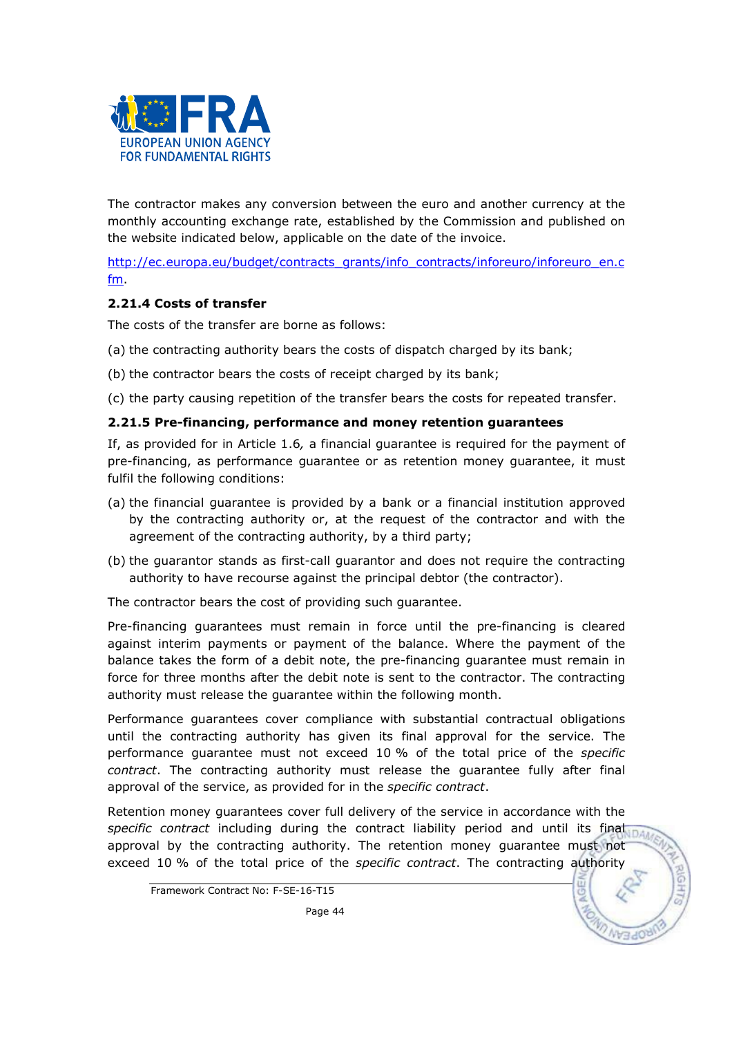The contractor makes any conversion between the euro and another currency at the monthly accounting exchange rate, established by the Commission and published on the website indicated below, applicable on the date of the invoice.

http://ec.europa.eu/budget/contracts_grants/info_contracts/inforeuro/inforeuro_en.cfm.

#### 2.21.4 Costs of transfer

The costs of the transfer are borne as follows:

(a) the contracting authority bears the costs of dispatch charged by its bank;

(b) the contractor bears the costs of receipt charged by its bank;

(c) the party causing repetition of the transfer bears the costs for repeated transfer.

#### 2.21.5 Pre-financing, performance and money retention guarantees

If, as provided for in Article 1.6*,* a financial guarantee is required for the payment of pre-financing, as performance guarantee or as retention money guarantee, it must fulfil the following conditions:

(a) the financial guarantee is provided by a bank or a financial institution approved by the contracting authority or, at the request of the contractor and with the agreement of the contracting authority, by a third party;

(b) the guarantor stands as first-call guarantor and does not require the contracting authority to have recourse against the principal debtor (the contractor).

The contractor bears the cost of providing such guarantee.

Pre-financing guarantees must remain in force until the pre-financing is cleared against interim payments or payment of the balance. Where the payment of the balance takes the form of a debit note, the pre-financing guarantee must remain in force for three months after the debit note is sent to the contractor. The contracting authority must release the guarantee within the following month.

Performance guarantees cover compliance with substantial contractual obligations until the contracting authority has given its final approval for the service. The performance guarantee must not exceed 10 % of the total price of the *specific contract*. The contracting authority must release the guarantee fully after final approval of the service, as provided for in the *specific contract*.

Retention money guarantees cover full delivery of the service in accordance with the *specific contract* including during the contract liability period and until its final approval by the contracting authority. The retention money guarantee must not exceed 10 % of the total price of the *specific contract*. The contracting authority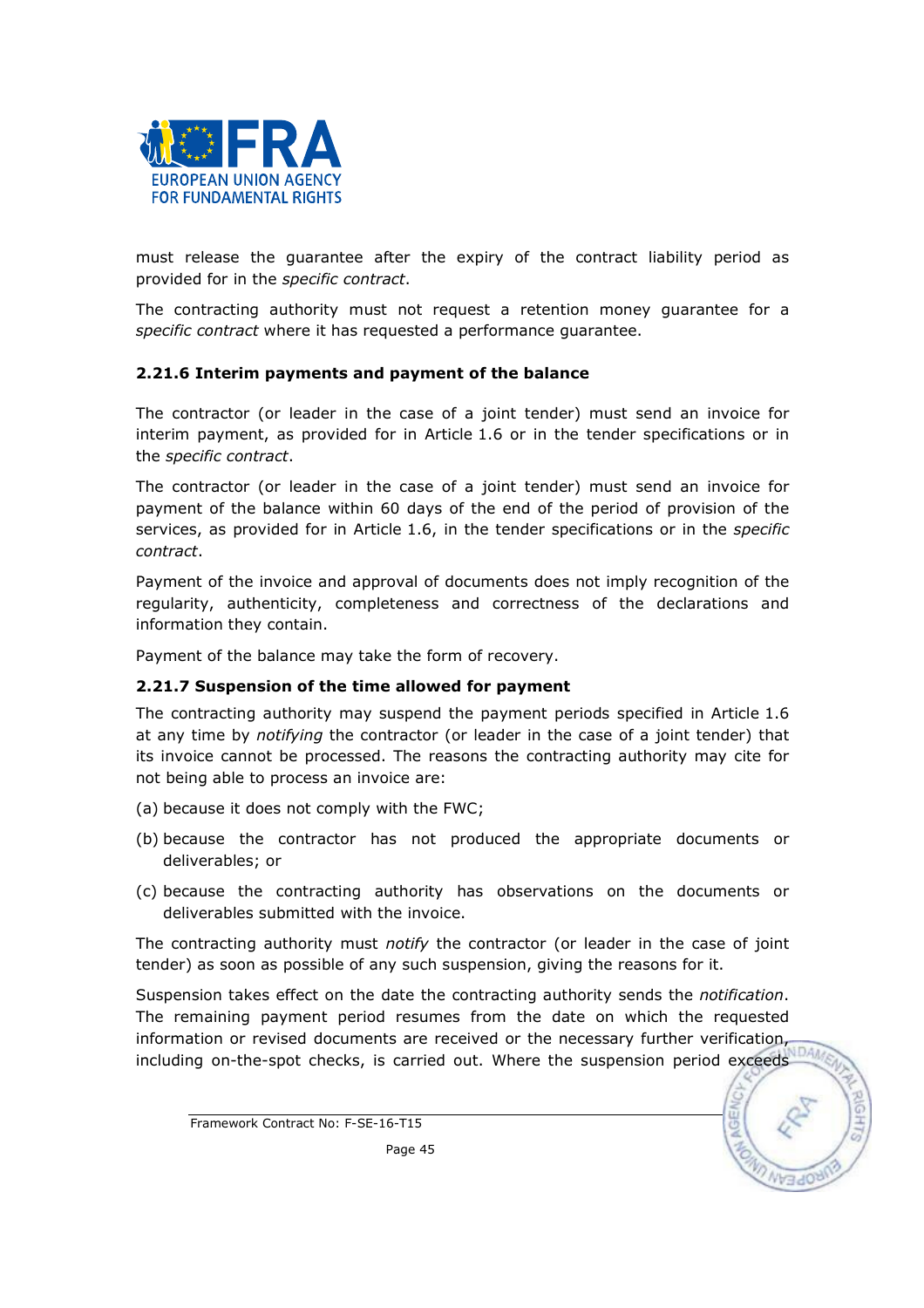must release the guarantee after the expiry of the contract liability period as provided for in the *specific contract*.

The contracting authority must not request a retention money guarantee for a *specific contract* where it has requested a performance guarantee.

### 2.21.6 Interim payments and payment of the balance

The contractor (or leader in the case of a joint tender) must send an invoice for interim payment, as provided for in Article 1.6 or in the tender specifications or in the *specific contract*.

The contractor (or leader in the case of a joint tender) must send an invoice for payment of the balance within 60 days of the end of the period of provision of the services, as provided for in Article 1.6, in the tender specifications or in the *specific contract*.

Payment of the invoice and approval of documents does not imply recognition of the regularity, authenticity, completeness and correctness of the declarations and information they contain.

Payment of the balance may take the form of recovery.

### 2.21.7 Suspension of the time allowed for payment

The contracting authority may suspend the payment periods specified in Article 1.6 at any time by *notifying* the contractor (or leader in the case of a joint tender) that its invoice cannot be processed. The reasons the contracting authority may cite for not being able to process an invoice are:

(a) because it does not comply with the FWC;

(b) because the contractor has not produced the appropriate documents or deliverables; or

(c) because the contracting authority has observations on the documents or deliverables submitted with the invoice.

The contracting authority must *notify* the contractor (or leader in the case of joint tender) as soon as possible of any such suspension, giving the reasons for it.

Suspension takes effect on the date the contracting authority sends the *notification*. The remaining payment period resumes from the date on which the requested information or revised documents are received or the necessary further verification, including on-the-spot checks, is carried out. Where the suspension period exceeds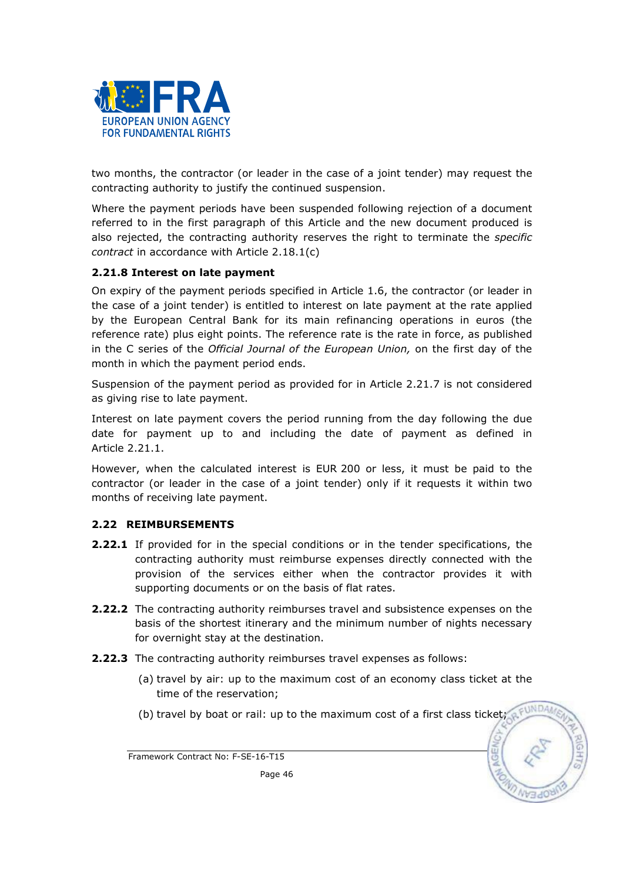two months, the contractor (or leader in the case of a joint tender) may request the contracting authority to justify the continued suspension.

Where the payment periods have been suspended following rejection of a document referred to in the first paragraph of this Article and the new document produced is also rejected, the contracting authority reserves the right to terminate the *specific contract* in accordance with Article 2.18.1(c)

### 2.21.8 Interest on late payment

On expiry of the payment periods specified in Article 1.6, the contractor (or leader in the case of a joint tender) is entitled to interest on late payment at the rate applied by the European Central Bank for its main refinancing operations in euros (the reference rate) plus eight points. The reference rate is the rate in force, as published in the C series of the *Official Journal of the European Union,* on the first day of the month in which the payment period ends.

Suspension of the payment period as provided for in Article 2.21.7 is not considered as giving rise to late payment.

Interest on late payment covers the period running from the day following the due date for payment up to and including the date of payment as defined in Article 2.21.1.

However, when the calculated interest is EUR 200 or less, it must be paid to the contractor (or leader in the case of a joint tender) only if it requests it within two months of receiving late payment.

## 2.22 REIMBURSEMENTS

**2.22.1** If provided for in the special conditions or in the tender specifications, the contracting authority must reimburse expenses directly connected with the provision of the services either when the contractor provides it with supporting documents or on the basis of flat rates.

**2.22.2** The contracting authority reimburses travel and subsistence expenses on the basis of the shortest itinerary and the minimum number of nights necessary for overnight stay at the destination.

**2.22.3** The contracting authority reimburses travel expenses as follows:

(a) travel by air: up to the maximum cost of an economy class ticket at the time of the reservation;

(b) travel by boat or rail: up to the maximum cost of a first class ticket;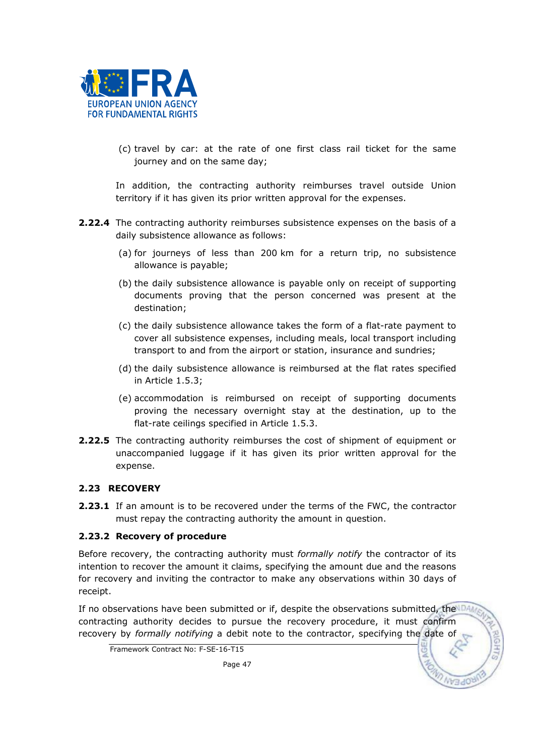(c) travel by car: at the rate of one first class rail ticket for the same journey and on the same day;

In addition, the contracting authority reimburses travel outside Union territory if it has given its prior written approval for the expenses.

**2.22.4** The contracting authority reimburses subsistence expenses on the basis of a daily subsistence allowance as follows:

(a) for journeys of less than 200 km for a return trip, no subsistence allowance is payable;

(b) the daily subsistence allowance is payable only on receipt of supporting documents proving that the person concerned was present at the destination;

(c) the daily subsistence allowance takes the form of a flat-rate payment to cover all subsistence expenses, including meals, local transport including transport to and from the airport or station, insurance and sundries;

(d) the daily subsistence allowance is reimbursed at the flat rates specified in Article 1.5.3;

(e) accommodation is reimbursed on receipt of supporting documents proving the necessary overnight stay at the destination, up to the flat-rate ceilings specified in Article 1.5.3.

**2.22.5** The contracting authority reimburses the cost of shipment of equipment or unaccompanied luggage if it has given its prior written approval for the expense.

### 2.23 RECOVERY

**2.23.1** If an amount is to be recovered under the terms of the FWC, the contractor must repay the contracting authority the amount in question.

#### 2.23.2 Recovery of procedure

Before recovery, the contracting authority must *formally notify* the contractor of its intention to recover the amount it claims, specifying the amount due and the reasons for recovery and inviting the contractor to make any observations within 30 days of receipt.

If no observations have been submitted or if, despite the observations submitted, the contracting authority decides to pursue the recovery procedure, it must confirm recovery by *formally notifying* a debit note to the contractor, specifying the date of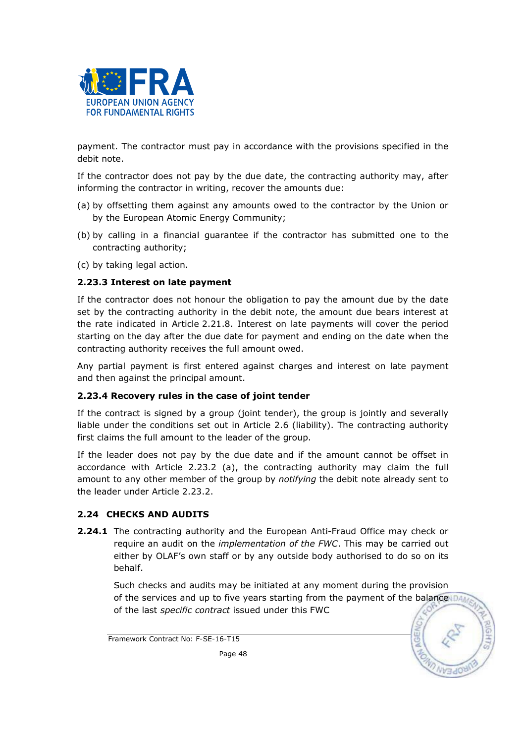payment. The contractor must pay in accordance with the provisions specified in the debit note.

If the contractor does not pay by the due date, the contracting authority may, after informing the contractor in writing, recover the amounts due:

(a) by offsetting them against any amounts owed to the contractor by the Union or by the European Atomic Energy Community;

(b) by calling in a financial guarantee if the contractor has submitted one to the contracting authority;

(c) by taking legal action.

#### 2.23.3 Interest on late payment

If the contractor does not honour the obligation to pay the amount due by the date set by the contracting authority in the debit note, the amount due bears interest at the rate indicated in Article 2.21.8. Interest on late payments will cover the period starting on the day after the due date for payment and ending on the date when the contracting authority receives the full amount owed.

Any partial payment is first entered against charges and interest on late payment and then against the principal amount.

#### 2.23.4 Recovery rules in the case of joint tender

If the contract is signed by a group (joint tender), the group is jointly and severally liable under the conditions set out in Article 2.6 (liability). The contracting authority first claims the full amount to the leader of the group.

If the leader does not pay by the due date and if the amount cannot be offset in accordance with Article 2.23.2 (a), the contracting authority may claim the full amount to any other member of the group by *notifying* the debit note already sent to the leader under Article 2.23.2.

### 2.24 CHECKS AND AUDITS

**2.24.1** The contracting authority and the European Anti-Fraud Office may check or require an audit on the *implementation of the FWC*. This may be carried out either by OLAF's own staff or by any outside body authorised to do so on its behalf.

Such checks and audits may be initiated at any moment during the provision of the services and up to five years starting from the payment of the balance of the last *specific contract* issued under this FWC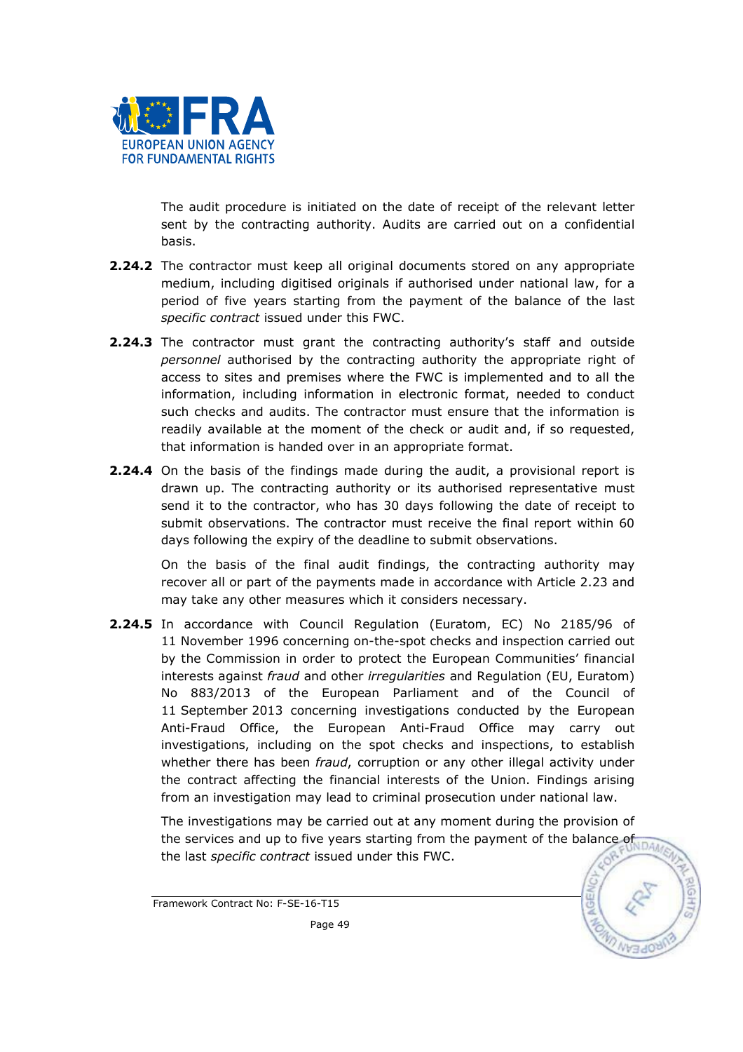The audit procedure is initiated on the date of receipt of the relevant letter sent by the contracting authority. Audits are carried out on a confidential basis.

**2.24.2** The contractor must keep all original documents stored on any appropriate medium, including digitised originals if authorised under national law, for a period of five years starting from the payment of the balance of the last *specific contract* issued under this FWC.

**2.24.3** The contractor must grant the contracting authority's staff and outside *personnel* authorised by the contracting authority the appropriate right of access to sites and premises where the FWC is implemented and to all the information, including information in electronic format, needed to conduct such checks and audits. The contractor must ensure that the information is readily available at the moment of the check or audit and, if so requested, that information is handed over in an appropriate format.

**2.24.4** On the basis of the findings made during the audit, a provisional report is drawn up. The contracting authority or its authorised representative must send it to the contractor, who has 30 days following the date of receipt to submit observations. The contractor must receive the final report within 60 days following the expiry of the deadline to submit observations.

On the basis of the final audit findings, the contracting authority may recover all or part of the payments made in accordance with Article 2.23 and may take any other measures which it considers necessary.

**2.24.5** In accordance with Council Regulation (Euratom, EC) No 2185/96 of 11 November 1996 concerning on-the-spot checks and inspection carried out by the Commission in order to protect the European Communities' financial interests against *fraud* and other *irregularities* and Regulation (EU, Euratom) No 883/2013 of the European Parliament and of the Council of 11 September 2013 concerning investigations conducted by the European Anti-Fraud Office, the European Anti-Fraud Office may carry out investigations, including on the spot checks and inspections, to establish whether there has been *fraud*, corruption or any other illegal activity under the contract affecting the financial interests of the Union. Findings arising from an investigation may lead to criminal prosecution under national law.

The investigations may be carried out at any moment during the provision of the services and up to five years starting from the payment of the balance of the last *specific contract* issued under this FWC.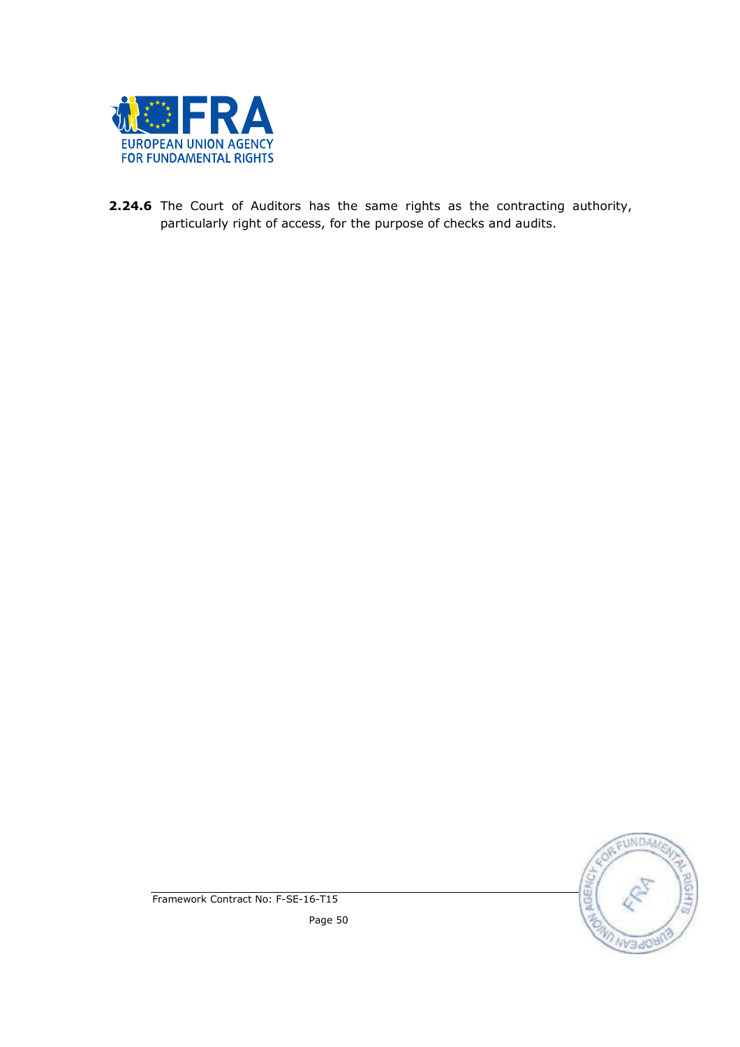**2.24.6** The Court of Auditors has the same rights as the contracting authority, particularly right of access, for the purpose of checks and audits.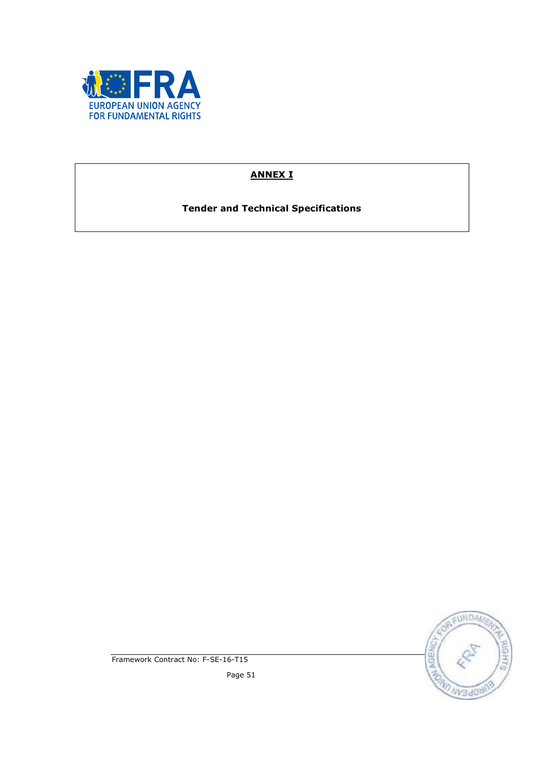# ANNEX I

## Tender and Technical Specifications

Framework Contract No: F-SE-16-T15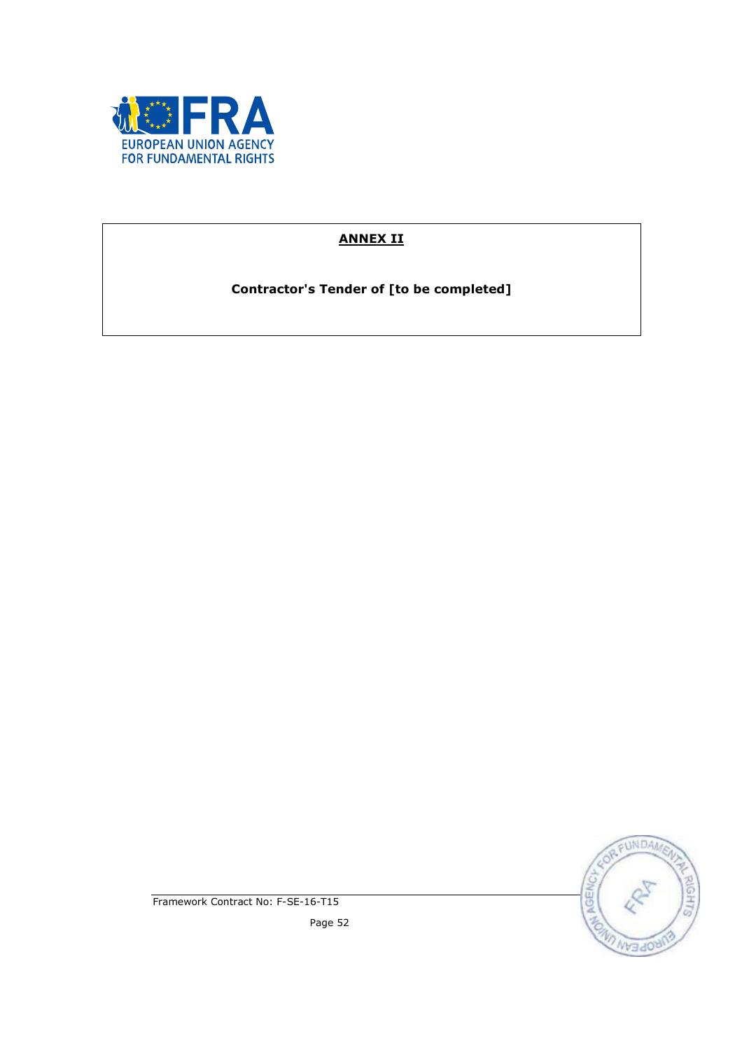**ANNEX II**

**Contractor's Tender of [to be completed]**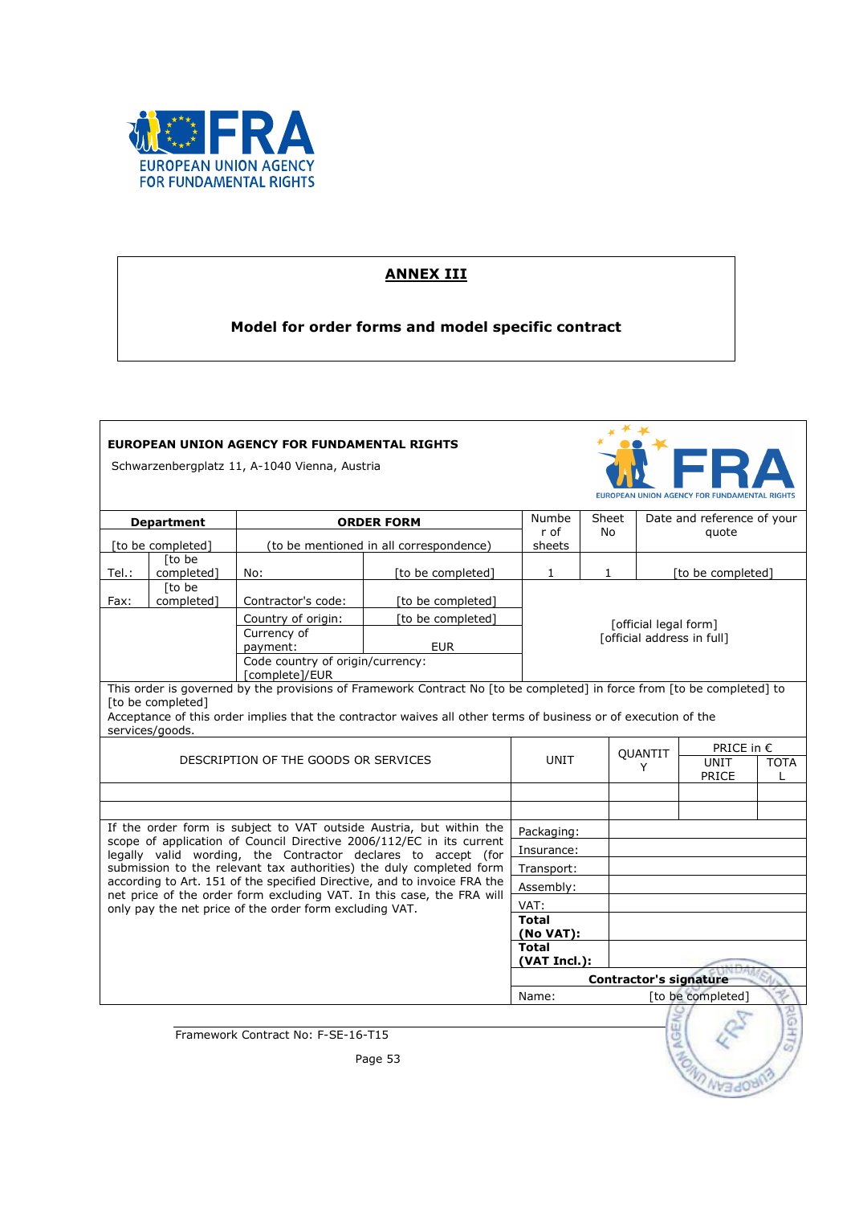# ANNEX III

**Model for order forms and model specific contract**

**EUROPEAN UNION AGENCY FOR FUNDAMENTAL RIGHTS**

Schwarzenbergplatz 11, A-1040 Vienna, Austria

| Department | | ORDER FORM | | Number of sheets | Sheet No | Date and reference of your quote |
|---|---|---|---|---|---|---|
| [to be completed] | | (to be mentioned in all correspondence) | | | | |
| Tel.: | [to be completed] | No: | [to be completed] | 1 | 1 | [to be completed] |
| Fax: | [to be completed] | Contractor's code: | [to be completed] | [official legal form] [official address in full] | | |
| | | Country of origin: | [to be completed] | | | |
| | | Currency of payment: | EUR | | | |
| | | Code country of origin/currency: [complete]/EUR | | | | |

This order is governed by the provisions of Framework Contract No [to be completed] in force from [to be completed] to [to be completed]

Acceptance of this order implies that the contractor waives all other terms of business or of execution of the services/goods.

| DESCRIPTION OF THE GOODS OR SERVICES | UNIT | QUANTITY | PRICE in € UNIT PRICE | TOTAL |
|---|---|---|---|---|
| | | | | |
| | | | | |

| | | |
|---|---|---|
| If the order form is subject to VAT outside Austria, but within the scope of application of Council Directive 2006/112/EC in its current legally valid wording, the Contractor declares to accept (for submission to the relevant tax authorities) the duly completed form according to Art. 151 of the specified Directive, and to invoice FRA the net price of the order form excluding VAT. In this case, the FRA will only pay the net price of the order form excluding VAT. | Packaging: | |
| | Insurance: | |
| | Transport: | |
| | Assembly: | |
| | VAT: | |
| | **Total (No VAT):** | |
| | **Total (VAT Incl.):** | |
| | **Contractor's signature** | |
| | Name: | [to be completed] |

Framework Contract No: F-SE-16-T15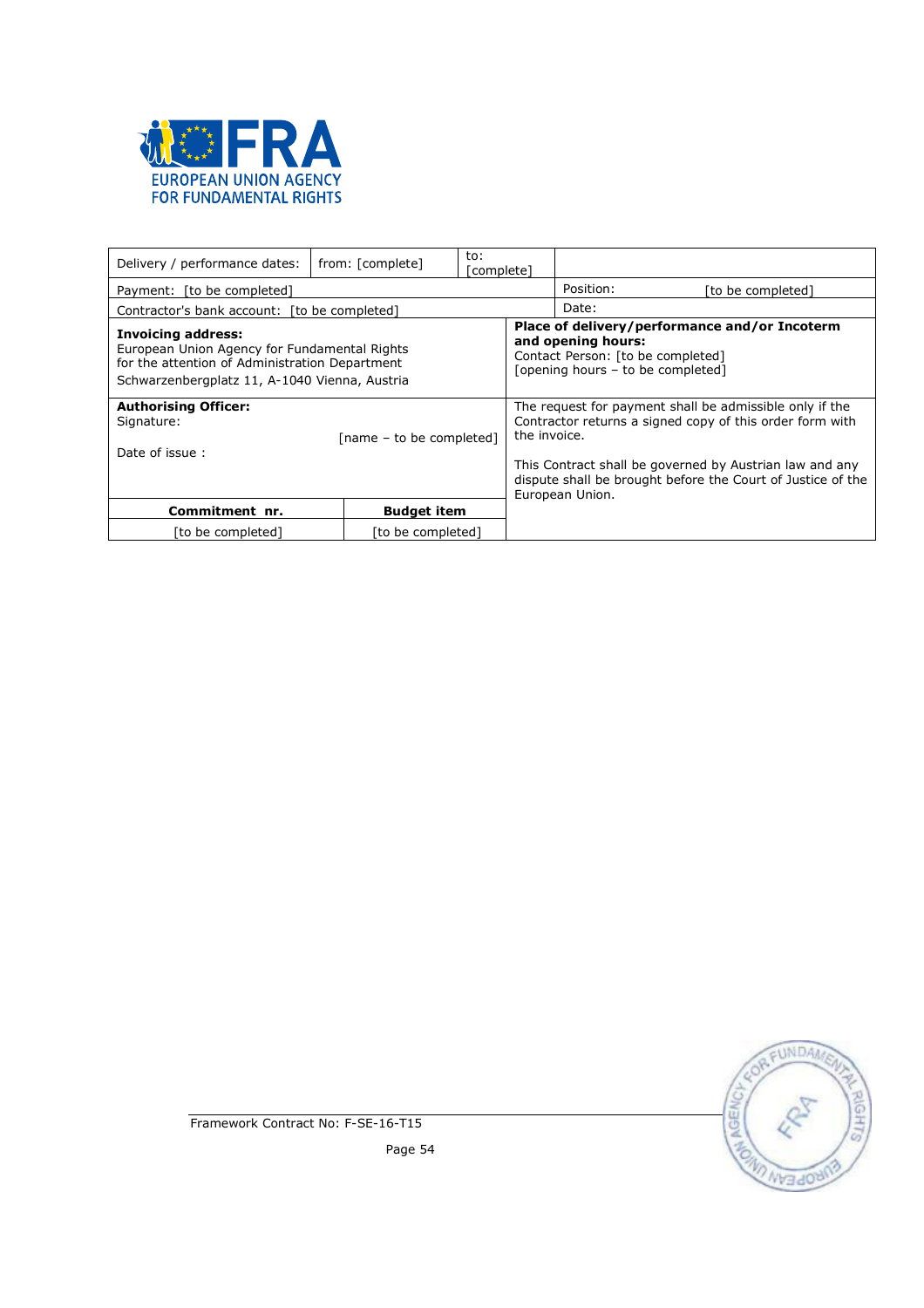| Delivery / performance dates: | from: [complete] | to: [complete] | |
|---|---|---|---|
| Payment: [to be completed] | | | Position: [to be completed] |
| Contractor's bank account: [to be completed] | | | Date: |
| **Invoicing address:** European Union Agency for Fundamental Rights for the attention of Administration Department Schwarzenbergplatz 11, A-1040 Vienna, Austria | | **Place of delivery/performance and/or Incoterm and opening hours:** Contact Person: [to be completed] [opening hours – to be completed] | |
| **Authorising Officer:** Signature: [name – to be completed] Date of issue : | | The request for payment shall be admissible only if the Contractor returns a signed copy of this order form with the invoice. This Contract shall be governed by Austrian law and any dispute shall be brought before the Court of Justice of the European Union. | |
| **Commitment nr.** | **Budget item** | | |
| [to be completed] | [to be completed] | | |

Framework Contract No: F-SE-16-T15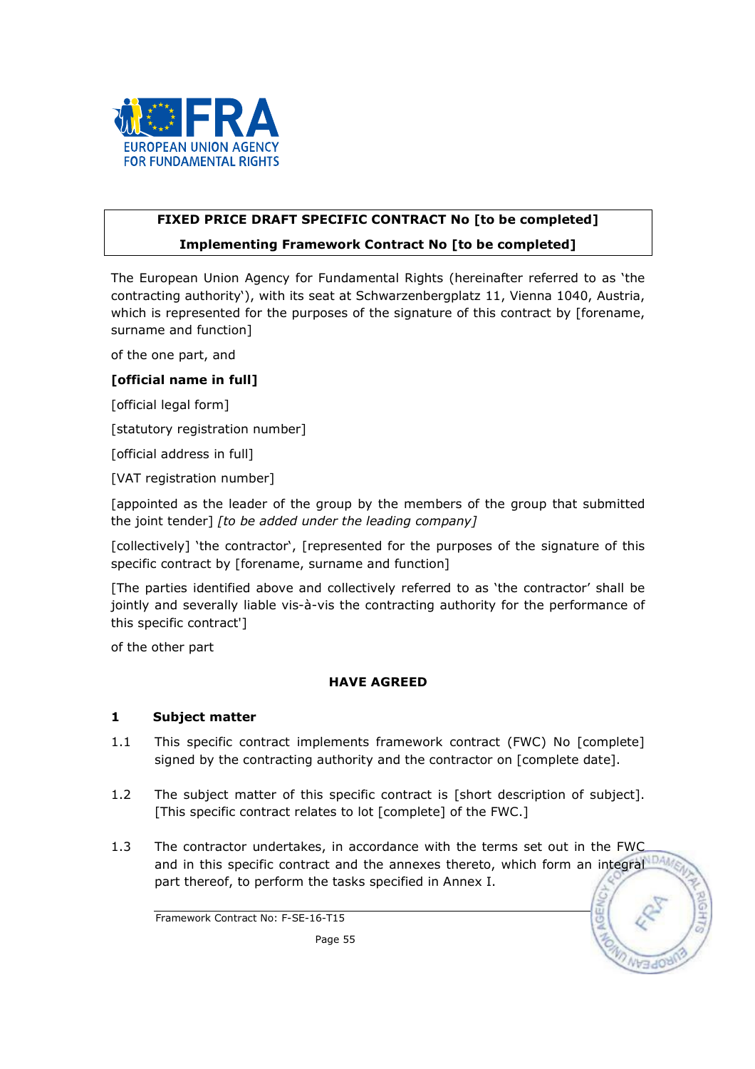**FIXED PRICE DRAFT SPECIFIC CONTRACT No [to be completed]**

**Implementing Framework Contract No [to be completed]**

The European Union Agency for Fundamental Rights (hereinafter referred to as 'the contracting authority'), with its seat at Schwarzenbergplatz 11, Vienna 1040, Austria, which is represented for the purposes of the signature of this contract by [forename, surname and function]

of the one part, and

**[official name in full]**

[official legal form]

[statutory registration number]

[official address in full]

[VAT registration number]

[appointed as the leader of the group by the members of the group that submitted the joint tender] *[to be added under the leading company]*

[collectively] 'the contractor', [represented for the purposes of the signature of this specific contract by [forename, surname and function]

[The parties identified above and collectively referred to as 'the contractor' shall be jointly and severally liable vis-à-vis the contracting authority for the performance of this specific contract']

of the other part

**HAVE AGREED**

## 1 Subject matter

1.1 This specific contract implements framework contract (FWC) No [complete] signed by the contracting authority and the contractor on [complete date].

1.2 The subject matter of this specific contract is [short description of subject]. [This specific contract relates to lot [complete] of the FWC.]

1.3 The contractor undertakes, in accordance with the terms set out in the FWC and in this specific contract and the annexes thereto, which form an integral part thereof, to perform the tasks specified in Annex I.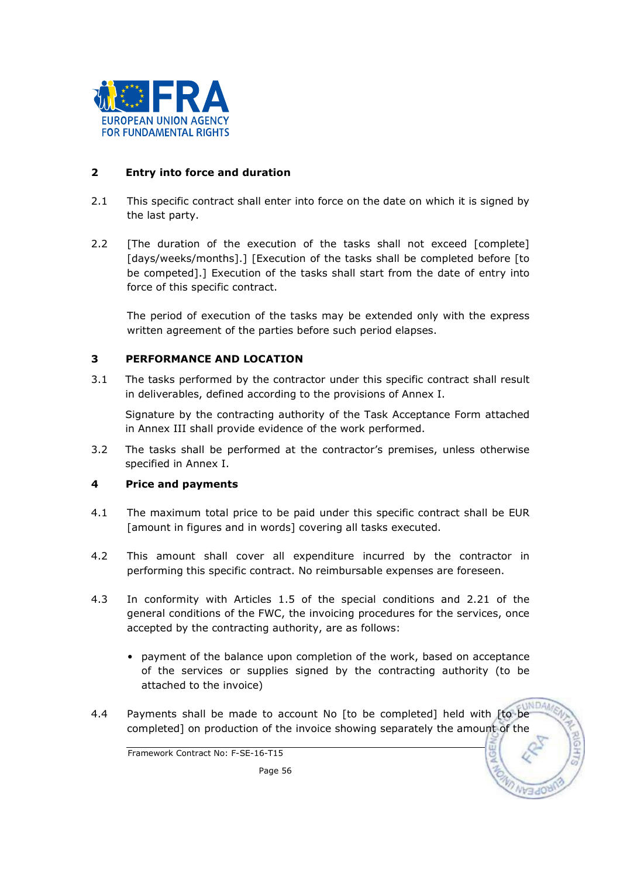## 2 Entry into force and duration

2.1 This specific contract shall enter into force on the date on which it is signed by the last party.

2.2 [The duration of the execution of the tasks shall not exceed [complete] [days/weeks/months].] [Execution of the tasks shall be completed before [to be competed].] Execution of the tasks shall start from the date of entry into force of this specific contract.

The period of execution of the tasks may be extended only with the express written agreement of the parties before such period elapses.

## 3 PERFORMANCE AND LOCATION

3.1 The tasks performed by the contractor under this specific contract shall result in deliverables, defined according to the provisions of Annex I.

Signature by the contracting authority of the Task Acceptance Form attached in Annex III shall provide evidence of the work performed.

3.2 The tasks shall be performed at the contractor's premises, unless otherwise specified in Annex I.

## 4 Price and payments

4.1 The maximum total price to be paid under this specific contract shall be EUR [amount in figures and in words] covering all tasks executed.

4.2 This amount shall cover all expenditure incurred by the contractor in performing this specific contract. No reimbursable expenses are foreseen.

4.3 In conformity with Articles 1.5 of the special conditions and 2.21 of the general conditions of the FWC, the invoicing procedures for the services, once accepted by the contracting authority, are as follows:

- payment of the balance upon completion of the work, based on acceptance of the services or supplies signed by the contracting authority (to be attached to the invoice)

4.4 Payments shall be made to account No [to be completed] held with [to be completed] on production of the invoice showing separately the amount of the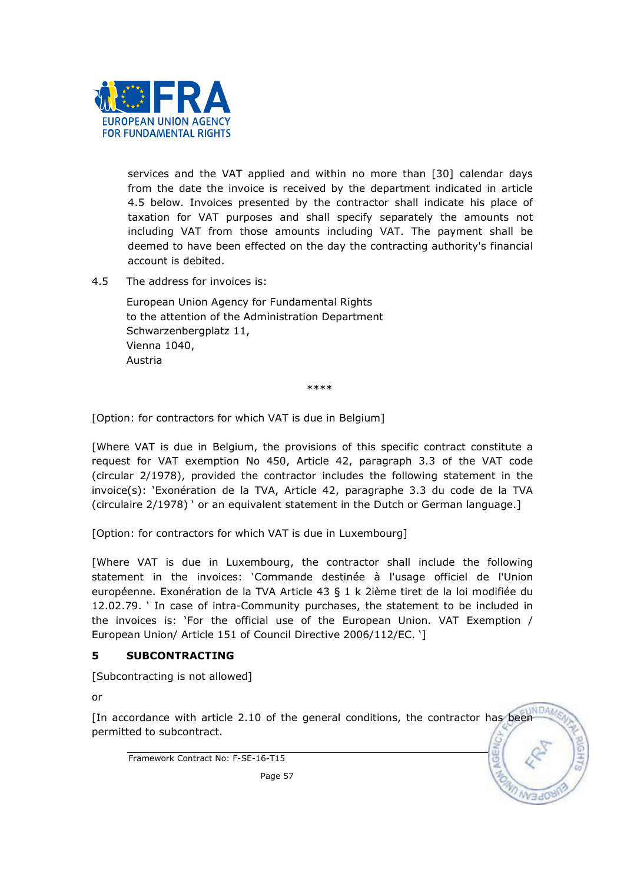services and the VAT applied and within no more than [30] calendar days from the date the invoice is received by the department indicated in article 4.5 below. Invoices presented by the contractor shall indicate his place of taxation for VAT purposes and shall specify separately the amounts not including VAT from those amounts including VAT. The payment shall be deemed to have been effected on the day the contracting authority's financial account is debited.

4.5 The address for invoices is:

European Union Agency for Fundamental Rights
to the attention of the Administration Department
Schwarzenbergplatz 11,
Vienna 1040,
Austria

****

[Option: for contractors for which VAT is due in Belgium]

[Where VAT is due in Belgium, the provisions of this specific contract constitute a request for VAT exemption No 450, Article 42, paragraph 3.3 of the VAT code (circular 2/1978), provided the contractor includes the following statement in the invoice(s): 'Exonération de la TVA, Article 42, paragraphe 3.3 du code de la TVA (circulaire 2/1978) ' or an equivalent statement in the Dutch or German language.]

[Option: for contractors for which VAT is due in Luxembourg]

[Where VAT is due in Luxembourg, the contractor shall include the following statement in the invoices: 'Commande destinée à l'usage officiel de l'Union européenne. Exonération de la TVA Article 43 § 1 k 2ième tiret de la loi modifiée du 12.02.79. ' In case of intra-Community purchases, the statement to be included in the invoices is: 'For the official use of the European Union. VAT Exemption / European Union/ Article 151 of Council Directive 2006/112/EC. ']

## 5 SUBCONTRACTING

[Subcontracting is not allowed]

or

[In accordance with article 2.10 of the general conditions, the contractor has been permitted to subcontract.

Framework Contract No: F-SE-16-T15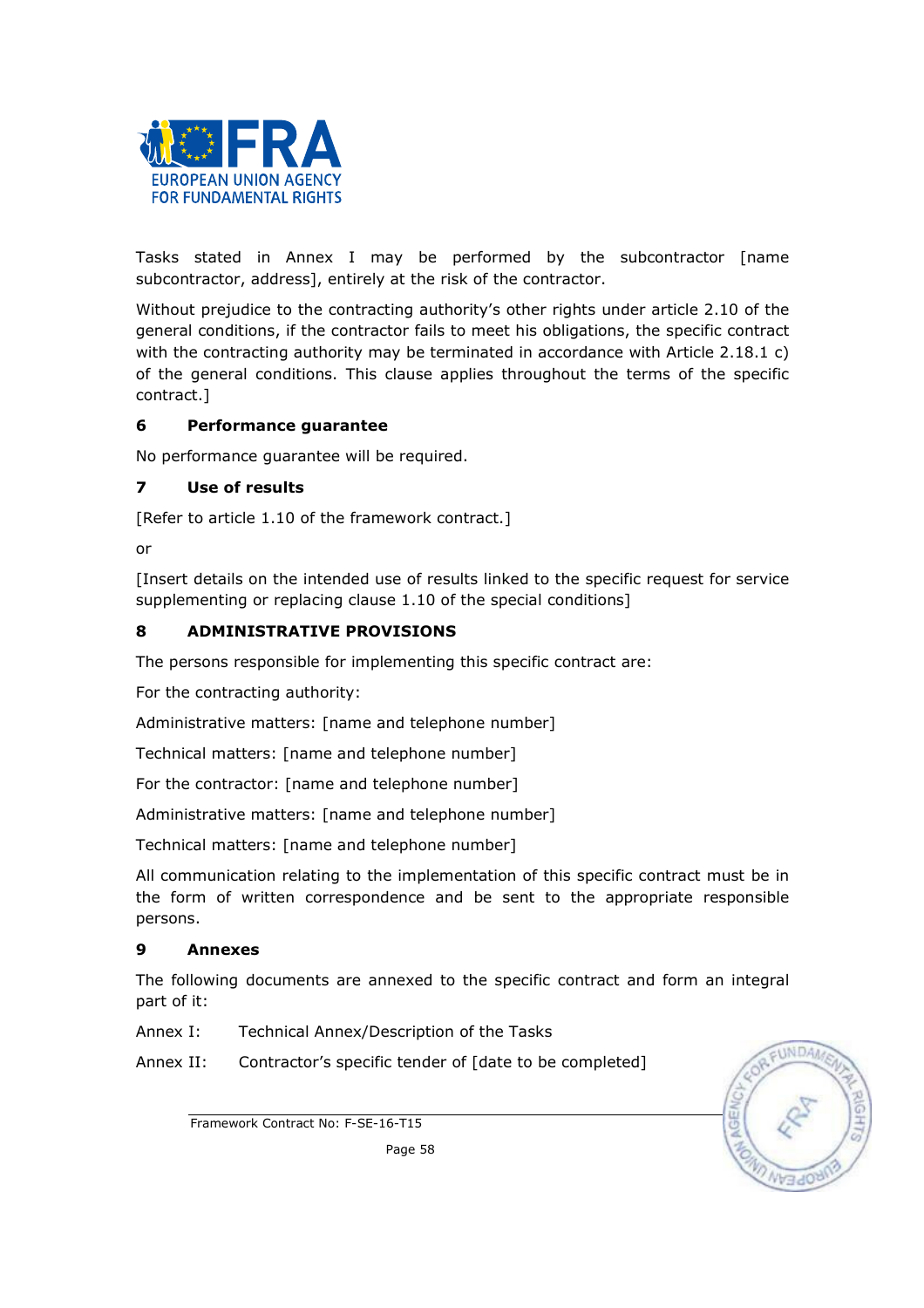Tasks stated in Annex I may be performed by the subcontractor [name subcontractor, address], entirely at the risk of the contractor.

Without prejudice to the contracting authority's other rights under article 2.10 of the general conditions, if the contractor fails to meet his obligations, the specific contract with the contracting authority may be terminated in accordance with Article 2.18.1 c) of the general conditions. This clause applies throughout the terms of the specific contract.]

## 6 Performance guarantee

No performance guarantee will be required.

## 7 Use of results

[Refer to article 1.10 of the framework contract.]

or

[Insert details on the intended use of results linked to the specific request for service supplementing or replacing clause 1.10 of the special conditions]

## 8 ADMINISTRATIVE PROVISIONS

The persons responsible for implementing this specific contract are:

For the contracting authority:

Administrative matters: [name and telephone number]

Technical matters: [name and telephone number]

For the contractor: [name and telephone number]

Administrative matters: [name and telephone number]

Technical matters: [name and telephone number]

All communication relating to the implementation of this specific contract must be in the form of written correspondence and be sent to the appropriate responsible persons.

## 9 Annexes

The following documents are annexed to the specific contract and form an integral part of it:

Annex I: Technical Annex/Description of the Tasks

Annex II: Contractor's specific tender of [date to be completed]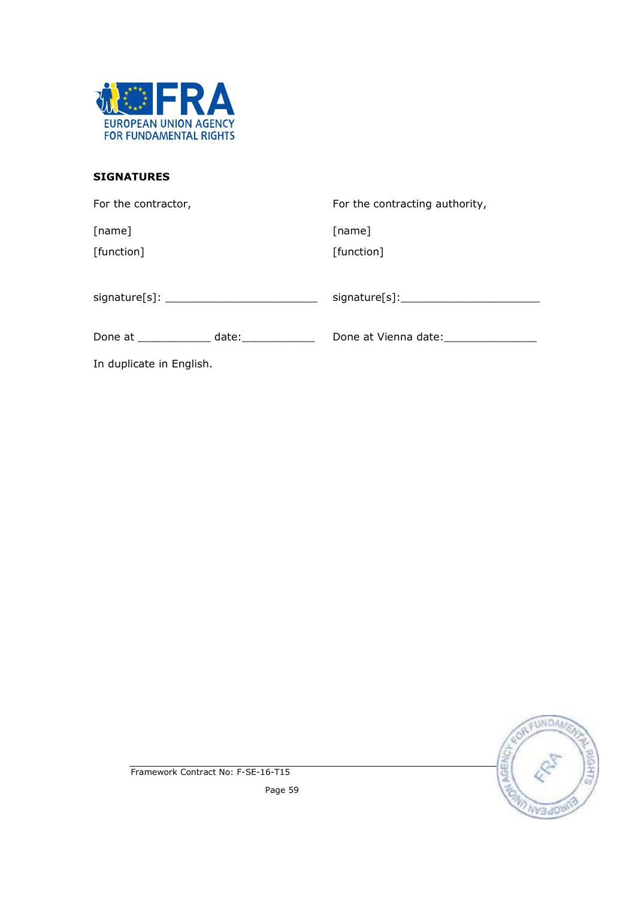**SIGNATURES**

| For the contractor, | For the contracting authority, |
| --- | --- |
| [name] | [name] |
| [function] | [function] |
| signature[s]: _______________________ | signature[s]:_____________________ |
| Done at ___________ date:___________ | Done at Vienna date:______________ |

In duplicate in English.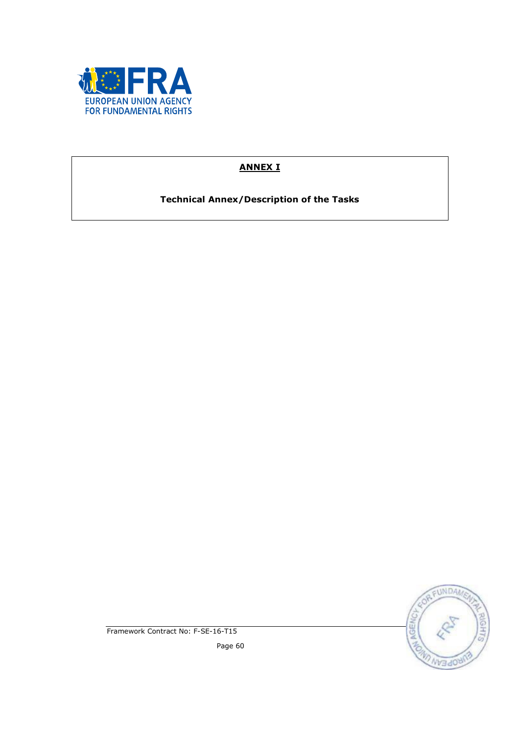**ANNEX I**

**Technical Annex/Description of the Tasks**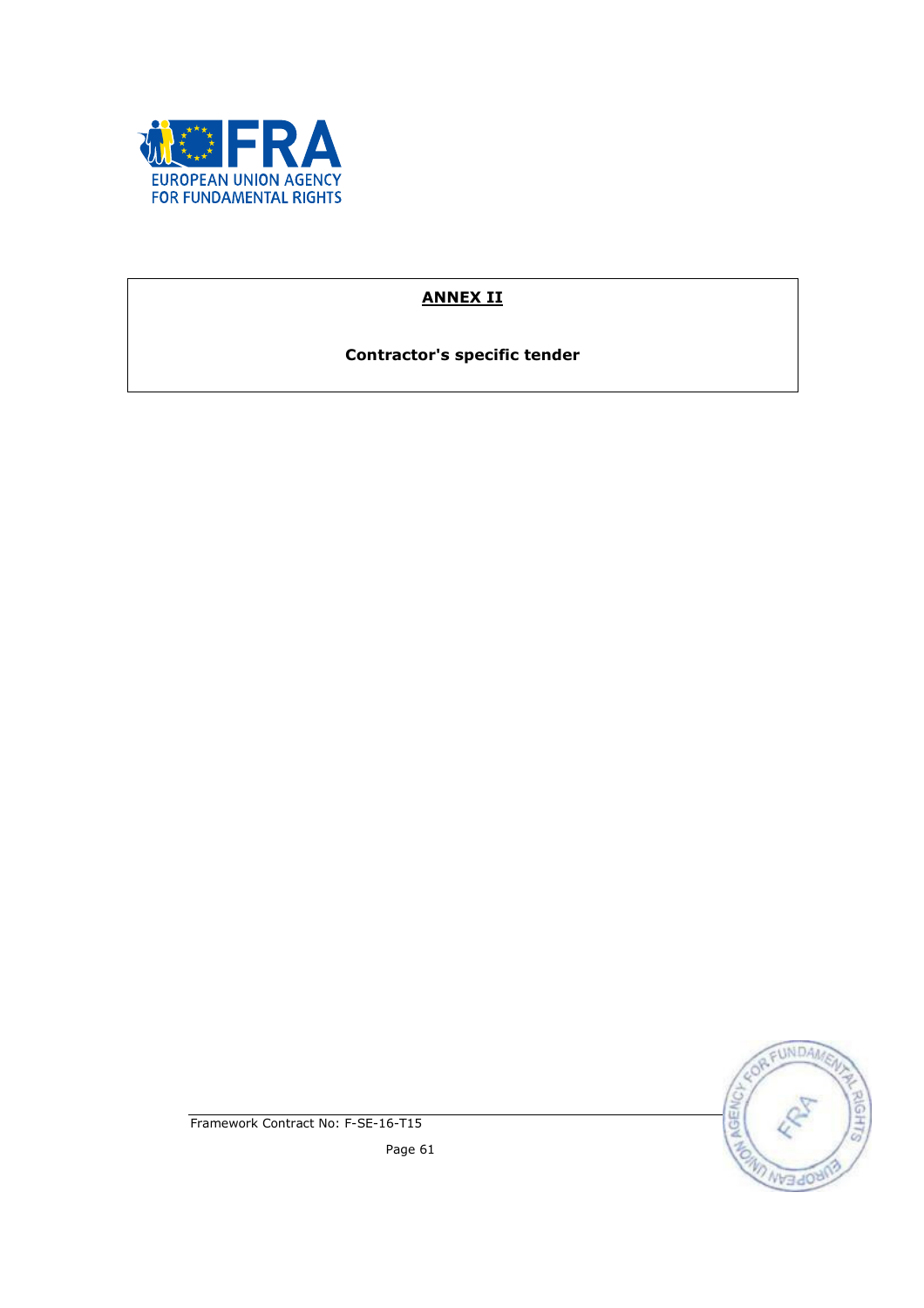**ANNEX II**

**Contractor's specific tender**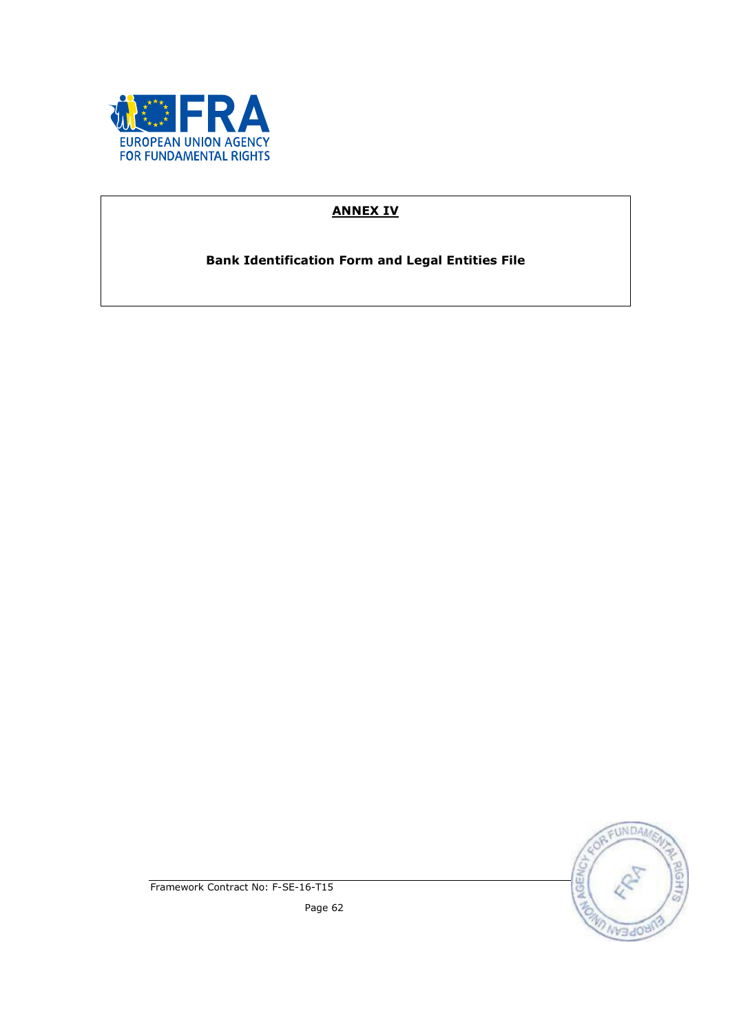# ANNEX IV

**Bank Identification Form and Legal Entities File**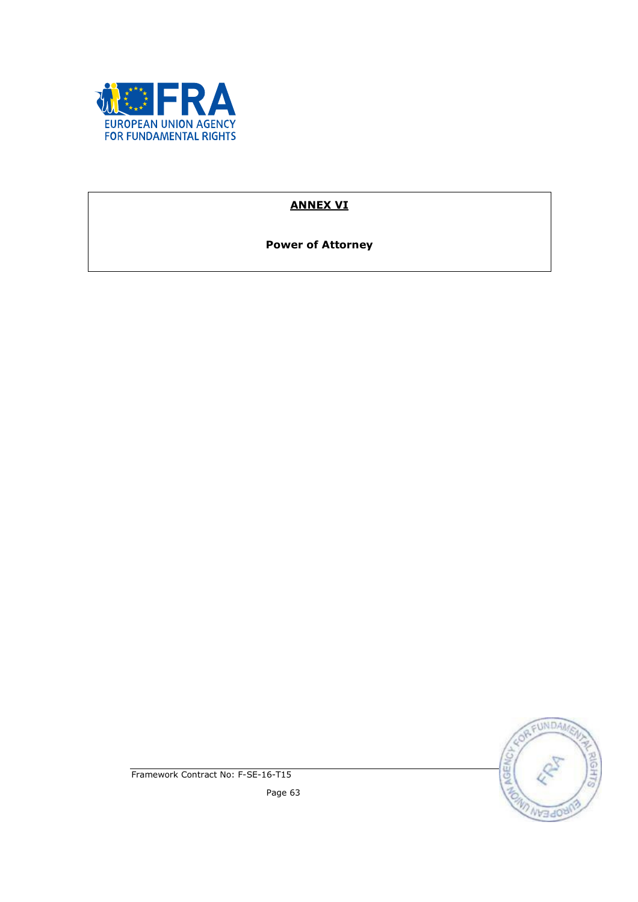## ANNEX VI

**Power of Attorney**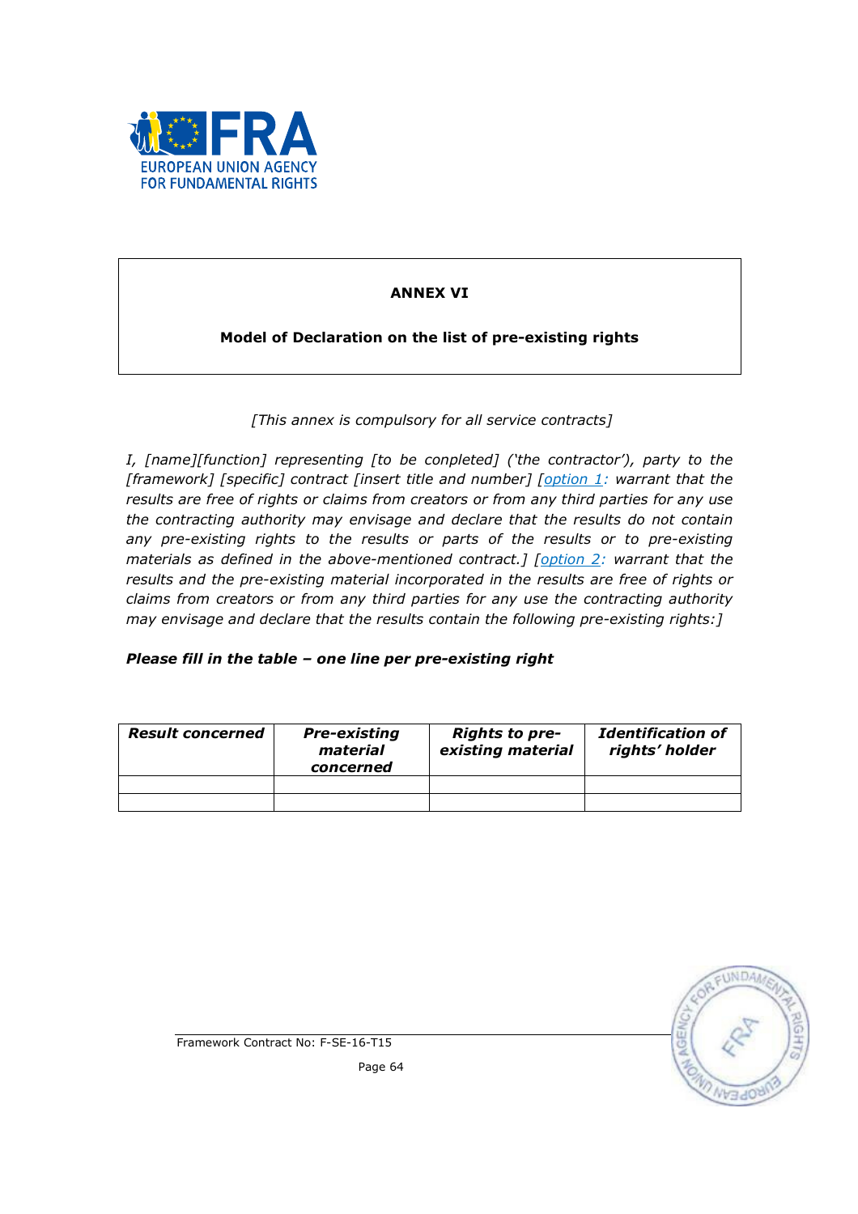**ANNEX VI**

**Model of Declaration on the list of pre-existing rights**

*[This annex is compulsory for all service contracts]*

*I, [name][function] representing [to be conpleted] ('the contractor'), party to the [framework] [specific] contract [insert title and number] [option 1: warrant that the results are free of rights or claims from creators or from any third parties for any use the contracting authority may envisage and declare that the results do not contain any pre-existing rights to the results or parts of the results or to pre-existing materials as defined in the above-mentioned contract.] [option 2: warrant that the results and the pre-existing material incorporated in the results are free of rights or claims from creators or from any third parties for any use the contracting authority may envisage and declare that the results contain the following pre-existing rights:]*

***Please fill in the table – one line per pre-existing right***

| ***Result concerned*** | ***Pre-existing material concerned*** | ***Rights to pre-existing material*** | ***Identification of rights' holder*** |
|---|---|---|---|
| | | | |
| | | | |

Framework Contract No: F-SE-16-T15